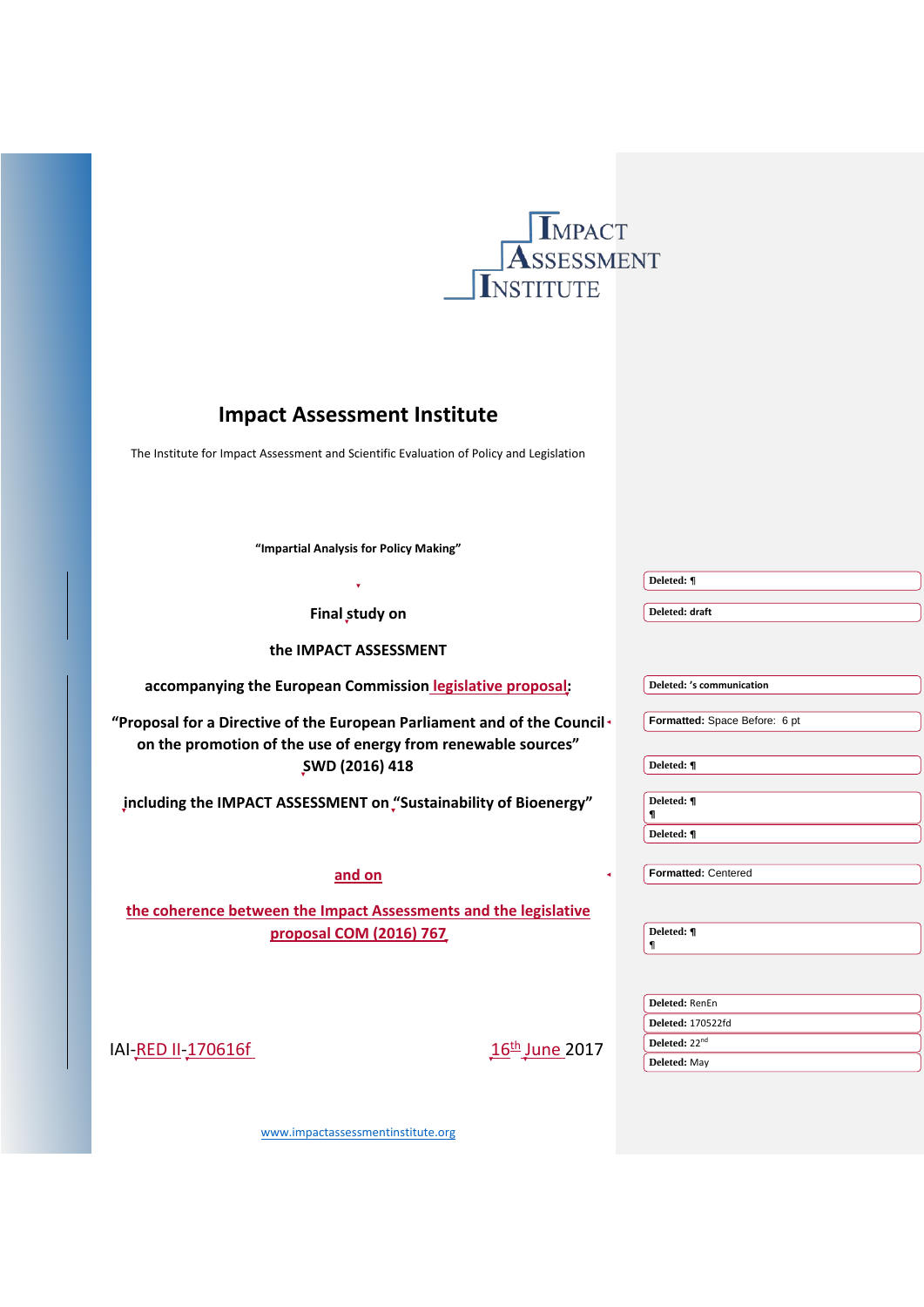IMPACT ASSESSMENT INSTITUTE

# Impact Assessment Institute

The Institute for Impact Assessment and Scientific Evaluation of Policy and Legislation

**"Impartial Analysis for Policy Making"**

**Final study on**

**the IMPACT ASSESSMENT**

**accompanying the European Commission legislative proposal:**

**"Proposal for a Directive of the European Parliament and of the Council on the promotion of the use of energy from renewable sources" SWD (2016) 418**

**including the IMPACT ASSESSMENT on "Sustainability of Bioenergy"**

**and on**

**the coherence between the Impact Assessments and the legislative proposal COM (2016) 767**

IAI-RED II-170616f

16th June 2017

www.impactassessmentinstitute.org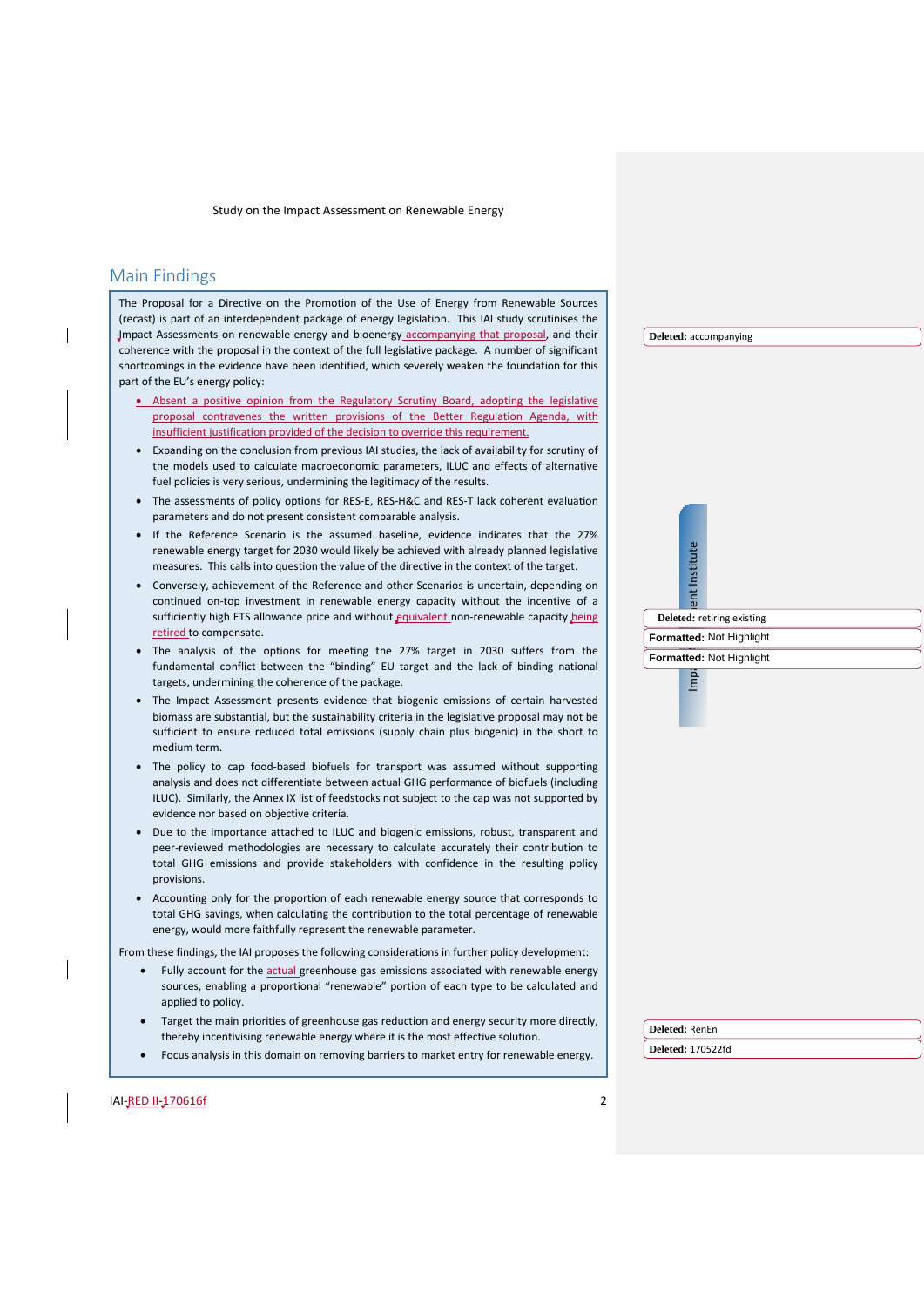## Main Findings

The Proposal for a Directive on the Promotion of the Use of Energy from Renewable Sources (recast) is part of an interdependent package of energy legislation. This IAI study scrutinises the Impact Assessments on renewable energy and bioenergy accompanying that proposal, and their coherence with the proposal in the context of the full legislative package. A number of significant shortcomings in the evidence have been identified, which severely weaken the foundation for this part of the EU's energy policy:

- Absent a positive opinion from the Regulatory Scrutiny Board, adopting the legislative proposal contravenes the written provisions of the Better Regulation Agenda, with insufficient justification provided of the decision to override this requirement.
- Expanding on the conclusion from previous IAI studies, the lack of availability for scrutiny of the models used to calculate macroeconomic parameters, ILUC and effects of alternative fuel policies is very serious, undermining the legitimacy of the results.
- The assessments of policy options for RES-E, RES-H&C and RES-T lack coherent evaluation parameters and do not present consistent comparable analysis.
- If the Reference Scenario is the assumed baseline, evidence indicates that the 27% renewable energy target for 2030 would likely be achieved with already planned legislative measures. This calls into question the value of the directive in the context of the target.
- Conversely, achievement of the Reference and other Scenarios is uncertain, depending on continued on-top investment in renewable energy capacity without the incentive of a sufficiently high ETS allowance price and without equivalent non-renewable capacity being retired to compensate.
- The analysis of the options for meeting the 27% target in 2030 suffers from the fundamental conflict between the "binding" EU target and the lack of binding national targets, undermining the coherence of the package.
- The Impact Assessment presents evidence that biogenic emissions of certain harvested biomass are substantial, but the sustainability criteria in the legislative proposal may not be sufficient to ensure reduced total emissions (supply chain plus biogenic) in the short to medium term.
- The policy to cap food-based biofuels for transport was assumed without supporting analysis and does not differentiate between actual GHG performance of biofuels (including ILUC). Similarly, the Annex IX list of feedstocks not subject to the cap was not supported by evidence nor based on objective criteria.
- Due to the importance attached to ILUC and biogenic emissions, robust, transparent and peer-reviewed methodologies are necessary to calculate accurately their contribution to total GHG emissions and provide stakeholders with confidence in the resulting policy provisions.
- Accounting only for the proportion of each renewable energy source that corresponds to total GHG savings, when calculating the contribution to the total percentage of renewable energy, would more faithfully represent the renewable parameter.

From these findings, the IAI proposes the following considerations in further policy development:

- Fully account for the actual greenhouse gas emissions associated with renewable energy sources, enabling a proportional "renewable" portion of each type to be calculated and applied to policy.
- Target the main priorities of greenhouse gas reduction and energy security more directly, thereby incentivising renewable energy where it is the most effective solution.
- Focus analysis in this domain on removing barriers to market entry for renewable energy.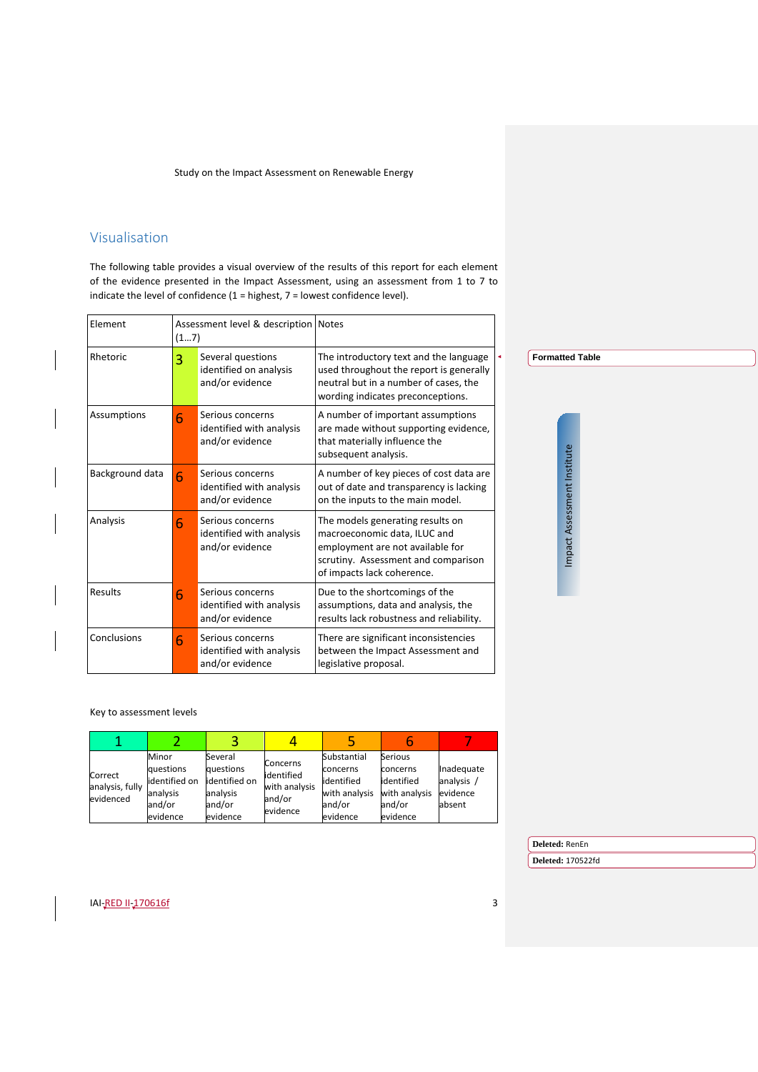## Visualisation

The following table provides a visual overview of the results of this report for each element of the evidence presented in the Impact Assessment, using an assessment from 1 to 7 to indicate the level of confidence (1 = highest, 7 = lowest confidence level).

| Element | Assessment level & description (1…7) | | Notes |
|---|---|---|---|
| Rhetoric | 3 | Several questions identified on analysis and/or evidence | The introductory text and the language used throughout the report is generally neutral but in a number of cases, the wording indicates preconceptions. |
| Assumptions | 6 | Serious concerns identified with analysis and/or evidence | A number of important assumptions are made without supporting evidence, that materially influence the subsequent analysis. |
| Background data | 6 | Serious concerns identified with analysis and/or evidence | A number of key pieces of cost data are out of date and transparency is lacking on the inputs to the main model. |
| Analysis | 6 | Serious concerns identified with analysis and/or evidence | The models generating results on macroeconomic data, ILUC and employment are not available for scrutiny. Assessment and comparison of impacts lack coherence. |
| Results | 6 | Serious concerns identified with analysis and/or evidence | Due to the shortcomings of the assumptions, data and analysis, the results lack robustness and reliability. |
| Conclusions | 6 | Serious concerns identified with analysis and/or evidence | There are significant inconsistencies between the Impact Assessment and legislative proposal. |

Key to assessment levels

| 1 | 2 | 3 | 4 | 5 | 6 | 7 |
|---|---|---|---|---|---|---|
| Correct analysis, fully evidenced | Minor questions identified on analysis and/or evidence | Several questions identified on analysis and/or evidence | Concerns identified with analysis and/or evidence | Substantial concerns identified with analysis and/or evidence | Serious concerns identified with analysis and/or evidence | Inadequate analysis / evidence absent |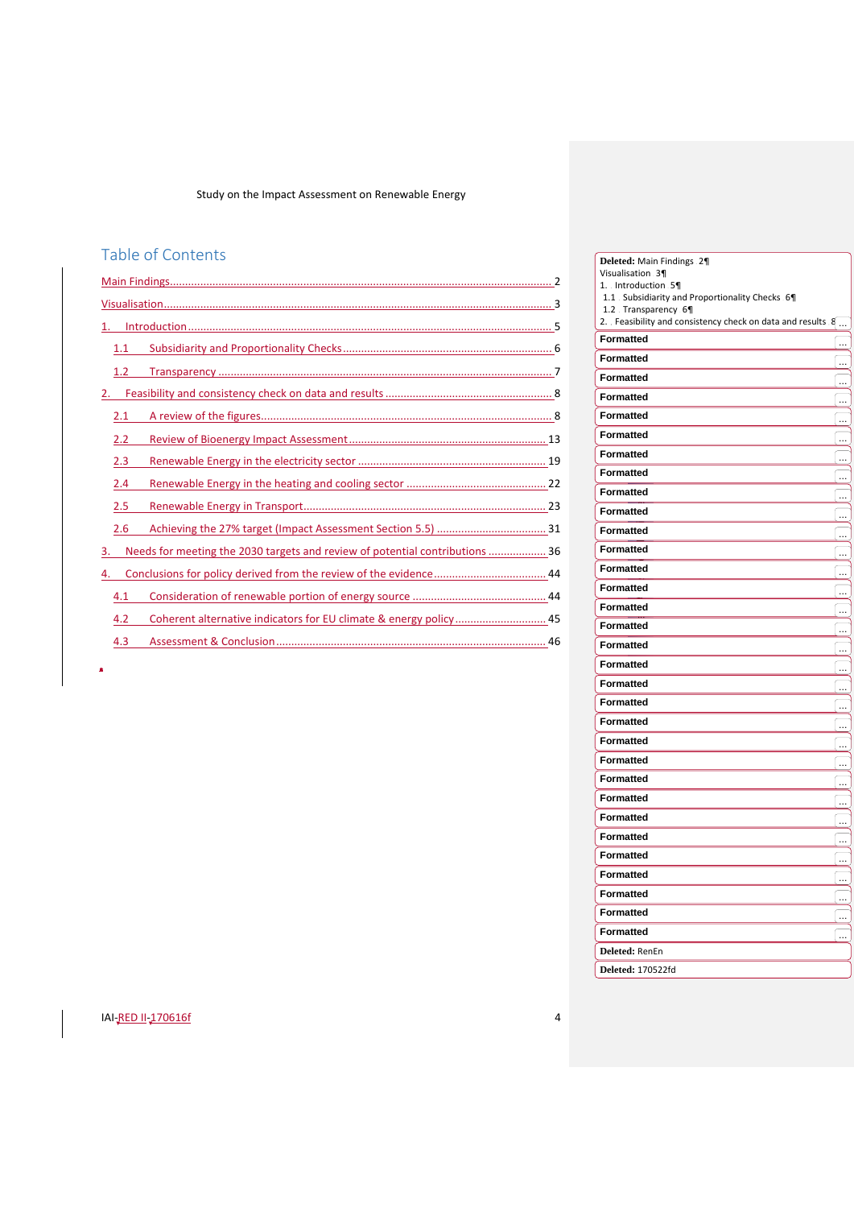## Table of Contents

Main Findings ........ 2

Visualisation ........ 3

1. Introduction ........ 5
   - 1.1 Subsidiarity and Proportionality Checks ........ 6
   - 1.2 Transparency ........ 7
2. Feasibility and consistency check on data and results ........ 8
   - 2.1 A review of the figures ........ 8
   - 2.2 Review of Bioenergy Impact Assessment ........ 13
   - 2.3 Renewable Energy in the electricity sector ........ 19
   - 2.4 Renewable Energy in the heating and cooling sector ........ 22
   - 2.5 Renewable Energy in Transport ........ 23
   - 2.6 Achieving the 27% target (Impact Assessment Section 5.5) ........ 31
3. Needs for meeting the 2030 targets and review of potential contributions ........ 36
4. Conclusions for policy derived from the review of the evidence ........ 44
   - 4.1 Consideration of renewable portion of energy source ........ 44
   - 4.2 Coherent alternative indicators for EU climate & energy policy ........ 45
   - 4.3 Assessment & Conclusion ........ 46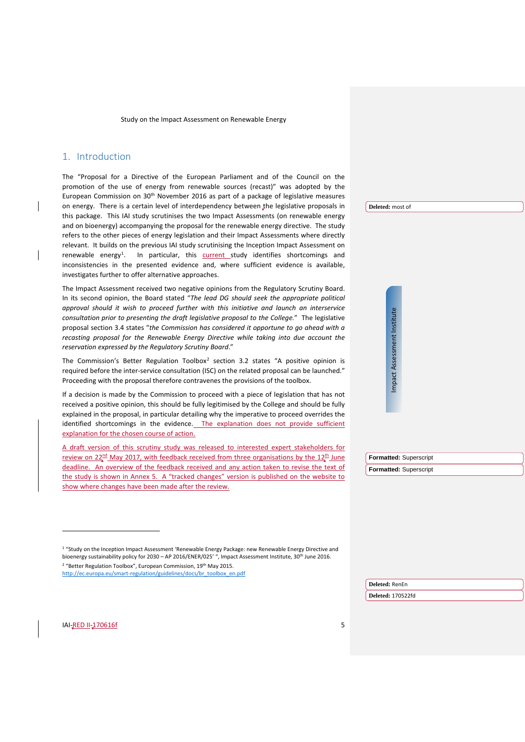## 1. Introduction

The "Proposal for a Directive of the European Parliament and of the Council on the promotion of the use of energy from renewable sources (recast)" was adopted by the European Commission on 30th November 2016 as part of a package of legislative measures on energy. There is a certain level of interdependency between the legislative proposals in this package. This IAI study scrutinises the two Impact Assessments (on renewable energy and on bioenergy) accompanying the proposal for the renewable energy directive. The study refers to the other pieces of energy legislation and their Impact Assessments where directly relevant. It builds on the previous IAI study scrutinising the Inception Impact Assessment on renewable energy[1]. In particular, this current study identifies shortcomings and inconsistencies in the presented evidence and, where sufficient evidence is available, investigates further to offer alternative approaches.

The Impact Assessment received two negative opinions from the Regulatory Scrutiny Board. In its second opinion, the Board stated "*The lead DG should seek the appropriate political approval should it wish to proceed further with this initiative and launch an interservice consultation prior to presenting the draft legislative proposal to the College.*" The legislative proposal section 3.4 states "*the Commission has considered it opportune to go ahead with a recasting proposal for the Renewable Energy Directive while taking into due account the reservation expressed by the Regulatory Scrutiny Board.*"

The Commission's Better Regulation Toolbox[2] section 3.2 states "A positive opinion is required before the inter-service consultation (ISC) on the related proposal can be launched." Proceeding with the proposal therefore contravenes the provisions of the toolbox.

If a decision is made by the Commission to proceed with a piece of legislation that has not received a positive opinion, this should be fully legitimised by the College and should be fully explained in the proposal, in particular detailing why the imperative to proceed overrides the identified shortcomings in the evidence. The explanation does not provide sufficient explanation for the chosen course of action.

A draft version of this scrutiny study was released to interested expert stakeholders for review on 22nd May 2017, with feedback received from three organisations by the 12th June deadline. An overview of the feedback received and any action taken to revise the text of the study is shown in Annex 5. A "tracked changes" version is published on the website to show where changes have been made after the review.

---

[1] "Study on the Inception Impact Assessment 'Renewable Energy Package: new Renewable Energy Directive and bioenergy sustainability policy for 2030 – AP 2016/ENER/025' ", Impact Assessment Institute, 30th June 2016.

[2] "Better Regulation Toolbox", European Commission, 19th May 2015. http://ec.europa.eu/smart-regulation/guidelines/docs/br_toolbox_en.pdf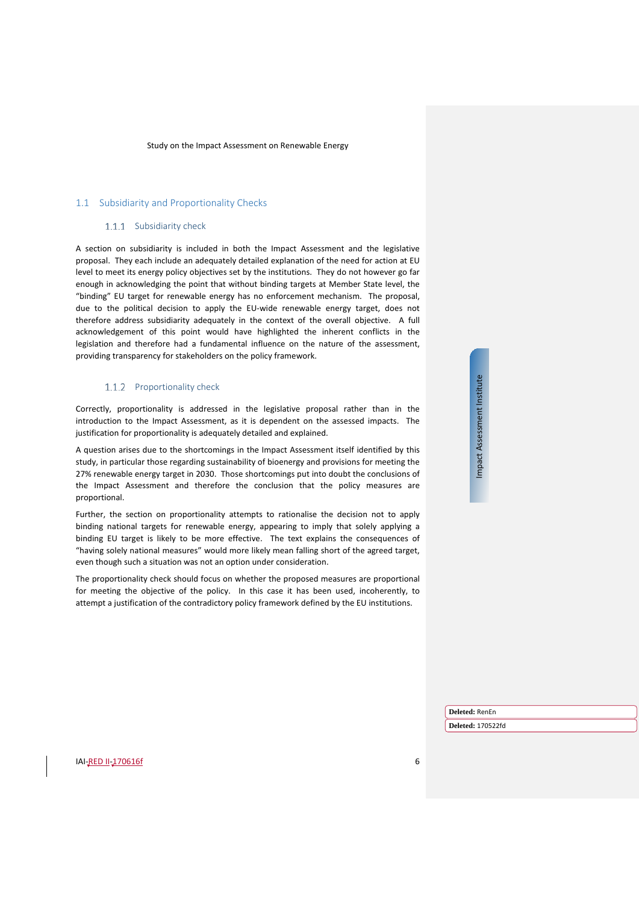## 1.1 Subsidiarity and Proportionality Checks

### 1.1.1 Subsidiarity check

A section on subsidiarity is included in both the Impact Assessment and the legislative proposal. They each include an adequately detailed explanation of the need for action at EU level to meet its energy policy objectives set by the institutions. They do not however go far enough in acknowledging the point that without binding targets at Member State level, the "binding" EU target for renewable energy has no enforcement mechanism. The proposal, due to the political decision to apply the EU-wide renewable energy target, does not therefore address subsidiarity adequately in the context of the overall objective. A full acknowledgement of this point would have highlighted the inherent conflicts in the legislation and therefore had a fundamental influence on the nature of the assessment, providing transparency for stakeholders on the policy framework.

### 1.1.2 Proportionality check

Correctly, proportionality is addressed in the legislative proposal rather than in the introduction to the Impact Assessment, as it is dependent on the assessed impacts. The justification for proportionality is adequately detailed and explained.

A question arises due to the shortcomings in the Impact Assessment itself identified by this study, in particular those regarding sustainability of bioenergy and provisions for meeting the 27% renewable energy target in 2030. Those shortcomings put into doubt the conclusions of the Impact Assessment and therefore the conclusion that the policy measures are proportional.

Further, the section on proportionality attempts to rationalise the decision not to apply binding national targets for renewable energy, appearing to imply that solely applying a binding EU target is likely to be more effective. The text explains the consequences of "having solely national measures" would more likely mean falling short of the agreed target, even though such a situation was not an option under consideration.

The proportionality check should focus on whether the proposed measures are proportional for meeting the objective of the policy. In this case it has been used, incoherently, to attempt a justification of the contradictory policy framework defined by the EU institutions.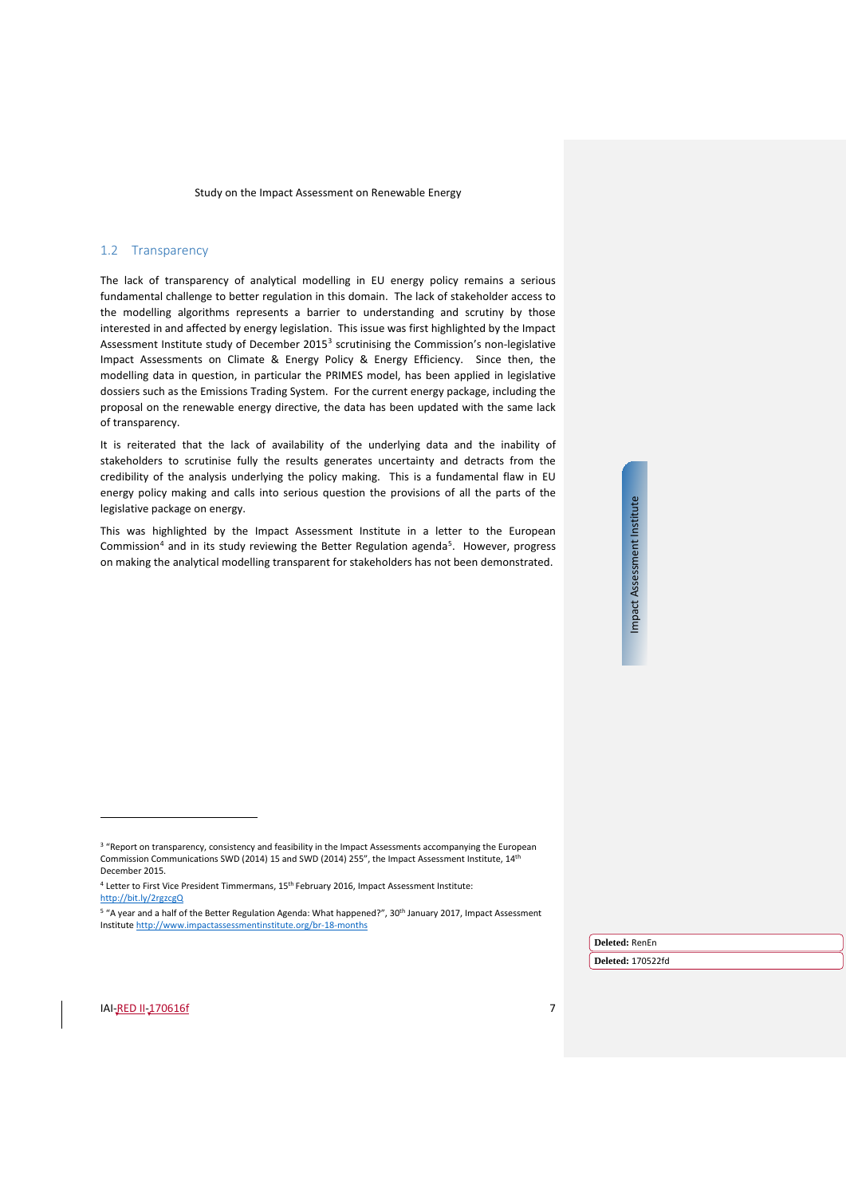## 1.2 Transparency

The lack of transparency of analytical modelling in EU energy policy remains a serious fundamental challenge to better regulation in this domain. The lack of stakeholder access to the modelling algorithms represents a barrier to understanding and scrutiny by those interested in and affected by energy legislation. This issue was first highlighted by the Impact Assessment Institute study of December 2015[3] scrutinising the Commission's non-legislative Impact Assessments on Climate & Energy Policy & Energy Efficiency. Since then, the modelling data in question, in particular the PRIMES model, has been applied in legislative dossiers such as the Emissions Trading System. For the current energy package, including the proposal on the renewable energy directive, the data has been updated with the same lack of transparency.

It is reiterated that the lack of availability of the underlying data and the inability of stakeholders to scrutinise fully the results generates uncertainty and detracts from the credibility of the analysis underlying the policy making. This is a fundamental flaw in EU energy policy making and calls into serious question the provisions of all the parts of the legislative package on energy.

This was highlighted by the Impact Assessment Institute in a letter to the European Commission[4] and in its study reviewing the Better Regulation agenda[5]. However, progress on making the analytical modelling transparent for stakeholders has not been demonstrated.

---

[3] "Report on transparency, consistency and feasibility in the Impact Assessments accompanying the European Commission Communications SWD (2014) 15 and SWD (2014) 255", the Impact Assessment Institute, 14th December 2015.

[4] Letter to First Vice President Timmermans, 15th February 2016, Impact Assessment Institute: http://bit.ly/2rgzcgQ

[5] "A year and a half of the Better Regulation Agenda: What happened?", 30th January 2017, Impact Assessment Institute http://www.impactassessmentinstitute.org/br-18-months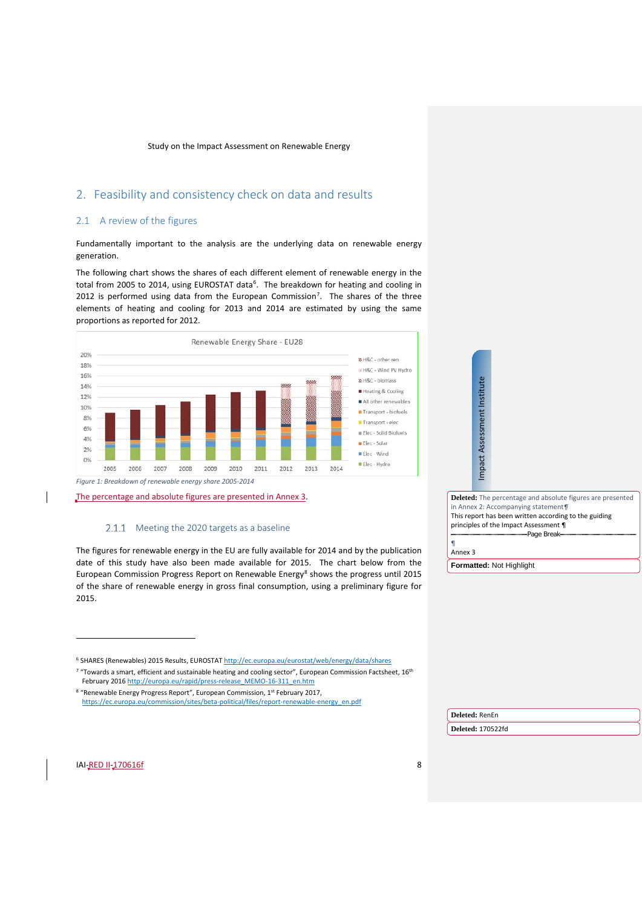## 2. Feasibility and consistency check on data and results

### 2.1 A review of the figures

Fundamentally important to the analysis are the underlying data on renewable energy generation.

The following chart shows the shares of each different element of renewable energy in the total from 2005 to 2014, using EUROSTAT data[6]. The breakdown for heating and cooling in 2012 is performed using data from the European Commission[7]. The shares of the three elements of heating and cooling for 2013 and 2014 are estimated by using the same proportions as reported for 2012.

*Figure 1: Breakdown of renewable energy share 2005-2014*

The percentage and absolute figures are presented in Annex 3.

#### 2.1.1 Meeting the 2020 targets as a baseline

The figures for renewable energy in the EU are fully available for 2014 and by the publication date of this study have also been made available for 2015. The chart below from the European Commission Progress Report on Renewable Energy[8] shows the progress until 2015 of the share of renewable energy in gross final consumption, using a preliminary figure for 2015.

---

[6] SHARES (Renewables) 2015 Results, EUROSTAT http://ec.europa.eu/eurostat/web/energy/data/shares

[7] "Towards a smart, efficient and sustainable heating and cooling sector", European Commission Factsheet, 16th February 2016 http://europa.eu/rapid/press-release_MEMO-16-311_en.htm

[8] "Renewable Energy Progress Report", European Commission, 1st February 2017, https://ec.europa.eu/commission/sites/beta-political/files/report-renewable-energy_en.pdf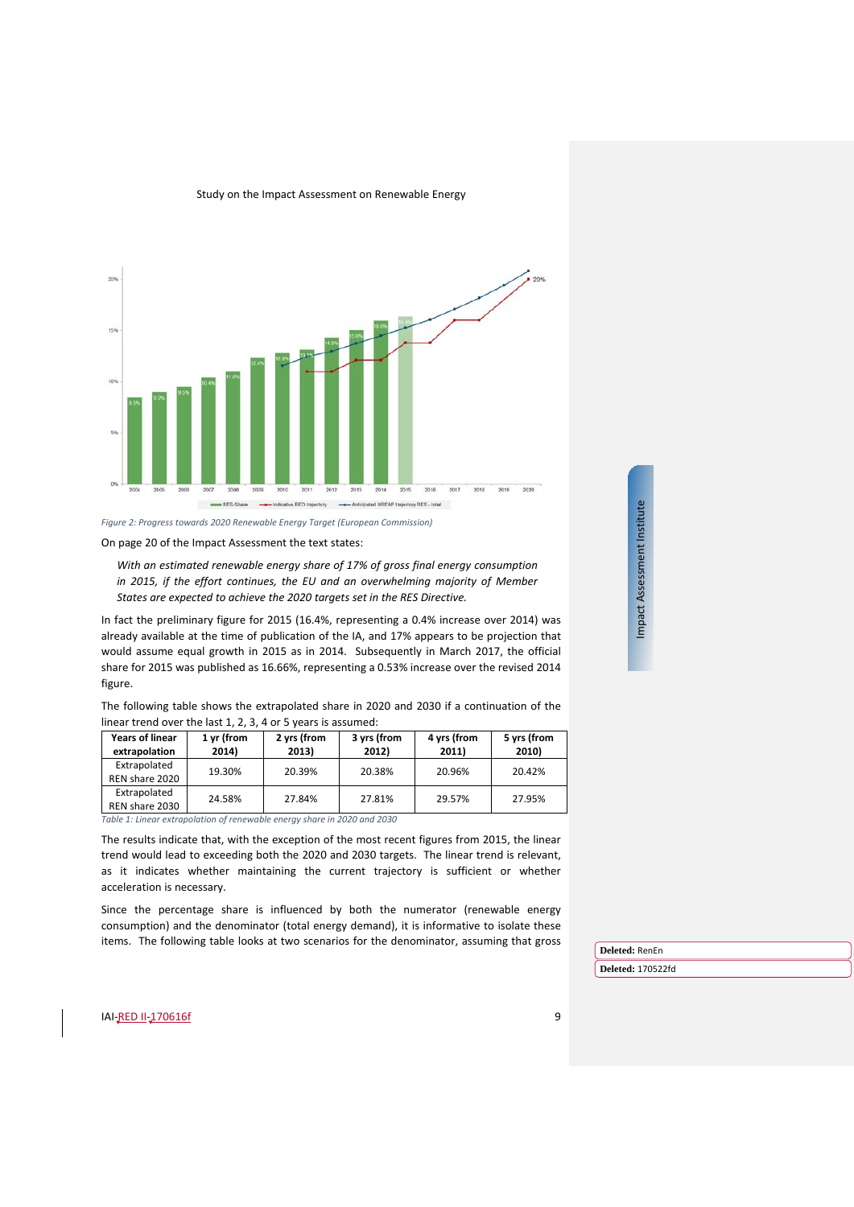Figure 2: Progress towards 2020 Renewable Energy Target (European Commission)

On page 20 of the Impact Assessment the text states:

> *With an estimated renewable energy share of 17% of gross final energy consumption in 2015, if the effort continues, the EU and an overwhelming majority of Member States are expected to achieve the 2020 targets set in the RES Directive.*

In fact the preliminary figure for 2015 (16.4%, representing a 0.4% increase over 2014) was already available at the time of publication of the IA, and 17% appears to be projection that would assume equal growth in 2015 as in 2014. Subsequently in March 2017, the official share for 2015 was published as 16.66%, representing a 0.53% increase over the revised 2014 figure.

The following table shows the extrapolated share in 2020 and 2030 if a continuation of the linear trend over the last 1, 2, 3, 4 or 5 years is assumed:

| Years of linear extrapolation | 1 yr (from 2014) | 2 yrs (from 2013) | 3 yrs (from 2012) | 4 yrs (from 2011) | 5 yrs (from 2010) |
|---|---|---|---|---|---|
| Extrapolated REN share 2020 | 19.30% | 20.39% | 20.38% | 20.96% | 20.42% |
| Extrapolated REN share 2030 | 24.58% | 27.84% | 27.81% | 29.57% | 27.95% |

Table 1: Linear extrapolation of renewable energy share in 2020 and 2030

The results indicate that, with the exception of the most recent figures from 2015, the linear trend would lead to exceeding both the 2020 and 2030 targets. The linear trend is relevant, as it indicates whether maintaining the current trajectory is sufficient or whether acceleration is necessary.

Since the percentage share is influenced by both the numerator (renewable energy consumption) and the denominator (total energy demand), it is informative to isolate these items. The following table looks at two scenarios for the denominator, assuming that gross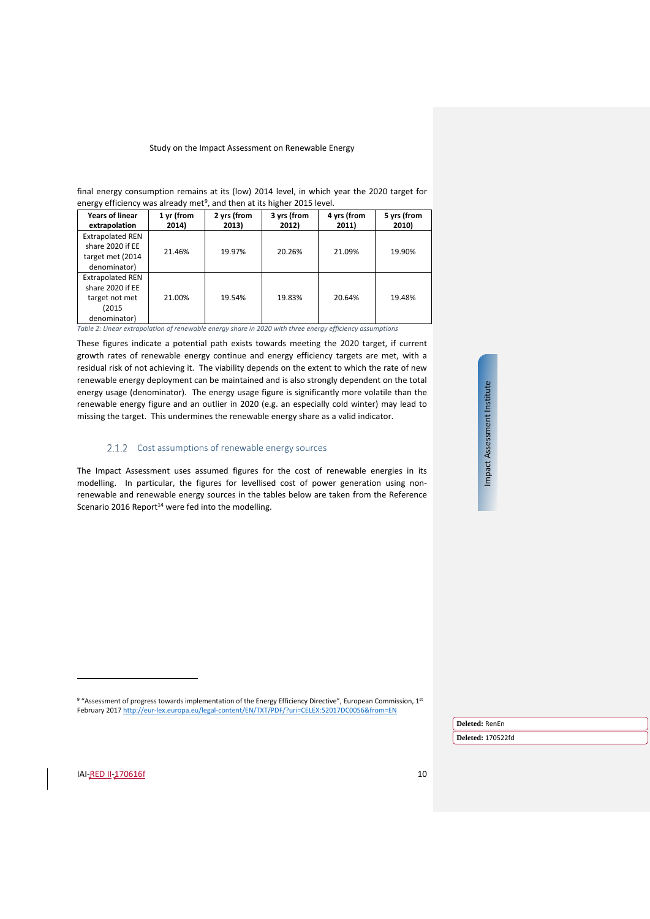final energy consumption remains at its (low) 2014 level, in which year the 2020 target for energy efficiency was already met[9], and then at its higher 2015 level.

| Years of linear extrapolation | 1 yr (from 2014) | 2 yrs (from 2013) | 3 yrs (from 2012) | 4 yrs (from 2011) | 5 yrs (from 2010) |
|---|---|---|---|---|---|
| Extrapolated REN share 2020 if EE target met (2014 denominator) | 21.46% | 19.97% | 20.26% | 21.09% | 19.90% |
| Extrapolated REN share 2020 if EE target not met (2015 denominator) | 21.00% | 19.54% | 19.83% | 20.64% | 19.48% |

*Table 2: Linear extrapolation of renewable energy share in 2020 with three energy efficiency assumptions*

These figures indicate a potential path exists towards meeting the 2020 target, if current growth rates of renewable energy continue and energy efficiency targets are met, with a residual risk of not achieving it. The viability depends on the extent to which the rate of new renewable energy deployment can be maintained and is also strongly dependent on the total energy usage (denominator). The energy usage figure is significantly more volatile than the renewable energy figure and an outlier in 2020 (e.g. an especially cold winter) may lead to missing the target. This undermines the renewable energy share as a valid indicator.

### 2.1.2 Cost assumptions of renewable energy sources

The Impact Assessment uses assumed figures for the cost of renewable energies in its modelling. In particular, the figures for levellised cost of power generation using non-renewable and renewable energy sources in the tables below are taken from the Reference Scenario 2016 Report[14] were fed into the modelling.

[9] "Assessment of progress towards implementation of the Energy Efficiency Directive", European Commission, 1st February 2017 http://eur-lex.europa.eu/legal-content/EN/TXT/PDF/?uri=CELEX:52017DC0056&from=EN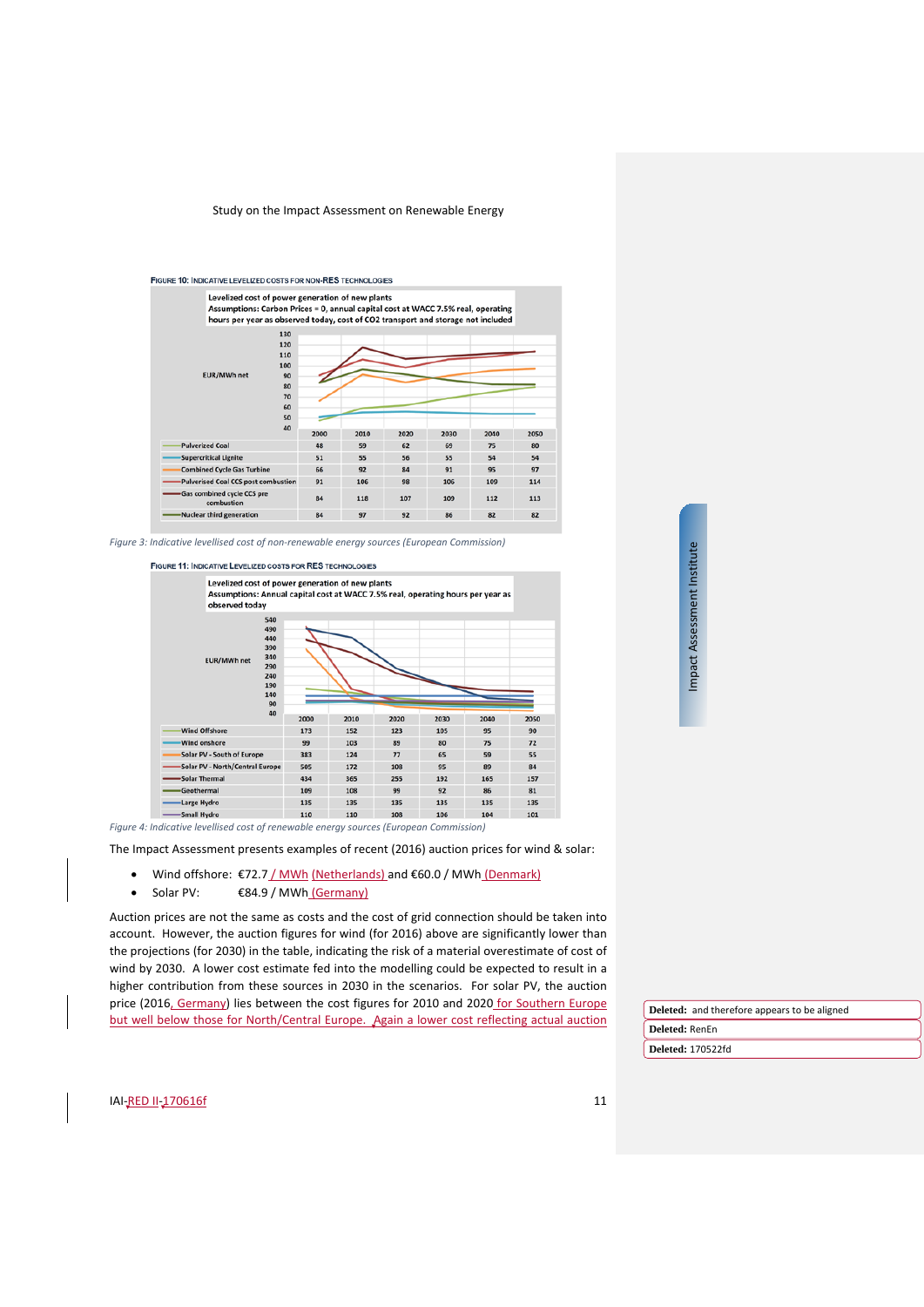FIGURE 10: INDICATIVE LEVELIZED COSTS FOR NON-RES TECHNOLOGIES

Levelized cost of power generation of new plants
Assumptions: Carbon Prices = 0, annual capital cost at WACC 7.5% real, operating hours per year as observed today, cost of CO2 transport and storage not included

EUR/MWh net

| | 2000 | 2010 | 2020 | 2030 | 2040 | 2050 |
|---|---|---|---|---|---|---|
| Pulverized Coal | 48 | 59 | 62 | 69 | 75 | 80 |
| Supercritical Lignite | 51 | 55 | 56 | 55 | 54 | 54 |
| Combined Cycle Gas Turbine | 66 | 92 | 84 | 91 | 95 | 97 |
| Pulverised Coal CCS post combustion | 91 | 106 | 98 | 106 | 109 | 114 |
| Gas combined cycle CCS pre combustion | 84 | 118 | 107 | 109 | 112 | 113 |
| Nuclear third generation | 84 | 97 | 92 | 86 | 82 | 82 |

*Figure 3: Indicative levellised cost of non-renewable energy sources (European Commission)*

FIGURE 11: INDICATIVE LEVELIZED COSTS FOR RES TECHNOLOGIES

Levelized cost of power generation of new plants
Assumptions: Annual capital cost at WACC 7.5% real, operating hours per year as observed today

EUR/MWh net

| | 2000 | 2010 | 2020 | 2030 | 2040 | 2050 |
|---|---|---|---|---|---|---|
| Wind Offshore | 173 | 152 | 123 | 105 | 95 | 90 |
| Wind onshore | 99 | 103 | 89 | 80 | 75 | 72 |
| Solar PV - South of Europe | 383 | 124 | 77 | 65 | 59 | 55 |
| Solar PV - North/Central Europe | 505 | 172 | 108 | 95 | 89 | 84 |
| Solar Thermal | 434 | 365 | 255 | 192 | 165 | 157 |
| Geothermal | 109 | 108 | 99 | 92 | 86 | 81 |
| Large Hydro | 135 | 135 | 135 | 135 | 135 | 135 |
| Small Hydro | 110 | 110 | 108 | 106 | 104 | 101 |

*Figure 4: Indicative levellised cost of renewable energy sources (European Commission)*

The Impact Assessment presents examples of recent (2016) auction prices for wind & solar:

- Wind offshore: €72.7 / MWh (Netherlands) and €60.0 / MWh (Denmark)
- Solar PV: €84.9 / MWh (Germany)

Auction prices are not the same as costs and the cost of grid connection should be taken into account. However, the auction figures for wind (for 2016) above are significantly lower than the projections (for 2030) in the table, indicating the risk of a material overestimate of cost of wind by 2030. A lower cost estimate fed into the modelling could be expected to result in a higher contribution from these sources in 2030 in the scenarios. For solar PV, the auction price (2016, Germany) lies between the cost figures for 2010 and 2020 for Southern Europe but well below those for North/Central Europe. Again a lower cost reflecting actual auction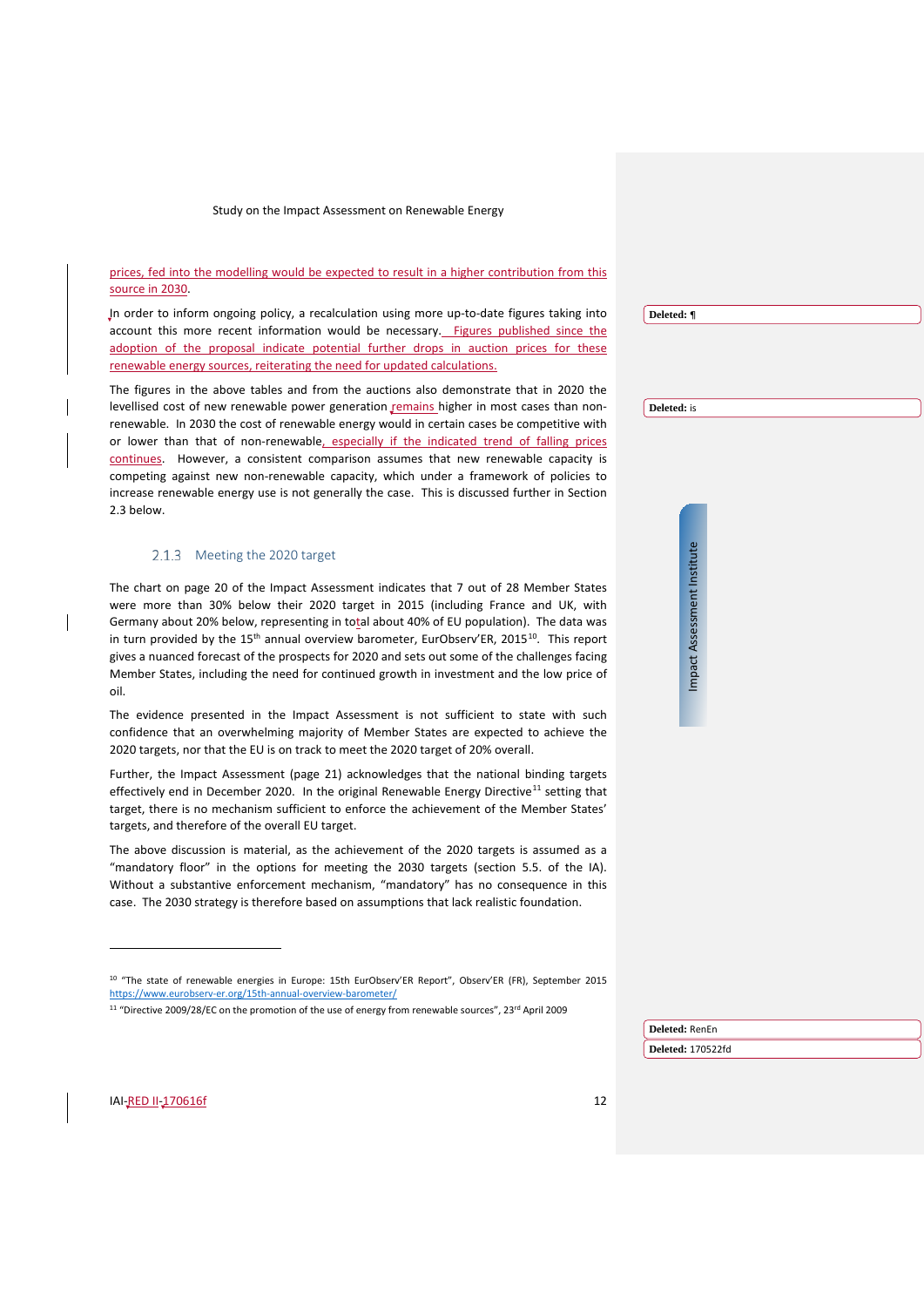prices, fed into the modelling would be expected to result in a higher contribution from this source in 2030.

In order to inform ongoing policy, a recalculation using more up-to-date figures taking into account this more recent information would be necessary. Figures published since the adoption of the proposal indicate potential further drops in auction prices for these renewable energy sources, reiterating the need for updated calculations.

The figures in the above tables and from the auctions also demonstrate that in 2020 the levellised cost of new renewable power generation remains higher in most cases than non-renewable. In 2030 the cost of renewable energy would in certain cases be competitive with or lower than that of non-renewable, especially if the indicated trend of falling prices continues. However, a consistent comparison assumes that new renewable capacity is competing against new non-renewable capacity, which under a framework of policies to increase renewable energy use is not generally the case. This is discussed further in Section 2.3 below.

### 2.1.3 Meeting the 2020 target

The chart on page 20 of the Impact Assessment indicates that 7 out of 28 Member States were more than 30% below their 2020 target in 2015 (including France and UK, with Germany about 20% below, representing in total about 40% of EU population). The data was in turn provided by the 15th annual overview barometer, EurObserv'ER, 2015[10]. This report gives a nuanced forecast of the prospects for 2020 and sets out some of the challenges facing Member States, including the need for continued growth in investment and the low price of oil.

The evidence presented in the Impact Assessment is not sufficient to state with such confidence that an overwhelming majority of Member States are expected to achieve the 2020 targets, nor that the EU is on track to meet the 2020 target of 20% overall.

Further, the Impact Assessment (page 21) acknowledges that the national binding targets effectively end in December 2020. In the original Renewable Energy Directive[11] setting that target, there is no mechanism sufficient to enforce the achievement of the Member States' targets, and therefore of the overall EU target.

The above discussion is material, as the achievement of the 2020 targets is assumed as a "mandatory floor" in the options for meeting the 2030 targets (section 5.5. of the IA). Without a substantive enforcement mechanism, "mandatory" has no consequence in this case. The 2030 strategy is therefore based on assumptions that lack realistic foundation.

---

[10] "The state of renewable energies in Europe: 15th EurObserv'ER Report", Observ'ER (FR), September 2015 https://www.eurobserv-er.org/15th-annual-overview-barometer/

[11] "Directive 2009/28/EC on the promotion of the use of energy from renewable sources", 23rd April 2009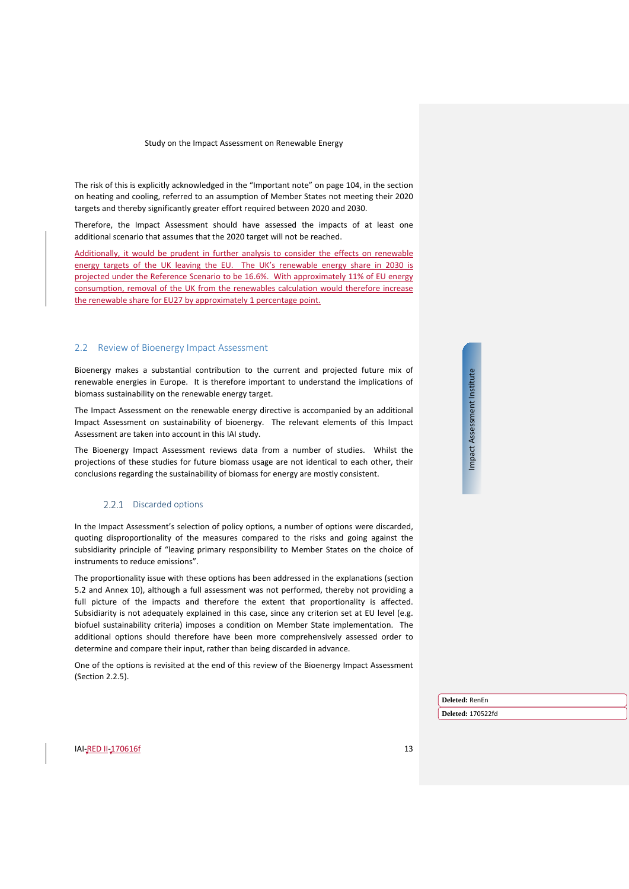The risk of this is explicitly acknowledged in the "Important note" on page 104, in the section on heating and cooling, referred to an assumption of Member States not meeting their 2020 targets and thereby significantly greater effort required between 2020 and 2030.

Therefore, the Impact Assessment should have assessed the impacts of at least one additional scenario that assumes that the 2020 target will not be reached.

Additionally, it would be prudent in further analysis to consider the effects on renewable energy targets of the UK leaving the EU. The UK's renewable energy share in 2030 is projected under the Reference Scenario to be 16.6%. With approximately 11% of EU energy consumption, removal of the UK from the renewables calculation would therefore increase the renewable share for EU27 by approximately 1 percentage point.

## 2.2 Review of Bioenergy Impact Assessment

Bioenergy makes a substantial contribution to the current and projected future mix of renewable energies in Europe. It is therefore important to understand the implications of biomass sustainability on the renewable energy target.

The Impact Assessment on the renewable energy directive is accompanied by an additional Impact Assessment on sustainability of bioenergy. The relevant elements of this Impact Assessment are taken into account in this IAI study.

The Bioenergy Impact Assessment reviews data from a number of studies. Whilst the projections of these studies for future biomass usage are not identical to each other, their conclusions regarding the sustainability of biomass for energy are mostly consistent.

### 2.2.1 Discarded options

In the Impact Assessment's selection of policy options, a number of options were discarded, quoting disproportionality of the measures compared to the risks and going against the subsidiarity principle of "leaving primary responsibility to Member States on the choice of instruments to reduce emissions".

The proportionality issue with these options has been addressed in the explanations (section 5.2 and Annex 10), although a full assessment was not performed, thereby not providing a full picture of the impacts and therefore the extent that proportionality is affected. Subsidiarity is not adequately explained in this case, since any criterion set at EU level (e.g. biofuel sustainability criteria) imposes a condition on Member State implementation. The additional options should therefore have been more comprehensively assessed order to determine and compare their input, rather than being discarded in advance.

One of the options is revisited at the end of this review of the Bioenergy Impact Assessment (Section 2.2.5).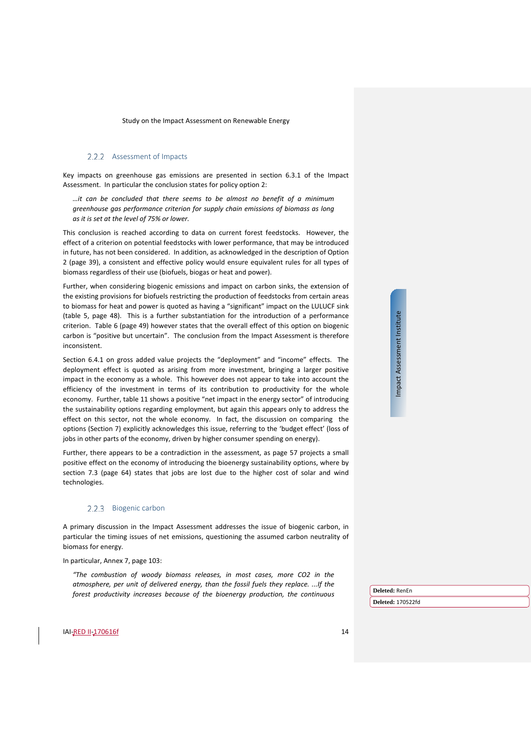### 2.2.2 Assessment of Impacts

Key impacts on greenhouse gas emissions are presented in section 6.3.1 of the Impact Assessment. In particular the conclusion states for policy option 2:

> *…it can be concluded that there seems to be almost no benefit of a minimum greenhouse gas performance criterion for supply chain emissions of biomass as long as it is set at the level of 75% or lower.*

This conclusion is reached according to data on current forest feedstocks. However, the effect of a criterion on potential feedstocks with lower performance, that may be introduced in future, has not been considered. In addition, as acknowledged in the description of Option 2 (page 39), a consistent and effective policy would ensure equivalent rules for all types of biomass regardless of their use (biofuels, biogas or heat and power).

Further, when considering biogenic emissions and impact on carbon sinks, the extension of the existing provisions for biofuels restricting the production of feedstocks from certain areas to biomass for heat and power is quoted as having a "significant" impact on the LULUCF sink (table 5, page 48). This is a further substantiation for the introduction of a performance criterion. Table 6 (page 49) however states that the overall effect of this option on biogenic carbon is "positive but uncertain". The conclusion from the Impact Assessment is therefore inconsistent.

Section 6.4.1 on gross added value projects the "deployment" and "income" effects. The deployment effect is quoted as arising from more investment, bringing a larger positive impact in the economy as a whole. This however does not appear to take into account the efficiency of the investment in terms of its contribution to productivity for the whole economy. Further, table 11 shows a positive "net impact in the energy sector" of introducing the sustainability options regarding employment, but again this appears only to address the effect on this sector, not the whole economy. In fact, the discussion on comparing the options (Section 7) explicitly acknowledges this issue, referring to the 'budget effect' (loss of jobs in other parts of the economy, driven by higher consumer spending on energy).

Further, there appears to be a contradiction in the assessment, as page 57 projects a small positive effect on the economy of introducing the bioenergy sustainability options, where by section 7.3 (page 64) states that jobs are lost due to the higher cost of solar and wind technologies.

### 2.2.3 Biogenic carbon

A primary discussion in the Impact Assessment addresses the issue of biogenic carbon, in particular the timing issues of net emissions, questioning the assumed carbon neutrality of biomass for energy.

In particular, Annex 7, page 103:

> *"The combustion of woody biomass releases, in most cases, more CO2 in the atmosphere, per unit of delivered energy, than the fossil fuels they replace. …If the forest productivity increases because of the bioenergy production, the continuous*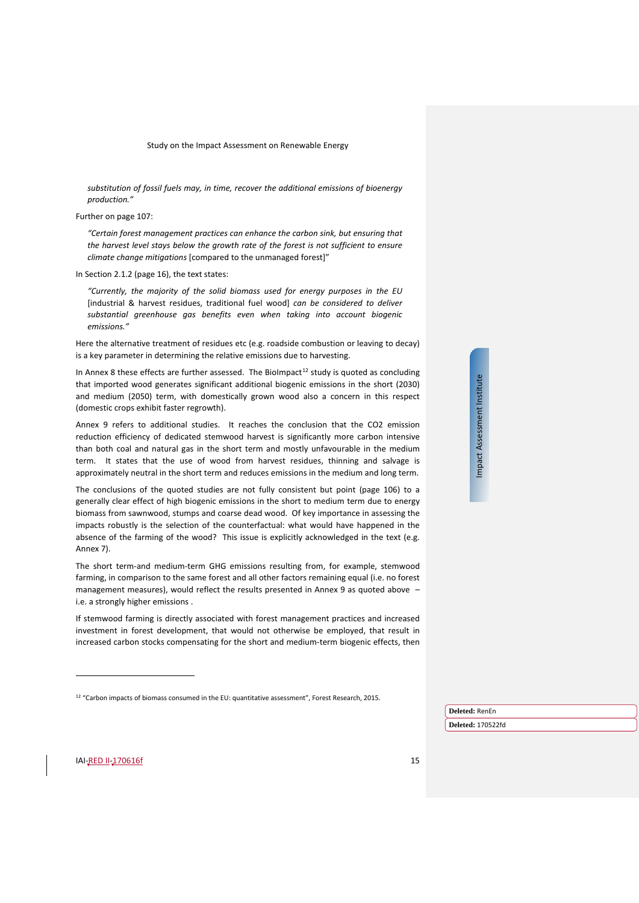*substitution of fossil fuels may, in time, recover the additional emissions of bioenergy production."*

Further on page 107:

> *"Certain forest management practices can enhance the carbon sink, but ensuring that the harvest level stays below the growth rate of the forest is not sufficient to ensure climate change mitigations* [compared to the unmanaged forest]"

In Section 2.1.2 (page 16), the text states:

> *"Currently, the majority of the solid biomass used for energy purposes in the EU* [industrial & harvest residues, traditional fuel wood] *can be considered to deliver substantial greenhouse gas benefits even when taking into account biogenic emissions."*

Here the alternative treatment of residues etc (e.g. roadside combustion or leaving to decay) is a key parameter in determining the relative emissions due to harvesting.

In Annex 8 these effects are further assessed. The BioImpact[12] study is quoted as concluding that imported wood generates significant additional biogenic emissions in the short (2030) and medium (2050) term, with domestically grown wood also a concern in this respect (domestic crops exhibit faster regrowth).

Annex 9 refers to additional studies. It reaches the conclusion that the CO2 emission reduction efficiency of dedicated stemwood harvest is significantly more carbon intensive than both coal and natural gas in the short term and mostly unfavourable in the medium term. It states that the use of wood from harvest residues, thinning and salvage is approximately neutral in the short term and reduces emissions in the medium and long term.

The conclusions of the quoted studies are not fully consistent but point (page 106) to a generally clear effect of high biogenic emissions in the short to medium term due to energy biomass from sawnwood, stumps and coarse dead wood. Of key importance in assessing the impacts robustly is the selection of the counterfactual: what would have happened in the absence of the farming of the wood? This issue is explicitly acknowledged in the text (e.g. Annex 7).

The short term-and medium-term GHG emissions resulting from, for example, stemwood farming, in comparison to the same forest and all other factors remaining equal (i.e. no forest management measures), would reflect the results presented in Annex 9 as quoted above – i.e. a strongly higher emissions .

If stemwood farming is directly associated with forest management practices and increased investment in forest development, that would not otherwise be employed, that result in increased carbon stocks compensating for the short and medium-term biogenic effects, then

[12] "Carbon impacts of biomass consumed in the EU: quantitative assessment", Forest Research, 2015.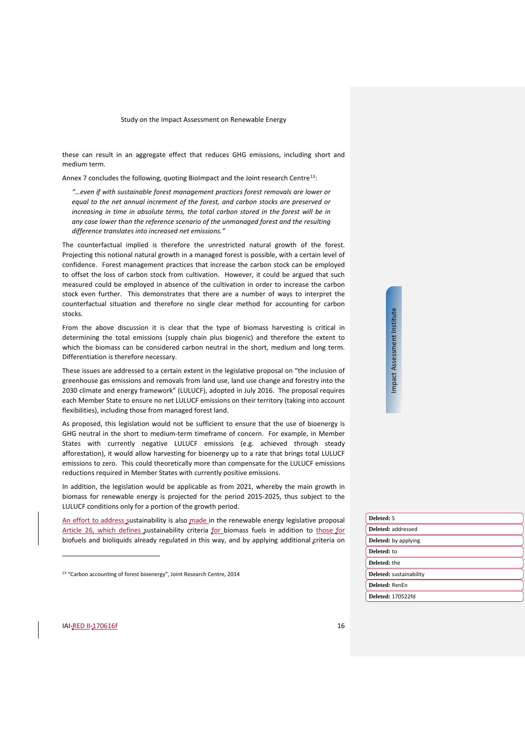these can result in an aggregate effect that reduces GHG emissions, including short and medium term.

Annex 7 concludes the following, quoting BioImpact and the Joint research Centre[13]:

> *"…even if with sustainable forest management practices forest removals are lower or equal to the net annual increment of the forest, and carbon stocks are preserved or increasing in time in absolute terms, the total carbon stored in the forest will be in any case lower than the reference scenario of the unmanaged forest and the resulting difference translates into increased net emissions."*

The counterfactual implied is therefore the unrestricted natural growth of the forest. Projecting this notional natural growth in a managed forest is possible, with a certain level of confidence. Forest management practices that increase the carbon stock can be employed to offset the loss of carbon stock from cultivation. However, it could be argued that such measured could be employed in absence of the cultivation in order to increase the carbon stock even further. This demonstrates that there are a number of ways to interpret the counterfactual situation and therefore no single clear method for accounting for carbon stocks.

From the above discussion it is clear that the type of biomass harvesting is critical in determining the total emissions (supply chain plus biogenic) and therefore the extent to which the biomass can be considered carbon neutral in the short, medium and long term. Differentiation is therefore necessary.

These issues are addressed to a certain extent in the legislative proposal on "the inclusion of greenhouse gas emissions and removals from land use, land use change and forestry into the 2030 climate and energy framework" (LULUCF), adopted in July 2016. The proposal requires each Member State to ensure no net LULUCF emissions on their territory (taking into account flexibilities), including those from managed forest land.

As proposed, this legislation would not be sufficient to ensure that the use of bioenergy is GHG neutral in the short to medium-term timeframe of concern. For example, in Member States with currently negative LULUCF emissions (e.g. achieved through steady afforestation), it would allow harvesting for bioenergy up to a rate that brings total LULUCF emissions to zero. This could theoretically more than compensate for the LULUCF emissions reductions required in Member States with currently positive emissions.

In addition, the legislation would be applicable as from 2021, whereby the main growth in biomass for renewable energy is projected for the period 2015-2025, thus subject to the LULUCF conditions only for a portion of the growth period.

An effort to address sustainability is also made in the renewable energy legislative proposal Article 26, which defines sustainability criteria for biomass fuels in addition to those for biofuels and bioliquids already regulated in this way, and by applying additional criteria on

[13] "Carbon accounting of forest bioenergy", Joint Research Centre, 2014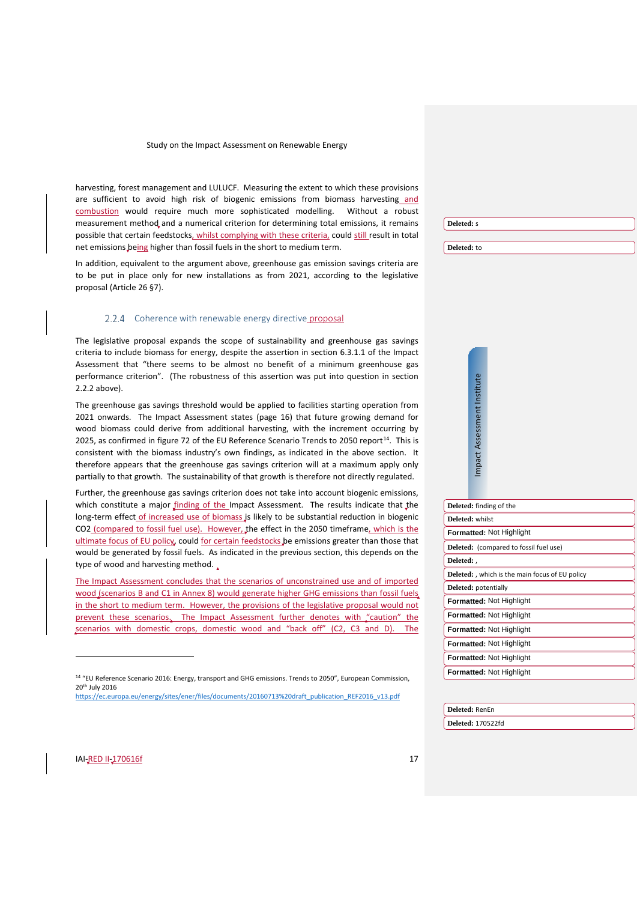harvesting, forest management and LULUCF. Measuring the extent to which these provisions are sufficient to avoid high risk of biogenic emissions from biomass harvesting and combustion would require much more sophisticated modelling. Without a robust measurement method and a numerical criterion for determining total emissions, it remains possible that certain feedstocks, whilst complying with these criteria, could still result in total net emissions being higher than fossil fuels in the short to medium term.

In addition, equivalent to the argument above, greenhouse gas emission savings criteria are to be put in place only for new installations as from 2021, according to the legislative proposal (Article 26 §7).

### 2.2.4 Coherence with renewable energy directive proposal

The legislative proposal expands the scope of sustainability and greenhouse gas savings criteria to include biomass for energy, despite the assertion in section 6.3.1.1 of the Impact Assessment that "there seems to be almost no benefit of a minimum greenhouse gas performance criterion". (The robustness of this assertion was put into question in section 2.2.2 above).

The greenhouse gas savings threshold would be applied to facilities starting operation from 2021 onwards. The Impact Assessment states (page 16) that future growing demand for wood biomass could derive from additional harvesting, with the increment occurring by 2025, as confirmed in figure 72 of the EU Reference Scenario Trends to 2050 report[14]. This is consistent with the biomass industry's own findings, as indicated in the above section. It therefore appears that the greenhouse gas savings criterion will at a maximum apply only partially to that growth. The sustainability of that growth is therefore not directly regulated.

Further, the greenhouse gas savings criterion does not take into account biogenic emissions, which constitute a major finding of the Impact Assessment. The results indicate that the long-term effect of increased use of biomass is likely to be substantial reduction in biogenic $CO_2$ (compared to fossil fuel use). However, the effect in the 2050 timeframe, which is the ultimate focus of EU policy, could for certain feedstocks be emissions greater than those that would be generated by fossil fuels. As indicated in the previous section, this depends on the type of wood and harvesting method.

The Impact Assessment concludes that the scenarios of unconstrained use and of imported wood (scenarios B and C1 in Annex 8) would generate higher GHG emissions than fossil fuels in the short to medium term. However, the provisions of the legislative proposal would not prevent these scenarios. The Impact Assessment further denotes with "caution" the scenarios with domestic crops, domestic wood and "back off" (C2, C3 and D). The

[14] "EU Reference Scenario 2016: Energy, transport and GHG emissions. Trends to 2050", European Commission, 20th July 2016 https://ec.europa.eu/energy/sites/ener/files/documents/20160713%20draft_publication_REF2016_v13.pdf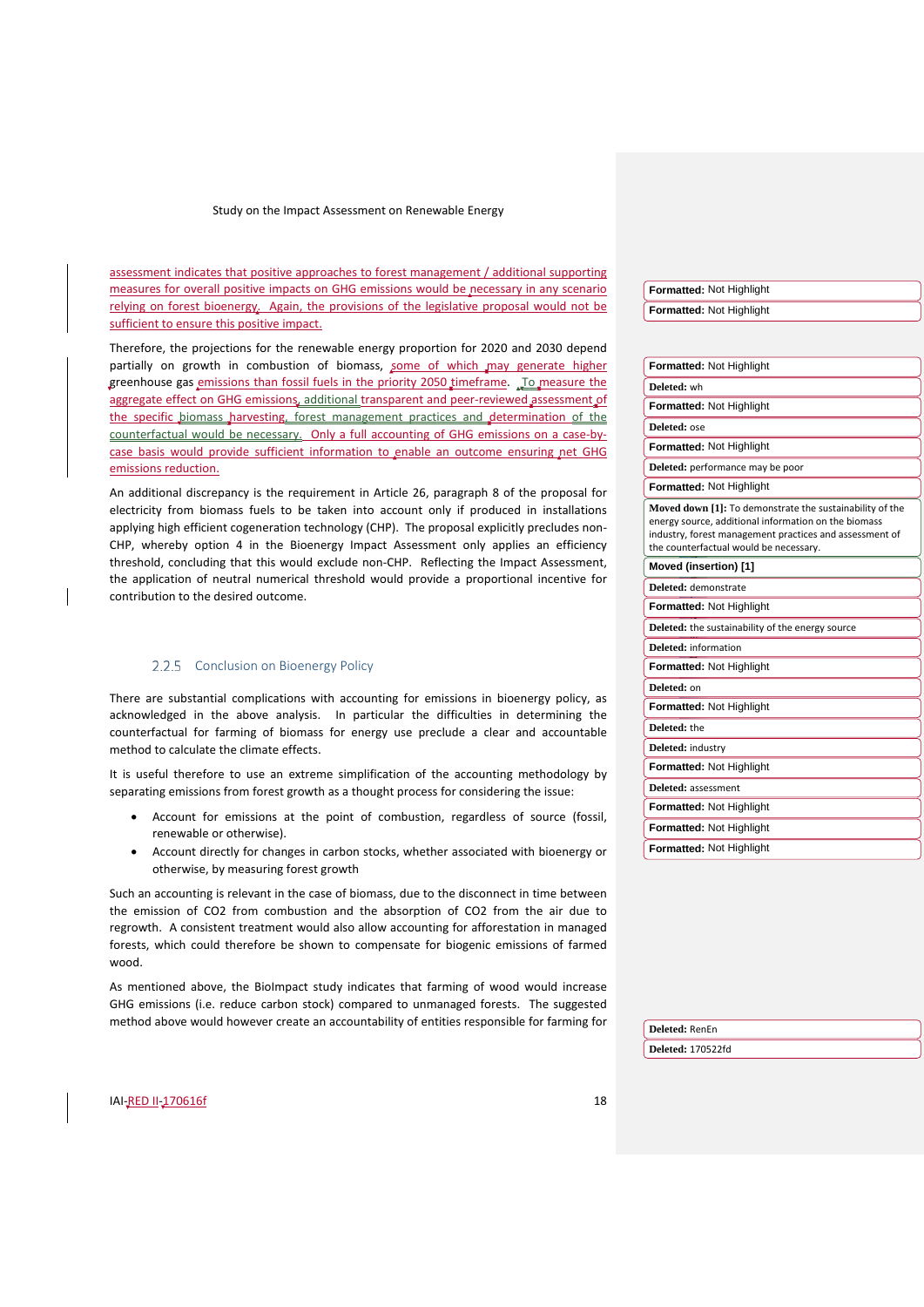assessment indicates that positive approaches to forest management / additional supporting measures for overall positive impacts on GHG emissions would be necessary in any scenario relying on forest bioenergy. Again, the provisions of the legislative proposal would not be sufficient to ensure this positive impact.

Therefore, the projections for the renewable energy proportion for 2020 and 2030 depend partially on growth in combustion of biomass, some of which may generate higher greenhouse gas emissions than fossil fuels in the priority 2050 timeframe. To measure the aggregate effect on GHG emissions, additional transparent and peer-reviewed assessment of the specific biomass harvesting, forest management practices and determination of the counterfactual would be necessary. Only a full accounting of GHG emissions on a case-by-case basis would provide sufficient information to enable an outcome ensuring net GHG emissions reduction.

An additional discrepancy is the requirement in Article 26, paragraph 8 of the proposal for electricity from biomass fuels to be taken into account only if produced in installations applying high efficient cogeneration technology (CHP). The proposal explicitly precludes non-CHP, whereby option 4 in the Bioenergy Impact Assessment only applies an efficiency threshold, concluding that this would exclude non-CHP. Reflecting the Impact Assessment, the application of neutral numerical threshold would provide a proportional incentive for contribution to the desired outcome.

### 2.2.5 Conclusion on Bioenergy Policy

There are substantial complications with accounting for emissions in bioenergy policy, as acknowledged in the above analysis. In particular the difficulties in determining the counterfactual for farming of biomass for energy use preclude a clear and accountable method to calculate the climate effects.

It is useful therefore to use an extreme simplification of the accounting methodology by separating emissions from forest growth as a thought process for considering the issue:

- Account for emissions at the point of combustion, regardless of source (fossil, renewable or otherwise).
- Account directly for changes in carbon stocks, whether associated with bioenergy or otherwise, by measuring forest growth

Such an accounting is relevant in the case of biomass, due to the disconnect in time between the emission of $CO_2$ from combustion and the absorption of $CO_2$ from the air due to regrowth. A consistent treatment would also allow accounting for afforestation in managed forests, which could therefore be shown to compensate for biogenic emissions of farmed wood.

As mentioned above, the BioImpact study indicates that farming of wood would increase GHG emissions (i.e. reduce carbon stock) compared to unmanaged forests. The suggested method above would however create an accountability of entities responsible for farming for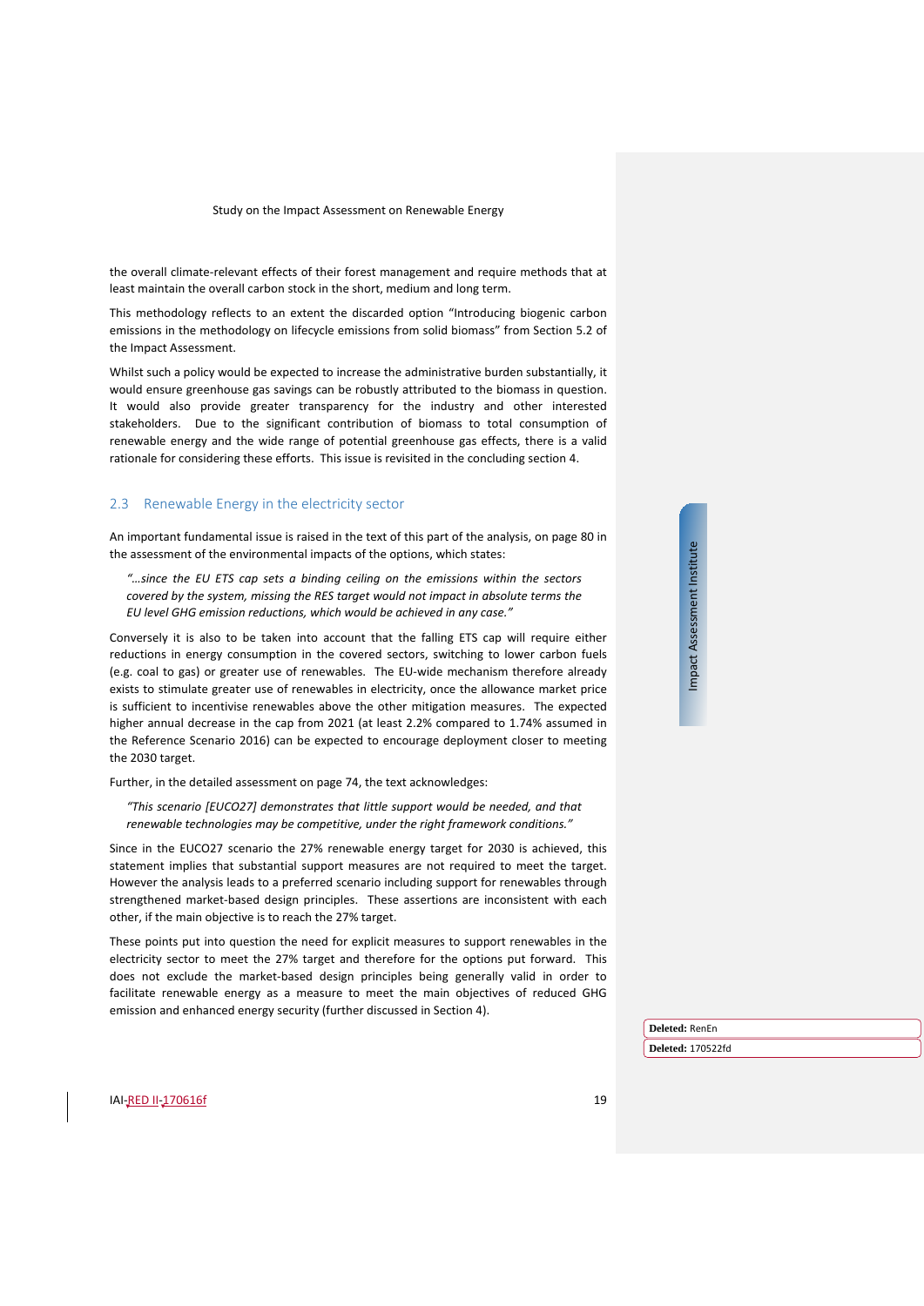the overall climate-relevant effects of their forest management and require methods that at least maintain the overall carbon stock in the short, medium and long term.

This methodology reflects to an extent the discarded option "Introducing biogenic carbon emissions in the methodology on lifecycle emissions from solid biomass" from Section 5.2 of the Impact Assessment.

Whilst such a policy would be expected to increase the administrative burden substantially, it would ensure greenhouse gas savings can be robustly attributed to the biomass in question. It would also provide greater transparency for the industry and other interested stakeholders. Due to the significant contribution of biomass to total consumption of renewable energy and the wide range of potential greenhouse gas effects, there is a valid rationale for considering these efforts. This issue is revisited in the concluding section 4.

## 2.3 Renewable Energy in the electricity sector

An important fundamental issue is raised in the text of this part of the analysis, on page 80 in the assessment of the environmental impacts of the options, which states:

> *"…since the EU ETS cap sets a binding ceiling on the emissions within the sectors covered by the system, missing the RES target would not impact in absolute terms the EU level GHG emission reductions, which would be achieved in any case."*

Conversely it is also to be taken into account that the falling ETS cap will require either reductions in energy consumption in the covered sectors, switching to lower carbon fuels (e.g. coal to gas) or greater use of renewables. The EU-wide mechanism therefore already exists to stimulate greater use of renewables in electricity, once the allowance market price is sufficient to incentivise renewables above the other mitigation measures. The expected higher annual decrease in the cap from 2021 (at least 2.2% compared to 1.74% assumed in the Reference Scenario 2016) can be expected to encourage deployment closer to meeting the 2030 target.

Further, in the detailed assessment on page 74, the text acknowledges:

> *"This scenario [EUCO27] demonstrates that little support would be needed, and that renewable technologies may be competitive, under the right framework conditions."*

Since in the EUCO27 scenario the 27% renewable energy target for 2030 is achieved, this statement implies that substantial support measures are not required to meet the target. However the analysis leads to a preferred scenario including support for renewables through strengthened market-based design principles. These assertions are inconsistent with each other, if the main objective is to reach the 27% target.

These points put into question the need for explicit measures to support renewables in the electricity sector to meet the 27% target and therefore for the options put forward. This does not exclude the market-based design principles being generally valid in order to facilitate renewable energy as a measure to meet the main objectives of reduced GHG emission and enhanced energy security (further discussed in Section 4).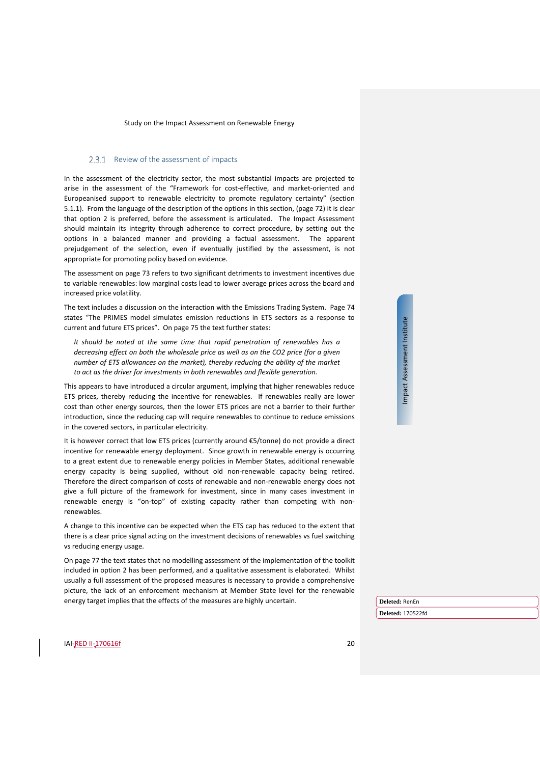### 2.3.1 Review of the assessment of impacts

In the assessment of the electricity sector, the most substantial impacts are projected to arise in the assessment of the "Framework for cost-effective, and market-oriented and Europeanised support to renewable electricity to promote regulatory certainty" (section 5.1.1). From the language of the description of the options in this section, (page 72) it is clear that option 2 is preferred, before the assessment is articulated. The Impact Assessment should maintain its integrity through adherence to correct procedure, by setting out the options in a balanced manner and providing a factual assessment. The apparent prejudgement of the selection, even if eventually justified by the assessment, is not appropriate for promoting policy based on evidence.

The assessment on page 73 refers to two significant detriments to investment incentives due to variable renewables: low marginal costs lead to lower average prices across the board and increased price volatility.

The text includes a discussion on the interaction with the Emissions Trading System. Page 74 states "The PRIMES model simulates emission reductions in ETS sectors as a response to current and future ETS prices". On page 75 the text further states:

> *It should be noted at the same time that rapid penetration of renewables has a decreasing effect on both the wholesale price as well as on the CO2 price (for a given number of ETS allowances on the market), thereby reducing the ability of the market to act as the driver for investments in both renewables and flexible generation.*

This appears to have introduced a circular argument, implying that higher renewables reduce ETS prices, thereby reducing the incentive for renewables. If renewables really are lower cost than other energy sources, then the lower ETS prices are not a barrier to their further introduction, since the reducing cap will require renewables to continue to reduce emissions in the covered sectors, in particular electricity.

It is however correct that low ETS prices (currently around €5/tonne) do not provide a direct incentive for renewable energy deployment. Since growth in renewable energy is occurring to a great extent due to renewable energy policies in Member States, additional renewable energy capacity is being supplied, without old non-renewable capacity being retired. Therefore the direct comparison of costs of renewable and non-renewable energy does not give a full picture of the framework for investment, since in many cases investment in renewable energy is "on-top" of existing capacity rather than competing with non-renewables.

A change to this incentive can be expected when the ETS cap has reduced to the extent that there is a clear price signal acting on the investment decisions of renewables vs fuel switching vs reducing energy usage.

On page 77 the text states that no modelling assessment of the implementation of the toolkit included in option 2 has been performed, and a qualitative assessment is elaborated. Whilst usually a full assessment of the proposed measures is necessary to provide a comprehensive picture, the lack of an enforcement mechanism at Member State level for the renewable energy target implies that the effects of the measures are highly uncertain.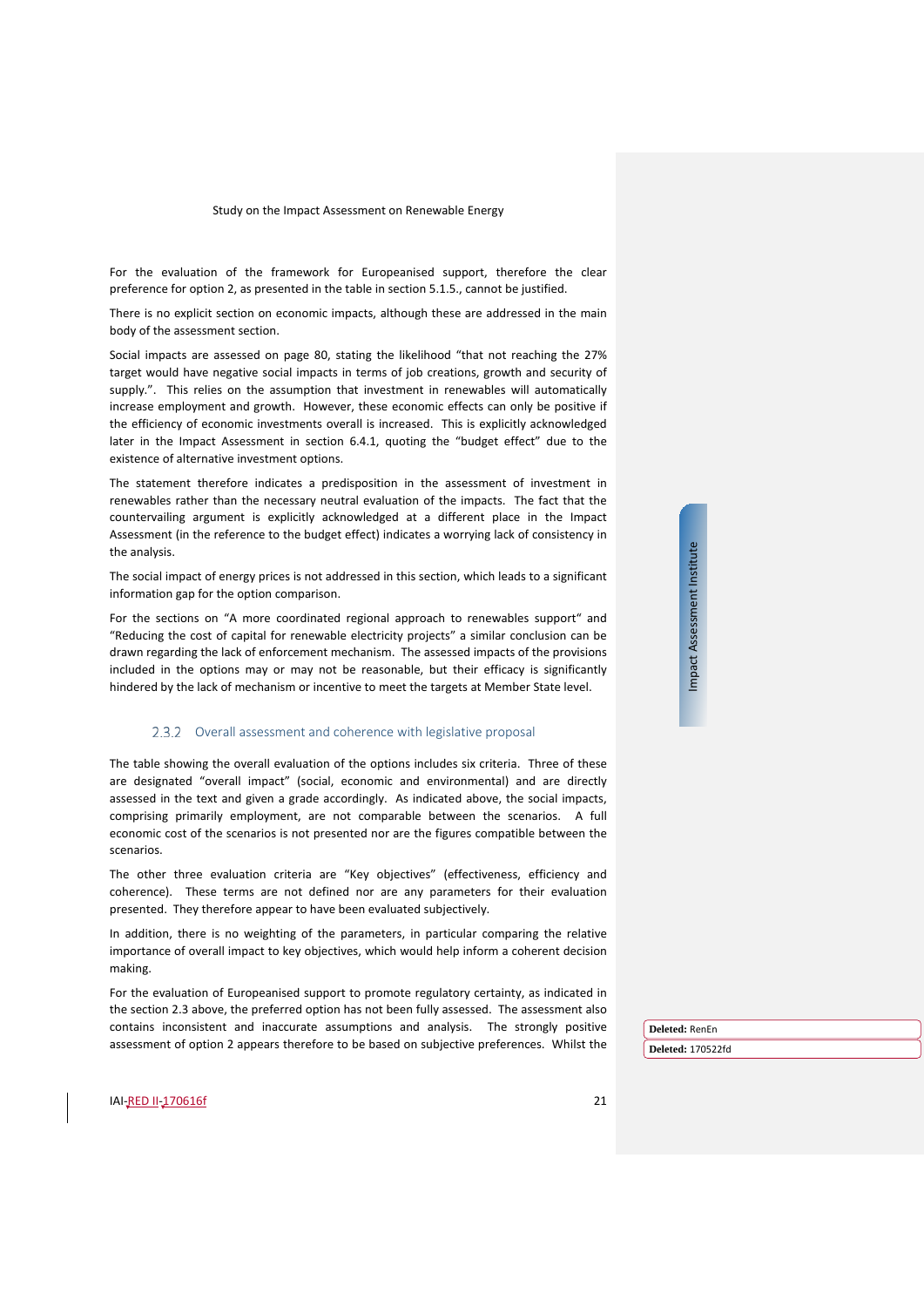For the evaluation of the framework for Europeanised support, therefore the clear preference for option 2, as presented in the table in section 5.1.5., cannot be justified.

There is no explicit section on economic impacts, although these are addressed in the main body of the assessment section.

Social impacts are assessed on page 80, stating the likelihood "that not reaching the 27% target would have negative social impacts in terms of job creations, growth and security of supply.". This relies on the assumption that investment in renewables will automatically increase employment and growth. However, these economic effects can only be positive if the efficiency of economic investments overall is increased. This is explicitly acknowledged later in the Impact Assessment in section 6.4.1, quoting the "budget effect" due to the existence of alternative investment options.

The statement therefore indicates a predisposition in the assessment of investment in renewables rather than the necessary neutral evaluation of the impacts. The fact that the countervailing argument is explicitly acknowledged at a different place in the Impact Assessment (in the reference to the budget effect) indicates a worrying lack of consistency in the analysis.

The social impact of energy prices is not addressed in this section, which leads to a significant information gap for the option comparison.

For the sections on "A more coordinated regional approach to renewables support" and "Reducing the cost of capital for renewable electricity projects" a similar conclusion can be drawn regarding the lack of enforcement mechanism. The assessed impacts of the provisions included in the options may or may not be reasonable, but their efficacy is significantly hindered by the lack of mechanism or incentive to meet the targets at Member State level.

### 2.3.2 Overall assessment and coherence with legislative proposal

The table showing the overall evaluation of the options includes six criteria. Three of these are designated "overall impact" (social, economic and environmental) and are directly assessed in the text and given a grade accordingly. As indicated above, the social impacts, comprising primarily employment, are not comparable between the scenarios. A full economic cost of the scenarios is not presented nor are the figures compatible between the scenarios.

The other three evaluation criteria are "Key objectives" (effectiveness, efficiency and coherence). These terms are not defined nor are any parameters for their evaluation presented. They therefore appear to have been evaluated subjectively.

In addition, there is no weighting of the parameters, in particular comparing the relative importance of overall impact to key objectives, which would help inform a coherent decision making.

For the evaluation of Europeanised support to promote regulatory certainty, as indicated in the section 2.3 above, the preferred option has not been fully assessed. The assessment also contains inconsistent and inaccurate assumptions and analysis. The strongly positive assessment of option 2 appears therefore to be based on subjective preferences. Whilst the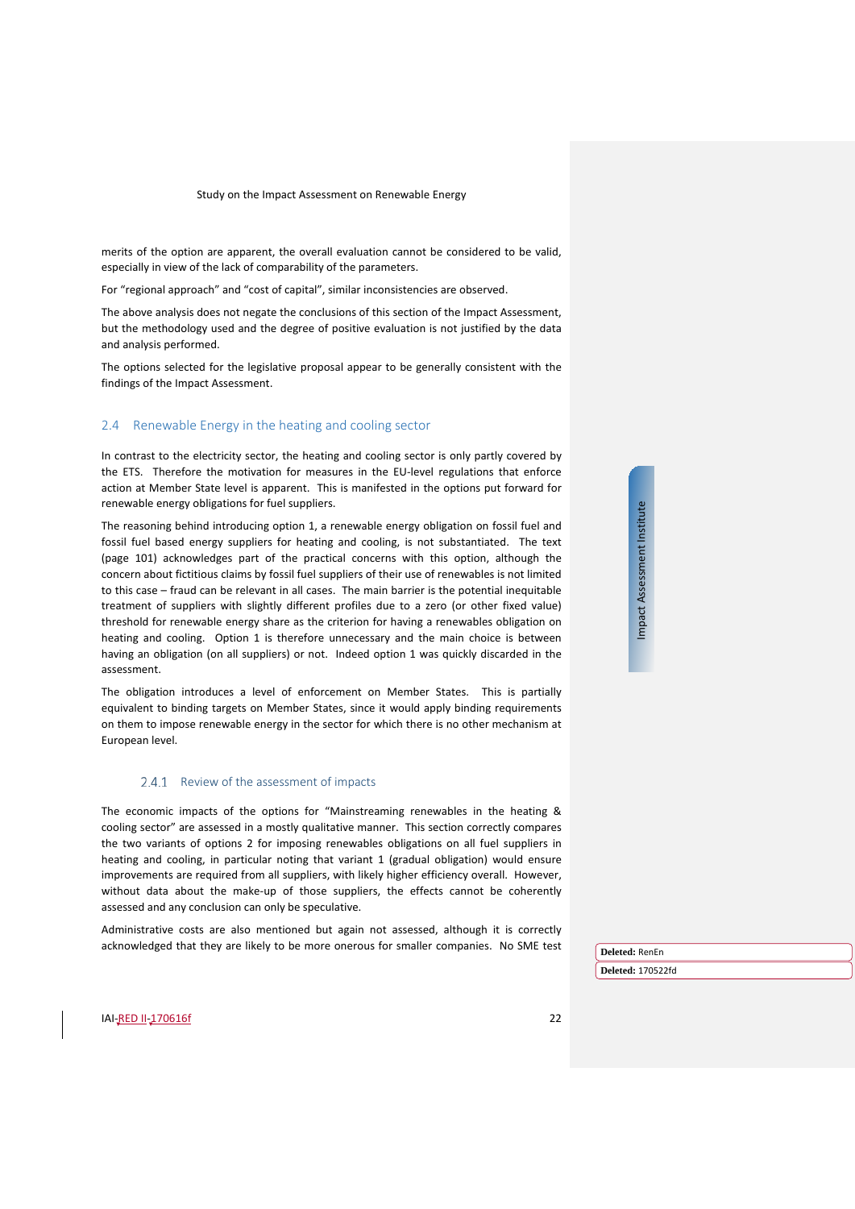merits of the option are apparent, the overall evaluation cannot be considered to be valid, especially in view of the lack of comparability of the parameters.

For "regional approach" and "cost of capital", similar inconsistencies are observed.

The above analysis does not negate the conclusions of this section of the Impact Assessment, but the methodology used and the degree of positive evaluation is not justified by the data and analysis performed.

The options selected for the legislative proposal appear to be generally consistent with the findings of the Impact Assessment.

## 2.4 Renewable Energy in the heating and cooling sector

In contrast to the electricity sector, the heating and cooling sector is only partly covered by the ETS. Therefore the motivation for measures in the EU-level regulations that enforce action at Member State level is apparent. This is manifested in the options put forward for renewable energy obligations for fuel suppliers.

The reasoning behind introducing option 1, a renewable energy obligation on fossil fuel and fossil fuel based energy suppliers for heating and cooling, is not substantiated. The text (page 101) acknowledges part of the practical concerns with this option, although the concern about fictitious claims by fossil fuel suppliers of their use of renewables is not limited to this case – fraud can be relevant in all cases. The main barrier is the potential inequitable treatment of suppliers with slightly different profiles due to a zero (or other fixed value) threshold for renewable energy share as the criterion for having a renewables obligation on heating and cooling. Option 1 is therefore unnecessary and the main choice is between having an obligation (on all suppliers) or not. Indeed option 1 was quickly discarded in the assessment.

The obligation introduces a level of enforcement on Member States. This is partially equivalent to binding targets on Member States, since it would apply binding requirements on them to impose renewable energy in the sector for which there is no other mechanism at European level.

### 2.4.1 Review of the assessment of impacts

The economic impacts of the options for "Mainstreaming renewables in the heating & cooling sector" are assessed in a mostly qualitative manner. This section correctly compares the two variants of options 2 for imposing renewables obligations on all fuel suppliers in heating and cooling, in particular noting that variant 1 (gradual obligation) would ensure improvements are required from all suppliers, with likely higher efficiency overall. However, without data about the make-up of those suppliers, the effects cannot be coherently assessed and any conclusion can only be speculative.

Administrative costs are also mentioned but again not assessed, although it is correctly acknowledged that they are likely to be more onerous for smaller companies. No SME test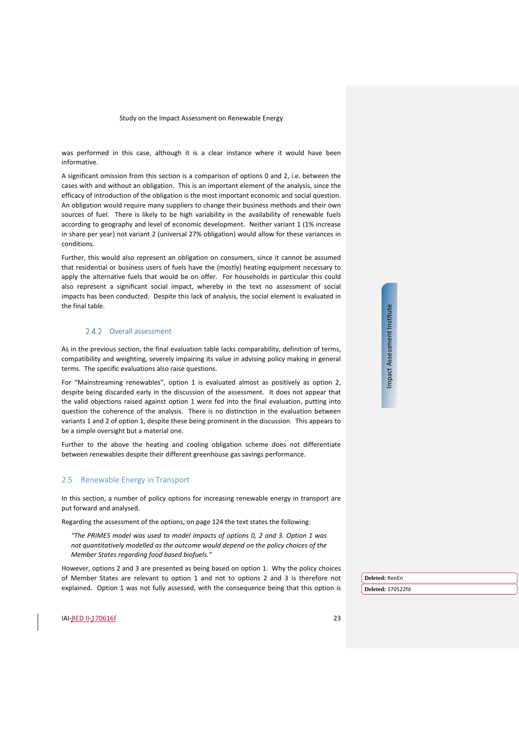was performed in this case, although it is a clear instance where it would have been informative.

A significant omission from this section is a comparison of options 0 and 2, i.e. between the cases with and without an obligation. This is an important element of the analysis, since the efficacy of introduction of the obligation is the most important economic and social question. An obligation would require many suppliers to change their business methods and their own sources of fuel. There is likely to be high variability in the availability of renewable fuels according to geography and level of economic development. Neither variant 1 (1% increase in share per year) not variant 2 (universal 27% obligation) would allow for these variances in conditions.

Further, this would also represent an obligation on consumers, since it cannot be assumed that residential or business users of fuels have the (mostly) heating equipment necessary to apply the alternative fuels that would be on offer. For households in particular this could also represent a significant social impact, whereby in the text no assessment of social impacts has been conducted. Despite this lack of analysis, the social element is evaluated in the final table.

### 2.4.2 Overall assessment

As in the previous section, the final evaluation table lacks comparability, definition of terms, compatibility and weighting, severely impairing its value in advising policy making in general terms. The specific evaluations also raise questions.

For "Mainstreaming renewables", option 1 is evaluated almost as positively as option 2, despite being discarded early in the discussion of the assessment. It does not appear that the valid objections raised against option 1 were fed into the final evaluation, putting into question the coherence of the analysis. There is no distinction in the evaluation between variants 1 and 2 of option 1, despite these being prominent in the discussion. This appears to be a simple oversight but a material one.

Further to the above the heating and cooling obligation scheme does not differentiate between renewables despite their different greenhouse gas savings performance.

## 2.5 Renewable Energy in Transport

In this section, a number of policy options for increasing renewable energy in transport are put forward and analysed.

Regarding the assessment of the options, on page 124 the text states the following:

> *"The PRIMES model was used to model impacts of options 0, 2 and 3. Option 1 was not quantitatively modelled as the outcome would depend on the policy choices of the Member States regarding food based biofuels."*

However, options 2 and 3 are presented as being based on option 1. Why the policy choices of Member States are relevant to option 1 and not to options 2 and 3 is therefore not explained. Option 1 was not fully assessed, with the consequence being that this option is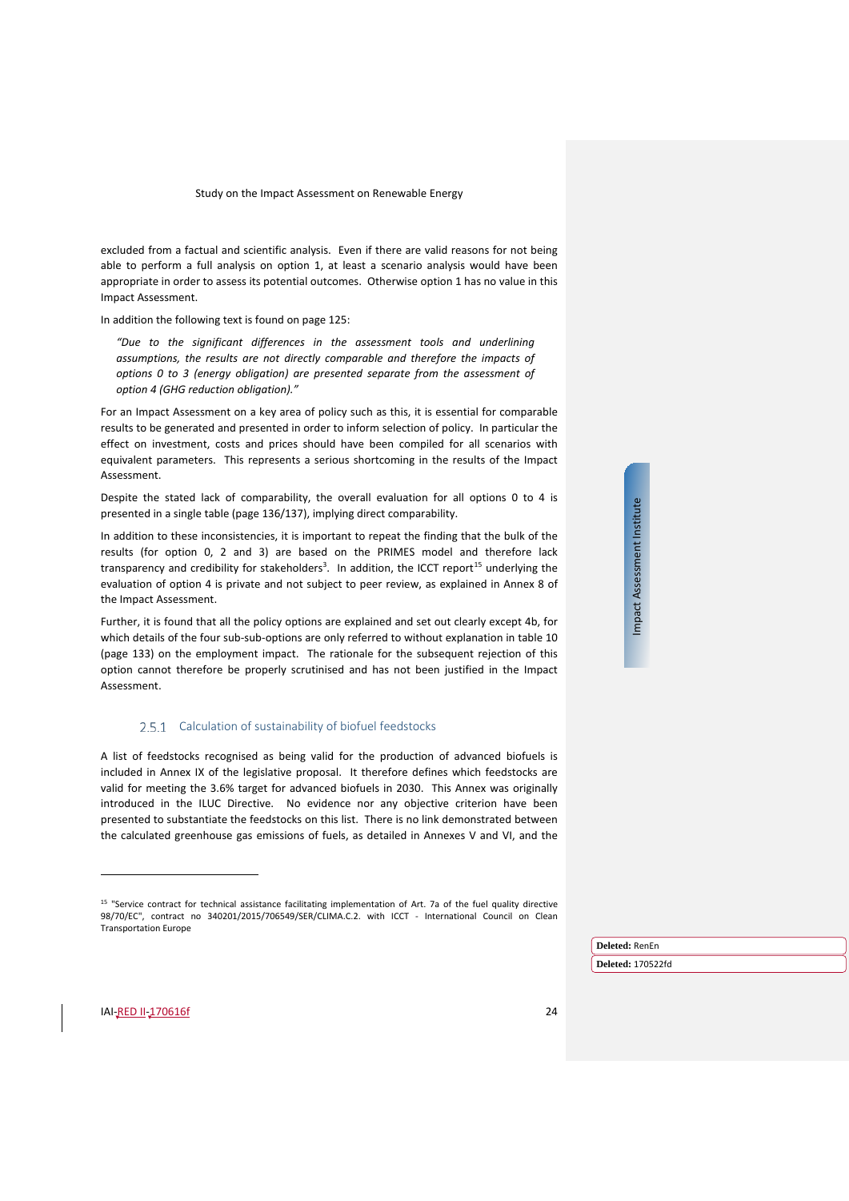excluded from a factual and scientific analysis. Even if there are valid reasons for not being able to perform a full analysis on option 1, at least a scenario analysis would have been appropriate in order to assess its potential outcomes. Otherwise option 1 has no value in this Impact Assessment.

In addition the following text is found on page 125:

> *"Due to the significant differences in the assessment tools and underlining assumptions, the results are not directly comparable and therefore the impacts of options 0 to 3 (energy obligation) are presented separate from the assessment of option 4 (GHG reduction obligation)."*

For an Impact Assessment on a key area of policy such as this, it is essential for comparable results to be generated and presented in order to inform selection of policy. In particular the effect on investment, costs and prices should have been compiled for all scenarios with equivalent parameters. This represents a serious shortcoming in the results of the Impact Assessment.

Despite the stated lack of comparability, the overall evaluation for all options 0 to 4 is presented in a single table (page 136/137), implying direct comparability.

In addition to these inconsistencies, it is important to repeat the finding that the bulk of the results (for option 0, 2 and 3) are based on the PRIMES model and therefore lack transparency and credibility for stakeholders[3]. In addition, the ICCT report[15] underlying the evaluation of option 4 is private and not subject to peer review, as explained in Annex 8 of the Impact Assessment.

Further, it is found that all the policy options are explained and set out clearly except 4b, for which details of the four sub-sub-options are only referred to without explanation in table 10 (page 133) on the employment impact. The rationale for the subsequent rejection of this option cannot therefore be properly scrutinised and has not been justified in the Impact Assessment.

### 2.5.1 Calculation of sustainability of biofuel feedstocks

A list of feedstocks recognised as being valid for the production of advanced biofuels is included in Annex IX of the legislative proposal. It therefore defines which feedstocks are valid for meeting the 3.6% target for advanced biofuels in 2030. This Annex was originally introduced in the ILUC Directive. No evidence nor any objective criterion have been presented to substantiate the feedstocks on this list. There is no link demonstrated between the calculated greenhouse gas emissions of fuels, as detailed in Annexes V and VI, and the

---

[15] "Service contract for technical assistance facilitating implementation of Art. 7a of the fuel quality directive 98/70/EC", contract no 340201/2015/706549/SER/CLIMA.C.2. with ICCT - International Council on Clean Transportation Europe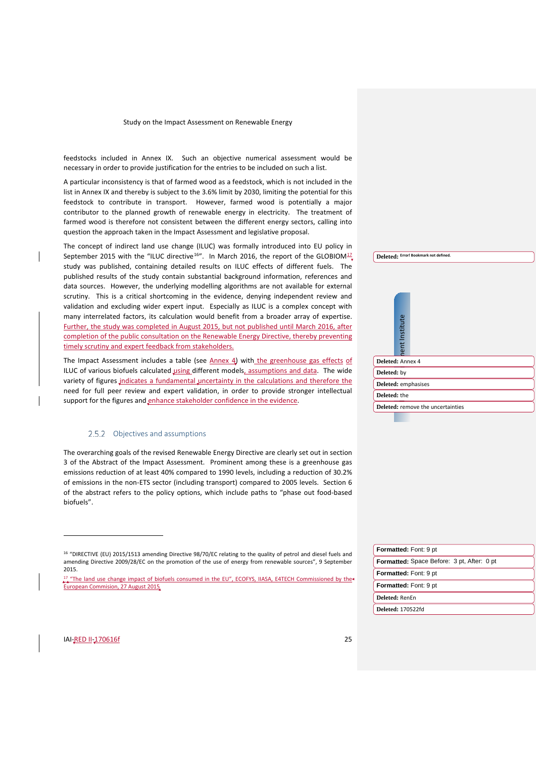feedstocks included in Annex IX. Such an objective numerical assessment would be necessary in order to provide justification for the entries to be included on such a list.

A particular inconsistency is that of farmed wood as a feedstock, which is not included in the list in Annex IX and thereby is subject to the 3.6% limit by 2030, limiting the potential for this feedstock to contribute in transport. However, farmed wood is potentially a major contributor to the planned growth of renewable energy in electricity. The treatment of farmed wood is therefore not consistent between the different energy sectors, calling into question the approach taken in the Impact Assessment and legislative proposal.

The concept of indirect land use change (ILUC) was formally introduced into EU policy in September 2015 with the "ILUC directive[16]". In March 2016, the report of the GLOBIOM[17] study was published, containing detailed results on ILUC effects of different fuels. The published results of the study contain substantial background information, references and data sources. However, the underlying modelling algorithms are not available for external scrutiny. This is a critical shortcoming in the evidence, denying independent review and validation and excluding wider expert input. Especially as ILUC is a complex concept with many interrelated factors, its calculation would benefit from a broader array of expertise. Further, the study was completed in August 2015, but not published until March 2016, after completion of the public consultation on the Renewable Energy Directive, thereby preventing timely scrutiny and expert feedback from stakeholders.

The Impact Assessment includes a table (see Annex 4) with the greenhouse gas effects of ILUC of various biofuels calculated using different models, assumptions and data. The wide variety of figures indicates a fundamental uncertainty in the calculations and therefore the need for full peer review and expert validation, in order to provide stronger intellectual support for the figures and enhance stakeholder confidence in the evidence.

### 2.5.2 Objectives and assumptions

The overarching goals of the revised Renewable Energy Directive are clearly set out in section 3 of the Abstract of the Impact Assessment. Prominent among these is a greenhouse gas emissions reduction of at least 40% compared to 1990 levels, including a reduction of 30.2% of emissions in the non-ETS sector (including transport) compared to 2005 levels. Section 6 of the abstract refers to the policy options, which include paths to "phase out food-based biofuels".

---

[16] "DIRECTIVE (EU) 2015/1513 amending Directive 98/70/EC relating to the quality of petrol and diesel fuels and amending Directive 2009/28/EC on the promotion of the use of energy from renewable sources", 9 September 2015.

[17] "The land use change impact of biofuels consumed in the EU", ECOFYS, IIASA, E4TECH Commissioned by the European Commision, 27 August 2015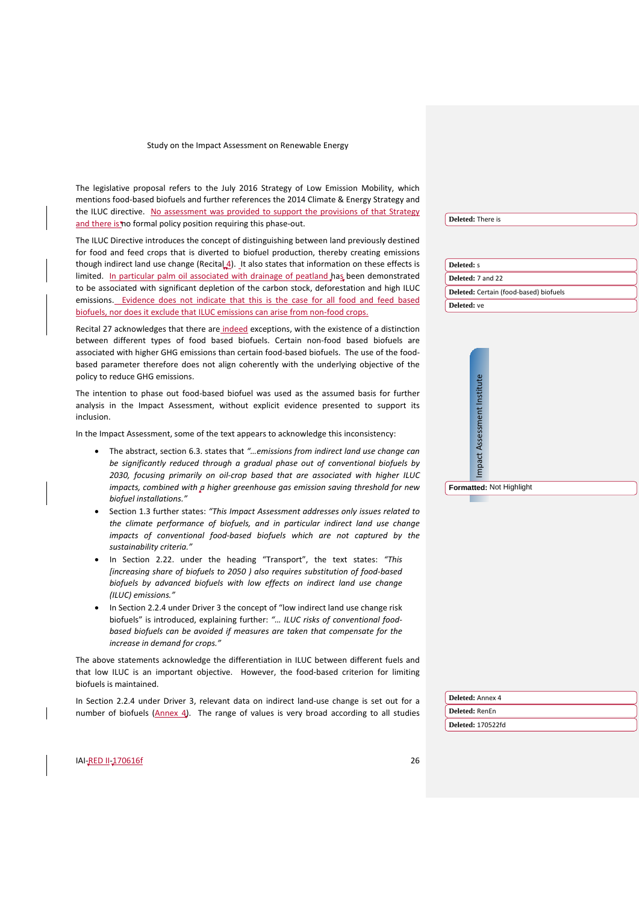The legislative proposal refers to the July 2016 Strategy of Low Emission Mobility, which mentions food-based biofuels and further references the 2014 Climate & Energy Strategy and the ILUC directive. No assessment was provided to support the provisions of that Strategy and there is no formal policy position requiring this phase-out.

The ILUC Directive introduces the concept of distinguishing between land previously destined for food and feed crops that is diverted to biofuel production, thereby creating emissions though indirect land use change (Recital 4). It also states that information on these effects is limited. In particular palm oil associated with drainage of peatland has been demonstrated to be associated with significant depletion of the carbon stock, deforestation and high ILUC emissions. Evidence does not indicate that this is the case for all food and feed based biofuels, nor does it exclude that ILUC emissions can arise from non-food crops.

Recital 27 acknowledges that there are indeed exceptions, with the existence of a distinction between different types of food based biofuels. Certain non-food based biofuels are associated with higher GHG emissions than certain food-based biofuels. The use of the food-based parameter therefore does not align coherently with the underlying objective of the policy to reduce GHG emissions.

The intention to phase out food-based biofuel was used as the assumed basis for further analysis in the Impact Assessment, without explicit evidence presented to support its inclusion.

In the Impact Assessment, some of the text appears to acknowledge this inconsistency:

- The abstract, section 6.3. states that *"…emissions from indirect land use change can be significantly reduced through a gradual phase out of conventional biofuels by 2030, focusing primarily on oil-crop based that are associated with higher ILUC impacts, combined with a higher greenhouse gas emission saving threshold for new biofuel installations."*
- Section 1.3 further states: *"This Impact Assessment addresses only issues related to the climate performance of biofuels, and in particular indirect land use change impacts of conventional food-based biofuels which are not captured by the sustainability criteria."*
- In Section 2.22. under the heading "Transport", the text states: *"This [increasing share of biofuels to 2050 ) also requires substitution of food-based biofuels by advanced biofuels with low effects on indirect land use change (ILUC) emissions."*
- In Section 2.2.4 under Driver 3 the concept of "low indirect land use change risk biofuels" is introduced, explaining further: *"… ILUC risks of conventional food-based biofuels can be avoided if measures are taken that compensate for the increase in demand for crops."*

The above statements acknowledge the differentiation in ILUC between different fuels and that low ILUC is an important objective. However, the food-based criterion for limiting biofuels is maintained.

In Section 2.2.4 under Driver 3, relevant data on indirect land-use change is set out for a number of biofuels (Annex 4). The range of values is very broad according to all studies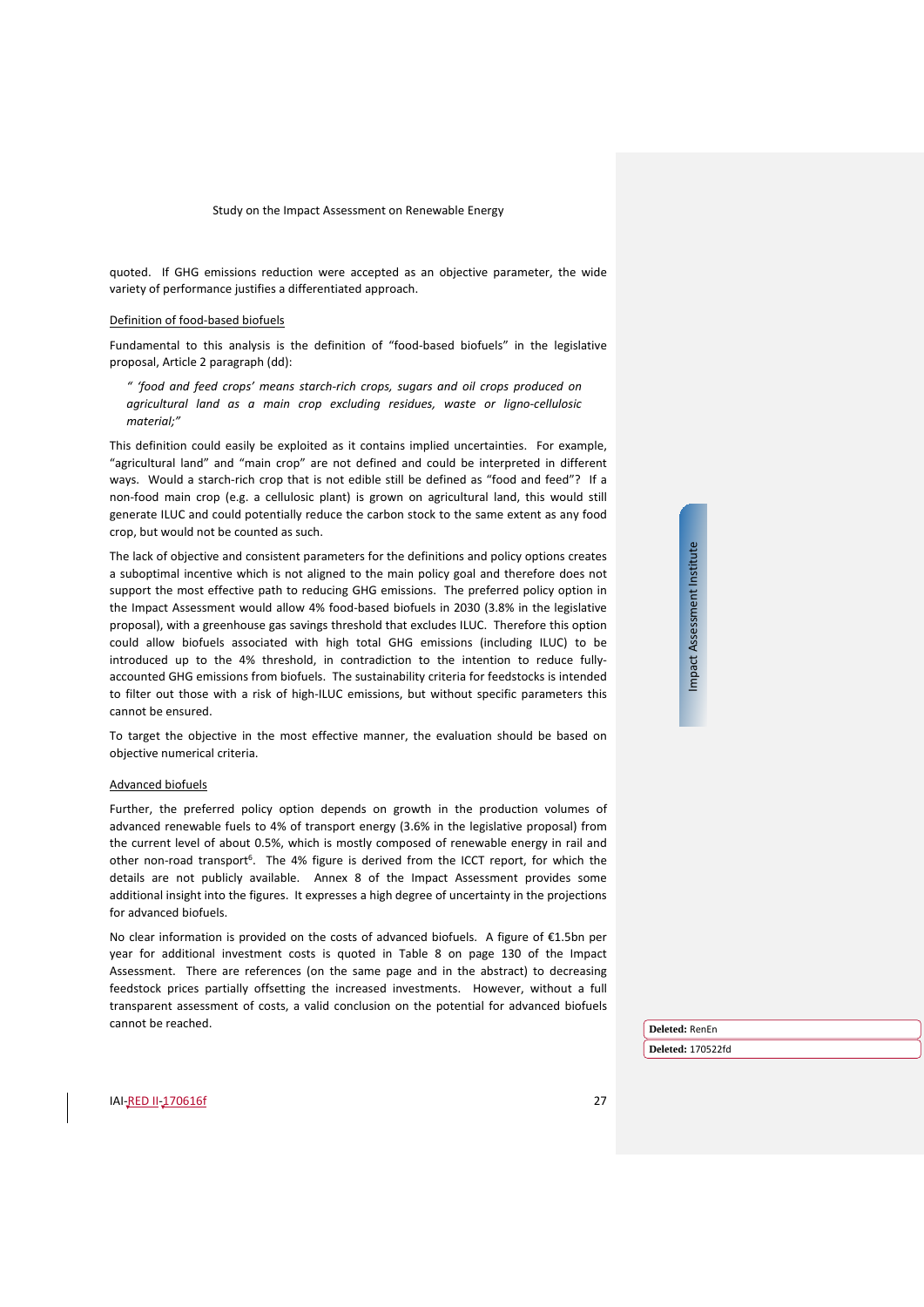quoted. If GHG emissions reduction were accepted as an objective parameter, the wide variety of performance justifies a differentiated approach.

Definition of food-based biofuels

Fundamental to this analysis is the definition of "food-based biofuels" in the legislative proposal, Article 2 paragraph (dd):

> *" 'food and feed crops' means starch-rich crops, sugars and oil crops produced on agricultural land as a main crop excluding residues, waste or ligno-cellulosic material;"*

This definition could easily be exploited as it contains implied uncertainties. For example, "agricultural land" and "main crop" are not defined and could be interpreted in different ways. Would a starch-rich crop that is not edible still be defined as "food and feed"? If a non-food main crop (e.g. a cellulosic plant) is grown on agricultural land, this would still generate ILUC and could potentially reduce the carbon stock to the same extent as any food crop, but would not be counted as such.

The lack of objective and consistent parameters for the definitions and policy options creates a suboptimal incentive which is not aligned to the main policy goal and therefore does not support the most effective path to reducing GHG emissions. The preferred policy option in the Impact Assessment would allow 4% food-based biofuels in 2030 (3.8% in the legislative proposal), with a greenhouse gas savings threshold that excludes ILUC. Therefore this option could allow biofuels associated with high total GHG emissions (including ILUC) to be introduced up to the 4% threshold, in contradiction to the intention to reduce fully-accounted GHG emissions from biofuels. The sustainability criteria for feedstocks is intended to filter out those with a risk of high-ILUC emissions, but without specific parameters this cannot be ensured.

To target the objective in the most effective manner, the evaluation should be based on objective numerical criteria.

Advanced biofuels

Further, the preferred policy option depends on growth in the production volumes of advanced renewable fuels to 4% of transport energy (3.6% in the legislative proposal) from the current level of about 0.5%, which is mostly composed of renewable energy in rail and other non-road transport[6]. The 4% figure is derived from the ICCT report, for which the details are not publicly available. Annex 8 of the Impact Assessment provides some additional insight into the figures. It expresses a high degree of uncertainty in the projections for advanced biofuels.

No clear information is provided on the costs of advanced biofuels. A figure of €1.5bn per year for additional investment costs is quoted in Table 8 on page 130 of the Impact Assessment. There are references (on the same page and in the abstract) to decreasing feedstock prices partially offsetting the increased investments. However, without a full transparent assessment of costs, a valid conclusion on the potential for advanced biofuels cannot be reached.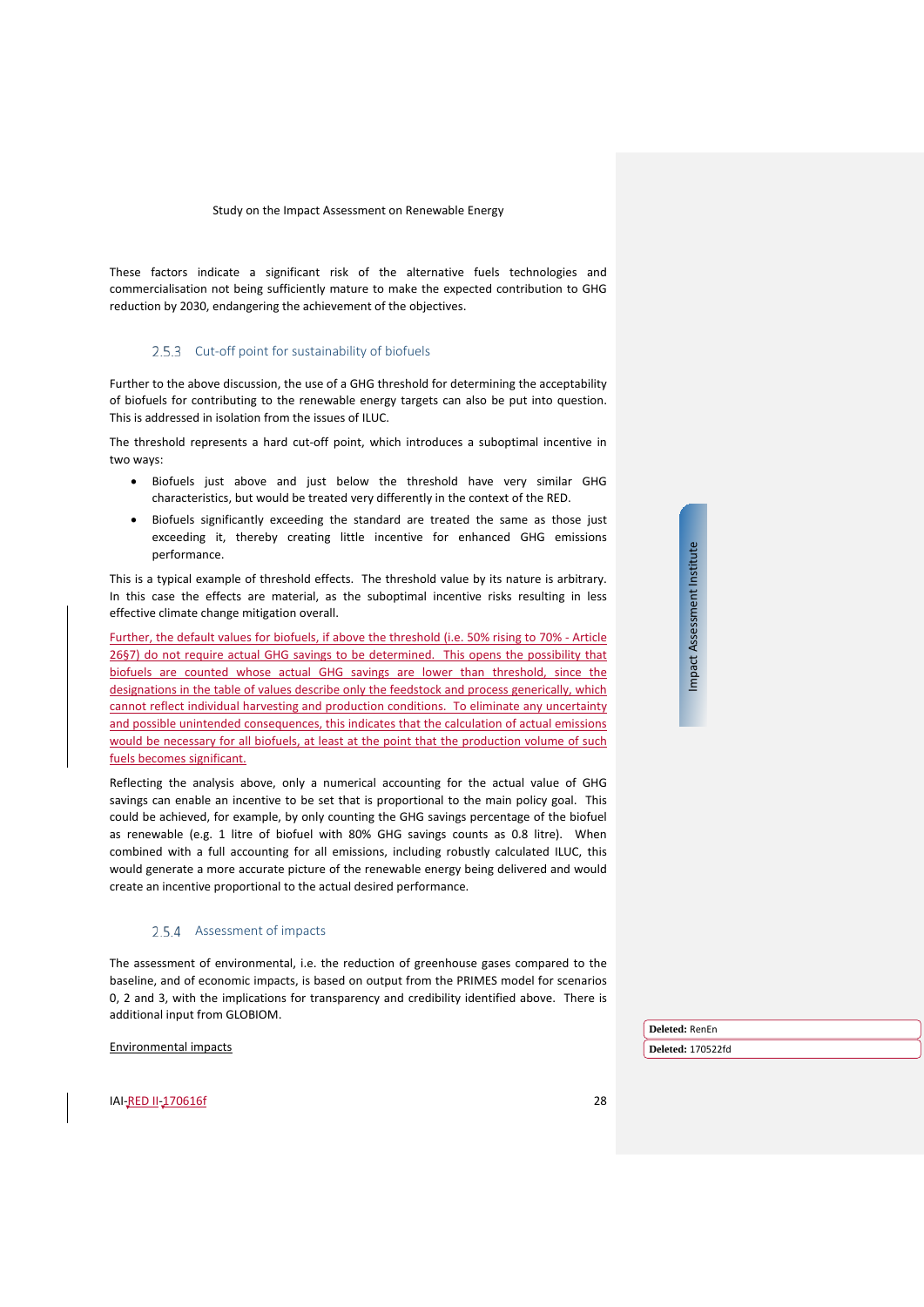These factors indicate a significant risk of the alternative fuels technologies and commercialisation not being sufficiently mature to make the expected contribution to GHG reduction by 2030, endangering the achievement of the objectives.

### 2.5.3 Cut-off point for sustainability of biofuels

Further to the above discussion, the use of a GHG threshold for determining the acceptability of biofuels for contributing to the renewable energy targets can also be put into question. This is addressed in isolation from the issues of ILUC.

The threshold represents a hard cut-off point, which introduces a suboptimal incentive in two ways:

- Biofuels just above and just below the threshold have very similar GHG characteristics, but would be treated very differently in the context of the RED.
- Biofuels significantly exceeding the standard are treated the same as those just exceeding it, thereby creating little incentive for enhanced GHG emissions performance.

This is a typical example of threshold effects. The threshold value by its nature is arbitrary. In this case the effects are material, as the suboptimal incentive risks resulting in less effective climate change mitigation overall.

Further, the default values for biofuels, if above the threshold (i.e. 50% rising to 70% - Article 26§7) do not require actual GHG savings to be determined. This opens the possibility that biofuels are counted whose actual GHG savings are lower than threshold, since the designations in the table of values describe only the feedstock and process generically, which cannot reflect individual harvesting and production conditions. To eliminate any uncertainty and possible unintended consequences, this indicates that the calculation of actual emissions would be necessary for all biofuels, at least at the point that the production volume of such fuels becomes significant.

Reflecting the analysis above, only a numerical accounting for the actual value of GHG savings can enable an incentive to be set that is proportional to the main policy goal. This could be achieved, for example, by only counting the GHG savings percentage of the biofuel as renewable (e.g. 1 litre of biofuel with 80% GHG savings counts as 0.8 litre). When combined with a full accounting for all emissions, including robustly calculated ILUC, this would generate a more accurate picture of the renewable energy being delivered and would create an incentive proportional to the actual desired performance.

### 2.5.4 Assessment of impacts

The assessment of environmental, i.e. the reduction of greenhouse gases compared to the baseline, and of economic impacts, is based on output from the PRIMES model for scenarios 0, 2 and 3, with the implications for transparency and credibility identified above. There is additional input from GLOBIOM.

Environmental impacts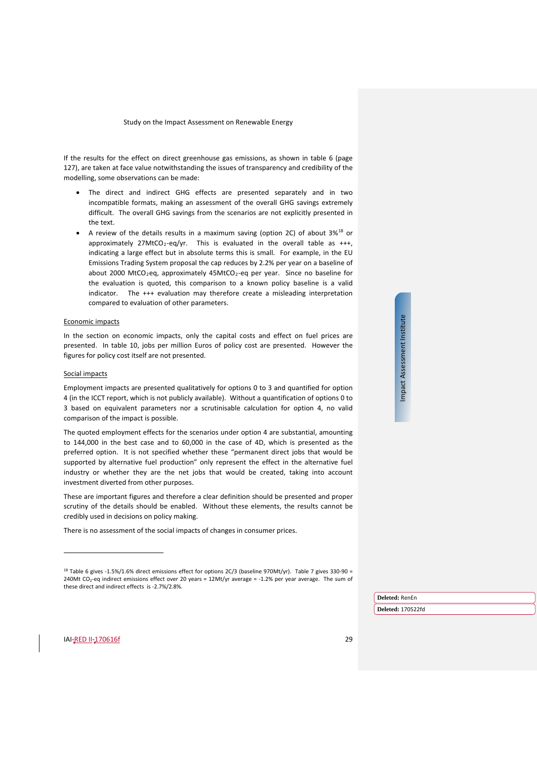If the results for the effect on direct greenhouse gas emissions, as shown in table 6 (page 127), are taken at face value notwithstanding the issues of transparency and credibility of the modelling, some observations can be made:

- The direct and indirect GHG effects are presented separately and in two incompatible formats, making an assessment of the overall GHG savings extremely difficult. The overall GHG savings from the scenarios are not explicitly presented in the text.
- A review of the details results in a maximum saving (option 2C) of about 3%[18] or approximately 27$MtCO_2$-eq/yr. This is evaluated in the overall table as +++, indicating a large effect but in absolute terms this is small. For example, in the EU Emissions Trading System proposal the cap reduces by 2.2% per year on a baseline of about 2000 $MtCO_2$eq, approximately 45$MtCO_2$-eq per year. Since no baseline for the evaluation is quoted, this comparison to a known policy baseline is a valid indicator. The +++ evaluation may therefore create a misleading interpretation compared to evaluation of other parameters.

Economic impacts

In the section on economic impacts, only the capital costs and effect on fuel prices are presented. In table 10, jobs per million Euros of policy cost are presented. However the figures for policy cost itself are not presented.

Social impacts

Employment impacts are presented qualitatively for options 0 to 3 and quantified for option 4 (in the ICCT report, which is not publicly available). Without a quantification of options 0 to 3 based on equivalent parameters nor a scrutinisable calculation for option 4, no valid comparison of the impact is possible.

The quoted employment effects for the scenarios under option 4 are substantial, amounting to 144,000 in the best case and to 60,000 in the case of 4D, which is presented as the preferred option. It is not specified whether these "permanent direct jobs that would be supported by alternative fuel production" only represent the effect in the alternative fuel industry or whether they are the net jobs that would be created, taking into account investment diverted from other purposes.

These are important figures and therefore a clear definition should be presented and proper scrutiny of the details should be enabled. Without these elements, the results cannot be credibly used in decisions on policy making.

There is no assessment of the social impacts of changes in consumer prices.

---

[18] Table 6 gives -1.5%/1.6% direct emissions effect for options 2C/3 (baseline 970Mt/yr). Table 7 gives 330-90 = 240Mt $CO_2$-eq indirect emissions effect over 20 years = 12Mt/yr average = -1.2% per year average. The sum of these direct and indirect effects is -2.7%/2.8%.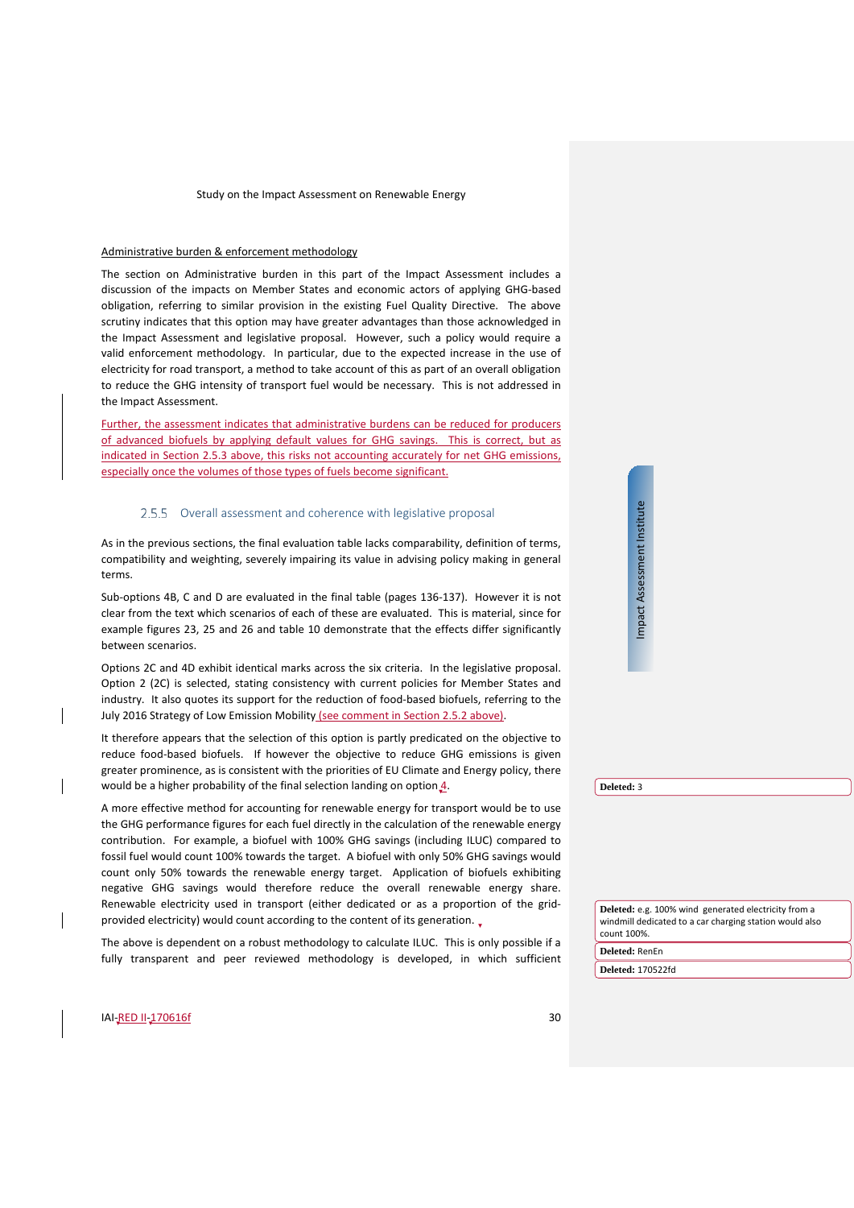Administrative burden & enforcement methodology

The section on Administrative burden in this part of the Impact Assessment includes a discussion of the impacts on Member States and economic actors of applying GHG-based obligation, referring to similar provision in the existing Fuel Quality Directive. The above scrutiny indicates that this option may have greater advantages than those acknowledged in the Impact Assessment and legislative proposal. However, such a policy would require a valid enforcement methodology. In particular, due to the expected increase in the use of electricity for road transport, a method to take account of this as part of an overall obligation to reduce the GHG intensity of transport fuel would be necessary. This is not addressed in the Impact Assessment.

Further, the assessment indicates that administrative burdens can be reduced for producers of advanced biofuels by applying default values for GHG savings. This is correct, but as indicated in Section 2.5.3 above, this risks not accounting accurately for net GHG emissions, especially once the volumes of those types of fuels become significant.

### 2.5.5 Overall assessment and coherence with legislative proposal

As in the previous sections, the final evaluation table lacks comparability, definition of terms, compatibility and weighting, severely impairing its value in advising policy making in general terms.

Sub-options 4B, C and D are evaluated in the final table (pages 136-137). However it is not clear from the text which scenarios of each of these are evaluated. This is material, since for example figures 23, 25 and 26 and table 10 demonstrate that the effects differ significantly between scenarios.

Options 2C and 4D exhibit identical marks across the six criteria. In the legislative proposal. Option 2 (2C) is selected, stating consistency with current policies for Member States and industry. It also quotes its support for the reduction of food-based biofuels, referring to the July 2016 Strategy of Low Emission Mobility (see comment in Section 2.5.2 above).

It therefore appears that the selection of this option is partly predicated on the objective to reduce food-based biofuels. If however the objective to reduce GHG emissions is given greater prominence, as is consistent with the priorities of EU Climate and Energy policy, there would be a higher probability of the final selection landing on option 4.

A more effective method for accounting for renewable energy for transport would be to use the GHG performance figures for each fuel directly in the calculation of the renewable energy contribution. For example, a biofuel with 100% GHG savings (including ILUC) compared to fossil fuel would count 100% towards the target. A biofuel with only 50% GHG savings would count only 50% towards the renewable energy target. Application of biofuels exhibiting negative GHG savings would therefore reduce the overall renewable energy share. Renewable electricity used in transport (either dedicated or as a proportion of the grid-provided electricity) would count according to the content of its generation.

The above is dependent on a robust methodology to calculate ILUC. This is only possible if a fully transparent and peer reviewed methodology is developed, in which sufficient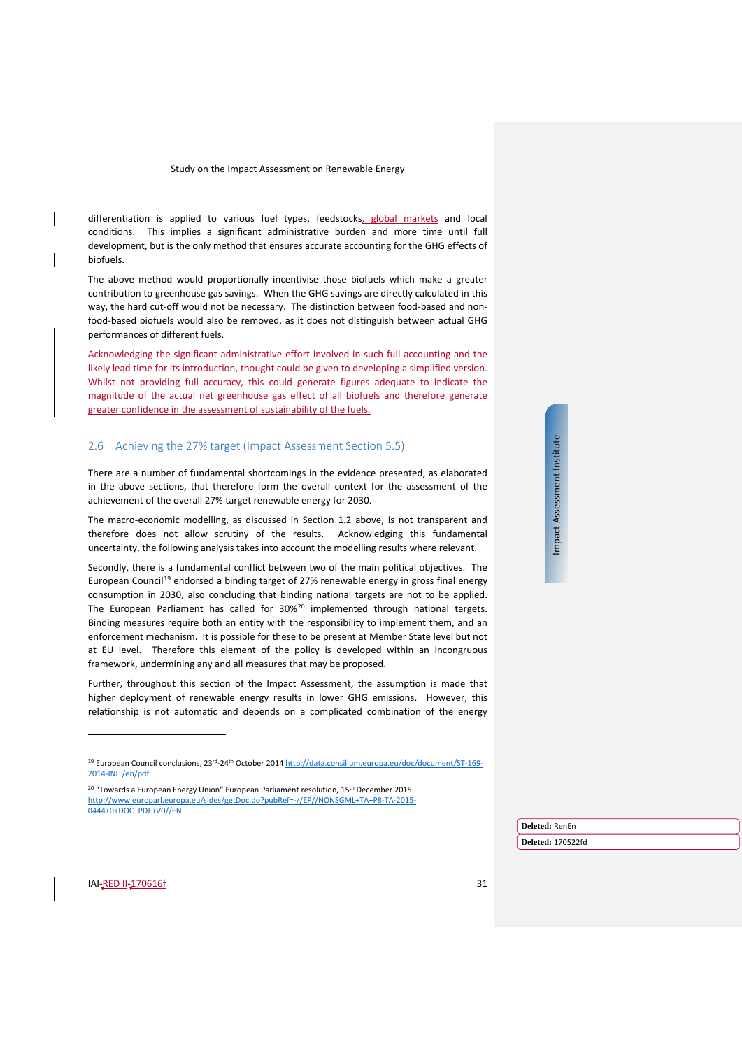differentiation is applied to various fuel types, feedstocks, global markets and local conditions. This implies a significant administrative burden and more time until full development, but is the only method that ensures accurate accounting for the GHG effects of biofuels.

The above method would proportionally incentivise those biofuels which make a greater contribution to greenhouse gas savings. When the GHG savings are directly calculated in this way, the hard cut-off would not be necessary. The distinction between food-based and non-food-based biofuels would also be removed, as it does not distinguish between actual GHG performances of different fuels.

Acknowledging the significant administrative effort involved in such full accounting and the likely lead time for its introduction, thought could be given to developing a simplified version. Whilst not providing full accuracy, this could generate figures adequate to indicate the magnitude of the actual net greenhouse gas effect of all biofuels and therefore generate greater confidence in the assessment of sustainability of the fuels.

## 2.6 Achieving the 27% target (Impact Assessment Section 5.5)

There are a number of fundamental shortcomings in the evidence presented, as elaborated in the above sections, that therefore form the overall context for the assessment of the achievement of the overall 27% target renewable energy for 2030.

The macro-economic modelling, as discussed in Section 1.2 above, is not transparent and therefore does not allow scrutiny of the results. Acknowledging this fundamental uncertainty, the following analysis takes into account the modelling results where relevant.

Secondly, there is a fundamental conflict between two of the main political objectives. The European Council[19] endorsed a binding target of 27% renewable energy in gross final energy consumption in 2030, also concluding that binding national targets are not to be applied. The European Parliament has called for 30%[20] implemented through national targets. Binding measures require both an entity with the responsibility to implement them, and an enforcement mechanism. It is possible for these to be present at Member State level but not at EU level. Therefore this element of the policy is developed within an incongruous framework, undermining any and all measures that may be proposed.

Further, throughout this section of the Impact Assessment, the assumption is made that higher deployment of renewable energy results in lower GHG emissions. However, this relationship is not automatic and depends on a complicated combination of the energy

---

[19] European Council conclusions, 23rd-24th October 2014 http://data.consilium.europa.eu/doc/document/ST-169-2014-INIT/en/pdf

[20] "Towards a European Energy Union" European Parliament resolution, 15th December 2015 http://www.europarl.europa.eu/sides/getDoc.do?pubRef=-//EP//NONSGML+TA+P8-TA-2015-0444+0+DOC+PDF+V0//EN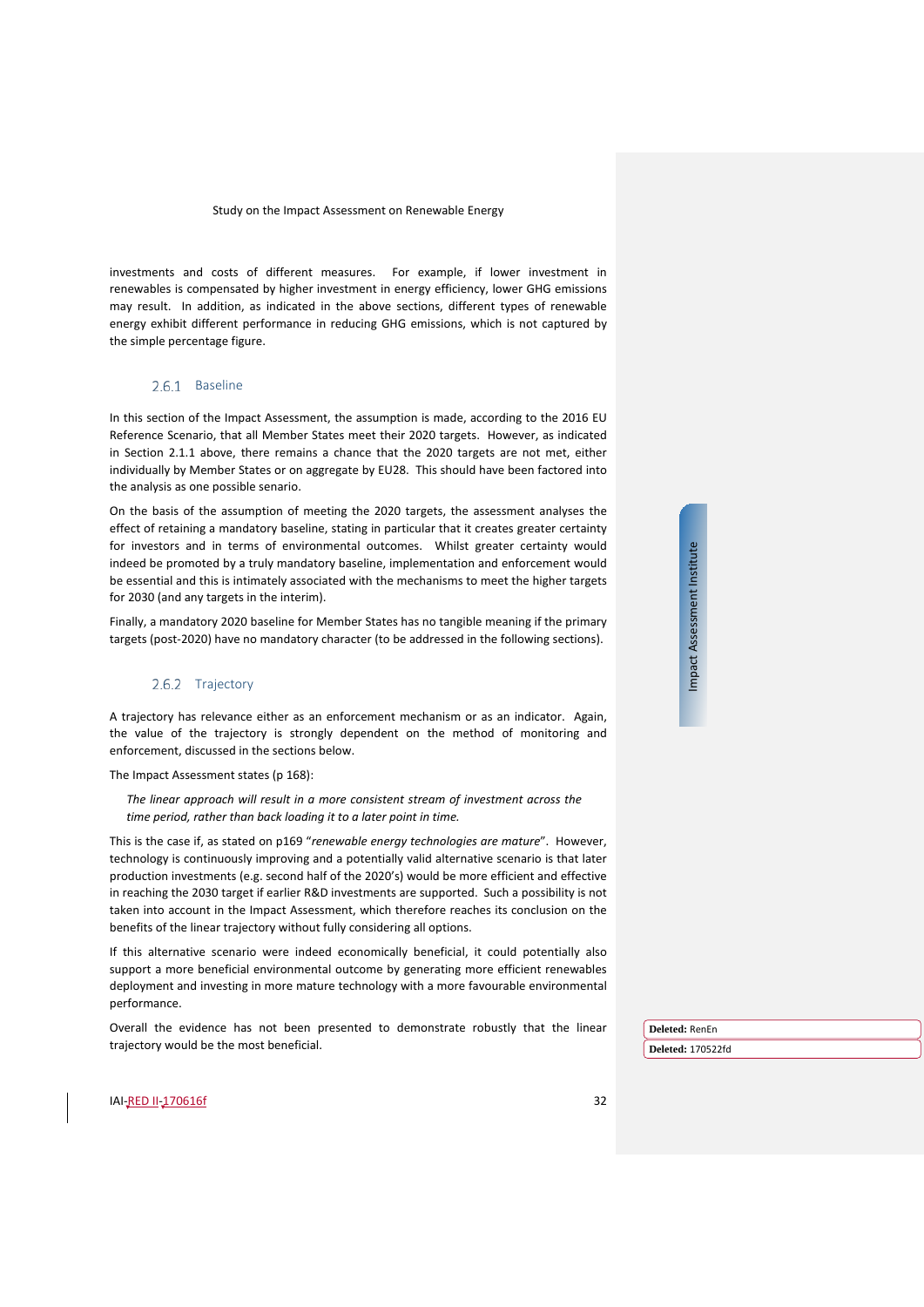investments and costs of different measures. For example, if lower investment in renewables is compensated by higher investment in energy efficiency, lower GHG emissions may result. In addition, as indicated in the above sections, different types of renewable energy exhibit different performance in reducing GHG emissions, which is not captured by the simple percentage figure.

### 2.6.1 Baseline

In this section of the Impact Assessment, the assumption is made, according to the 2016 EU Reference Scenario, that all Member States meet their 2020 targets. However, as indicated in Section 2.1.1 above, there remains a chance that the 2020 targets are not met, either individually by Member States or on aggregate by EU28. This should have been factored into the analysis as one possible senario.

On the basis of the assumption of meeting the 2020 targets, the assessment analyses the effect of retaining a mandatory baseline, stating in particular that it creates greater certainty for investors and in terms of environmental outcomes. Whilst greater certainty would indeed be promoted by a truly mandatory baseline, implementation and enforcement would be essential and this is intimately associated with the mechanisms to meet the higher targets for 2030 (and any targets in the interim).

Finally, a mandatory 2020 baseline for Member States has no tangible meaning if the primary targets (post-2020) have no mandatory character (to be addressed in the following sections).

### 2.6.2 Trajectory

A trajectory has relevance either as an enforcement mechanism or as an indicator. Again, the value of the trajectory is strongly dependent on the method of monitoring and enforcement, discussed in the sections below.

The Impact Assessment states (p 168):

> *The linear approach will result in a more consistent stream of investment across the time period, rather than back loading it to a later point in time.*

This is the case if, as stated on p169 "*renewable energy technologies are mature*". However, technology is continuously improving and a potentially valid alternative scenario is that later production investments (e.g. second half of the 2020's) would be more efficient and effective in reaching the 2030 target if earlier R&D investments are supported. Such a possibility is not taken into account in the Impact Assessment, which therefore reaches its conclusion on the benefits of the linear trajectory without fully considering all options.

If this alternative scenario were indeed economically beneficial, it could potentially also support a more beneficial environmental outcome by generating more efficient renewables deployment and investing in more mature technology with a more favourable environmental performance.

Overall the evidence has not been presented to demonstrate robustly that the linear trajectory would be the most beneficial.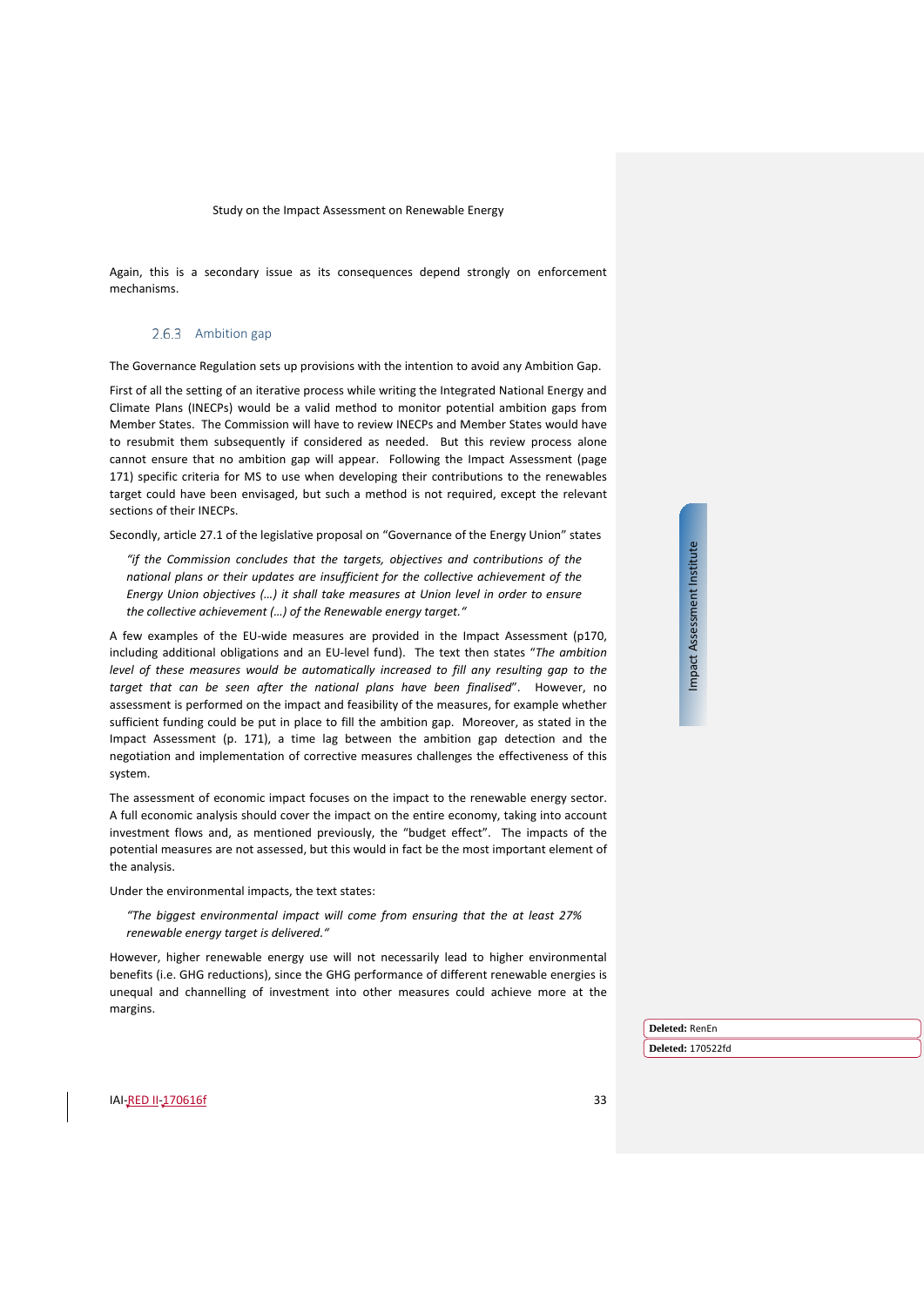Again, this is a secondary issue as its consequences depend strongly on enforcement mechanisms.

### 2.6.3 Ambition gap

The Governance Regulation sets up provisions with the intention to avoid any Ambition Gap.

First of all the setting of an iterative process while writing the Integrated National Energy and Climate Plans (INECPs) would be a valid method to monitor potential ambition gaps from Member States. The Commission will have to review INECPs and Member States would have to resubmit them subsequently if considered as needed. But this review process alone cannot ensure that no ambition gap will appear. Following the Impact Assessment (page 171) specific criteria for MS to use when developing their contributions to the renewables target could have been envisaged, but such a method is not required, except the relevant sections of their INECPs.

Secondly, article 27.1 of the legislative proposal on "Governance of the Energy Union" states

> *"if the Commission concludes that the targets, objectives and contributions of the national plans or their updates are insufficient for the collective achievement of the Energy Union objectives (…) it shall take measures at Union level in order to ensure the collective achievement (…) of the Renewable energy target."*

A few examples of the EU-wide measures are provided in the Impact Assessment (p170, including additional obligations and an EU-level fund). The text then states "*The ambition level of these measures would be automatically increased to fill any resulting gap to the target that can be seen after the national plans have been finalised*". However, no assessment is performed on the impact and feasibility of the measures, for example whether sufficient funding could be put in place to fill the ambition gap. Moreover, as stated in the Impact Assessment (p. 171), a time lag between the ambition gap detection and the negotiation and implementation of corrective measures challenges the effectiveness of this system.

The assessment of economic impact focuses on the impact to the renewable energy sector. A full economic analysis should cover the impact on the entire economy, taking into account investment flows and, as mentioned previously, the "budget effect". The impacts of the potential measures are not assessed, but this would in fact be the most important element of the analysis.

Under the environmental impacts, the text states:

> *"The biggest environmental impact will come from ensuring that the at least 27% renewable energy target is delivered."*

However, higher renewable energy use will not necessarily lead to higher environmental benefits (i.e. GHG reductions), since the GHG performance of different renewable energies is unequal and channelling of investment into other measures could achieve more at the margins.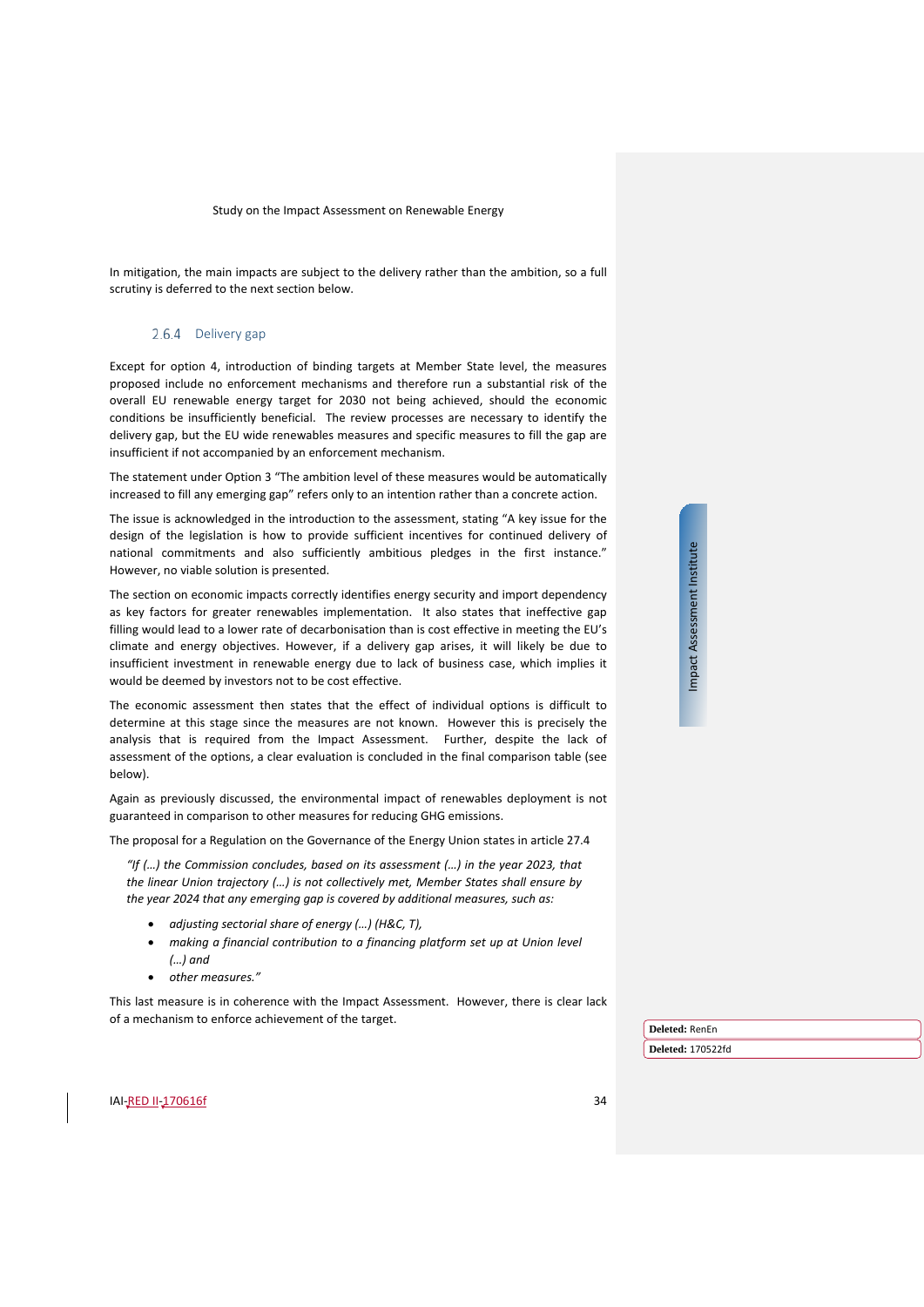In mitigation, the main impacts are subject to the delivery rather than the ambition, so a full scrutiny is deferred to the next section below.

### 2.6.4 Delivery gap

Except for option 4, introduction of binding targets at Member State level, the measures proposed include no enforcement mechanisms and therefore run a substantial risk of the overall EU renewable energy target for 2030 not being achieved, should the economic conditions be insufficiently beneficial. The review processes are necessary to identify the delivery gap, but the EU wide renewables measures and specific measures to fill the gap are insufficient if not accompanied by an enforcement mechanism.

The statement under Option 3 "The ambition level of these measures would be automatically increased to fill any emerging gap" refers only to an intention rather than a concrete action.

The issue is acknowledged in the introduction to the assessment, stating "A key issue for the design of the legislation is how to provide sufficient incentives for continued delivery of national commitments and also sufficiently ambitious pledges in the first instance." However, no viable solution is presented.

The section on economic impacts correctly identifies energy security and import dependency as key factors for greater renewables implementation. It also states that ineffective gap filling would lead to a lower rate of decarbonisation than is cost effective in meeting the EU's climate and energy objectives. However, if a delivery gap arises, it will likely be due to insufficient investment in renewable energy due to lack of business case, which implies it would be deemed by investors not to be cost effective.

The economic assessment then states that the effect of individual options is difficult to determine at this stage since the measures are not known. However this is precisely the analysis that is required from the Impact Assessment. Further, despite the lack of assessment of the options, a clear evaluation is concluded in the final comparison table (see below).

Again as previously discussed, the environmental impact of renewables deployment is not guaranteed in comparison to other measures for reducing GHG emissions.

The proposal for a Regulation on the Governance of the Energy Union states in article 27.4

> *"If (…) the Commission concludes, based on its assessment (…) in the year 2023, that the linear Union trajectory (…) is not collectively met, Member States shall ensure by the year 2024 that any emerging gap is covered by additional measures, such as:*
>
> - *adjusting sectorial share of energy (…) (H&C, T),*
> - *making a financial contribution to a financing platform set up at Union level (…) and*
> - *other measures."*

This last measure is in coherence with the Impact Assessment. However, there is clear lack of a mechanism to enforce achievement of the target.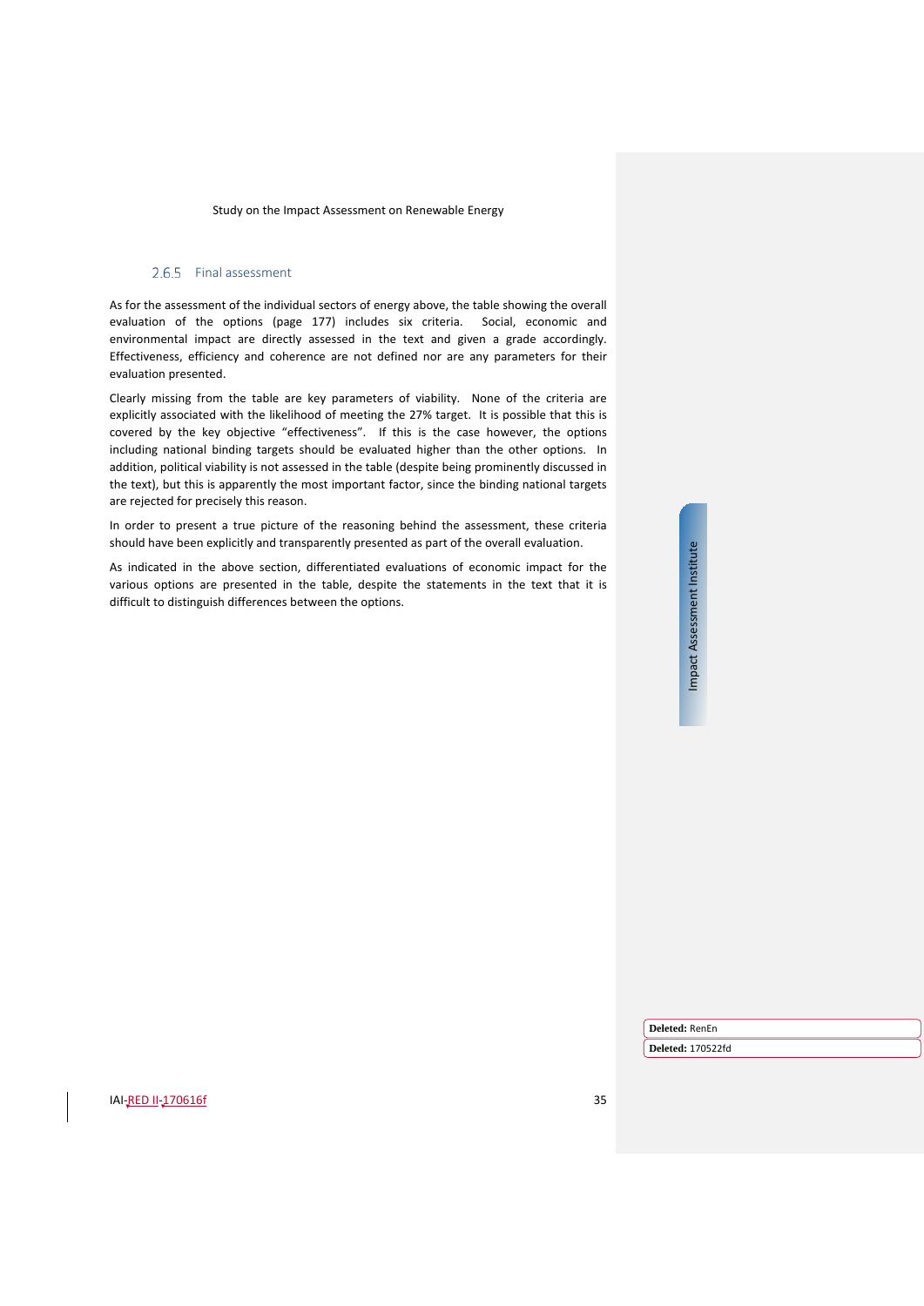### 2.6.5 Final assessment

As for the assessment of the individual sectors of energy above, the table showing the overall evaluation of the options (page 177) includes six criteria. Social, economic and environmental impact are directly assessed in the text and given a grade accordingly. Effectiveness, efficiency and coherence are not defined nor are any parameters for their evaluation presented.

Clearly missing from the table are key parameters of viability. None of the criteria are explicitly associated with the likelihood of meeting the 27% target. It is possible that this is covered by the key objective "effectiveness". If this is the case however, the options including national binding targets should be evaluated higher than the other options. In addition, political viability is not assessed in the table (despite being prominently discussed in the text), but this is apparently the most important factor, since the binding national targets are rejected for precisely this reason.

In order to present a true picture of the reasoning behind the assessment, these criteria should have been explicitly and transparently presented as part of the overall evaluation.

As indicated in the above section, differentiated evaluations of economic impact for the various options are presented in the table, despite the statements in the text that it is difficult to distinguish differences between the options.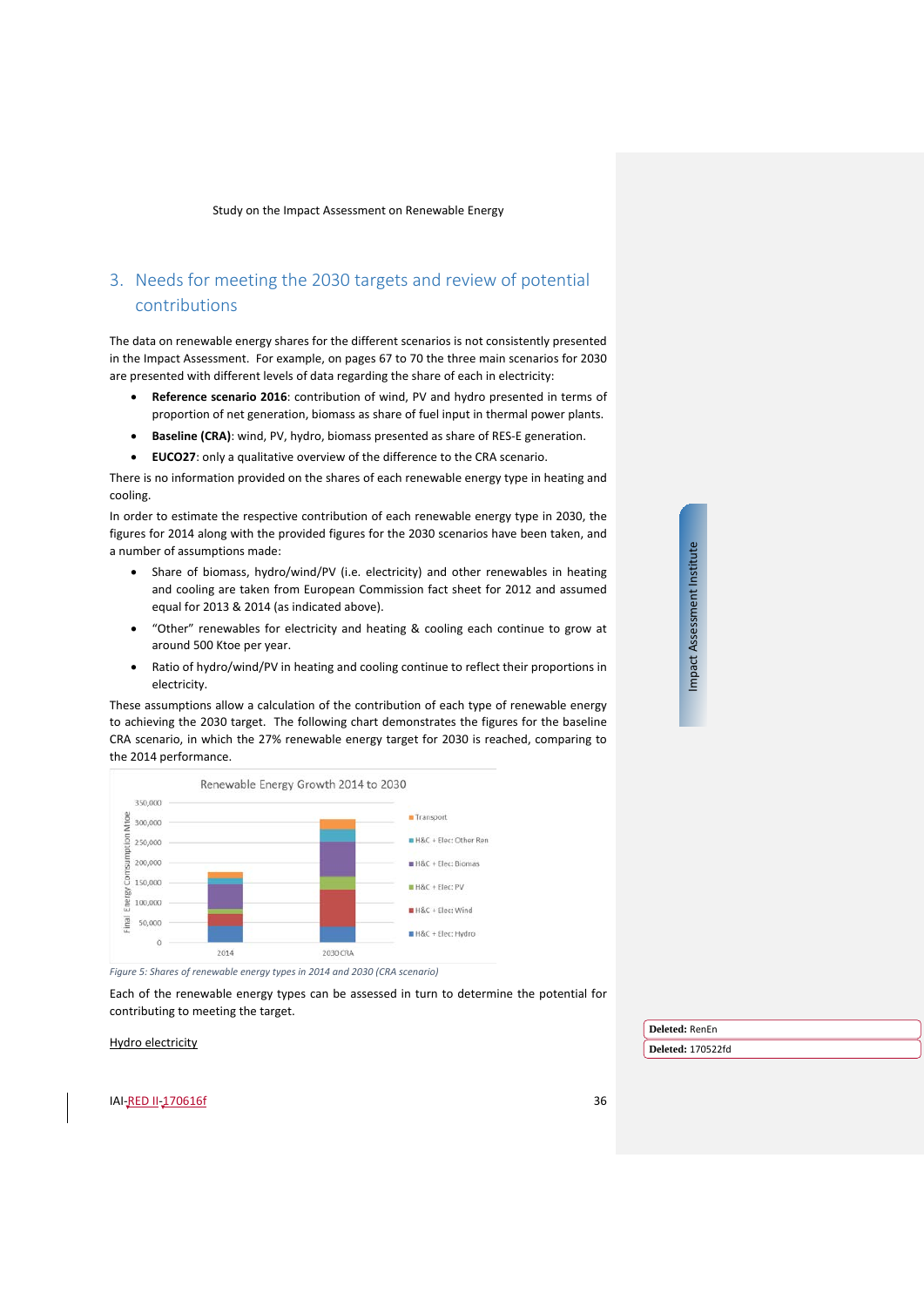## 3. Needs for meeting the 2030 targets and review of potential contributions

The data on renewable energy shares for the different scenarios is not consistently presented in the Impact Assessment. For example, on pages 67 to 70 the three main scenarios for 2030 are presented with different levels of data regarding the share of each in electricity:

- **Reference scenario 2016**: contribution of wind, PV and hydro presented in terms of proportion of net generation, biomass as share of fuel input in thermal power plants.
- **Baseline (CRA)**: wind, PV, hydro, biomass presented as share of RES-E generation.
- **EUCO27**: only a qualitative overview of the difference to the CRA scenario.

There is no information provided on the shares of each renewable energy type in heating and cooling.

In order to estimate the respective contribution of each renewable energy type in 2030, the figures for 2014 along with the provided figures for the 2030 scenarios have been taken, and a number of assumptions made:

- Share of biomass, hydro/wind/PV (i.e. electricity) and other renewables in heating and cooling are taken from European Commission fact sheet for 2012 and assumed equal for 2013 & 2014 (as indicated above).
- "Other" renewables for electricity and heating & cooling each continue to grow at around 500 Ktoe per year.
- Ratio of hydro/wind/PV in heating and cooling continue to reflect their proportions in electricity.

These assumptions allow a calculation of the contribution of each type of renewable energy to achieving the 2030 target. The following chart demonstrates the figures for the baseline CRA scenario, in which the 27% renewable energy target for 2030 is reached, comparing to the 2014 performance.

Renewable Energy Growth 2014 to 2030

Figure 5: Shares of renewable energy types in 2014 and 2030 (CRA scenario)

Each of the renewable energy types can be assessed in turn to determine the potential for contributing to meeting the target.

Hydro electricity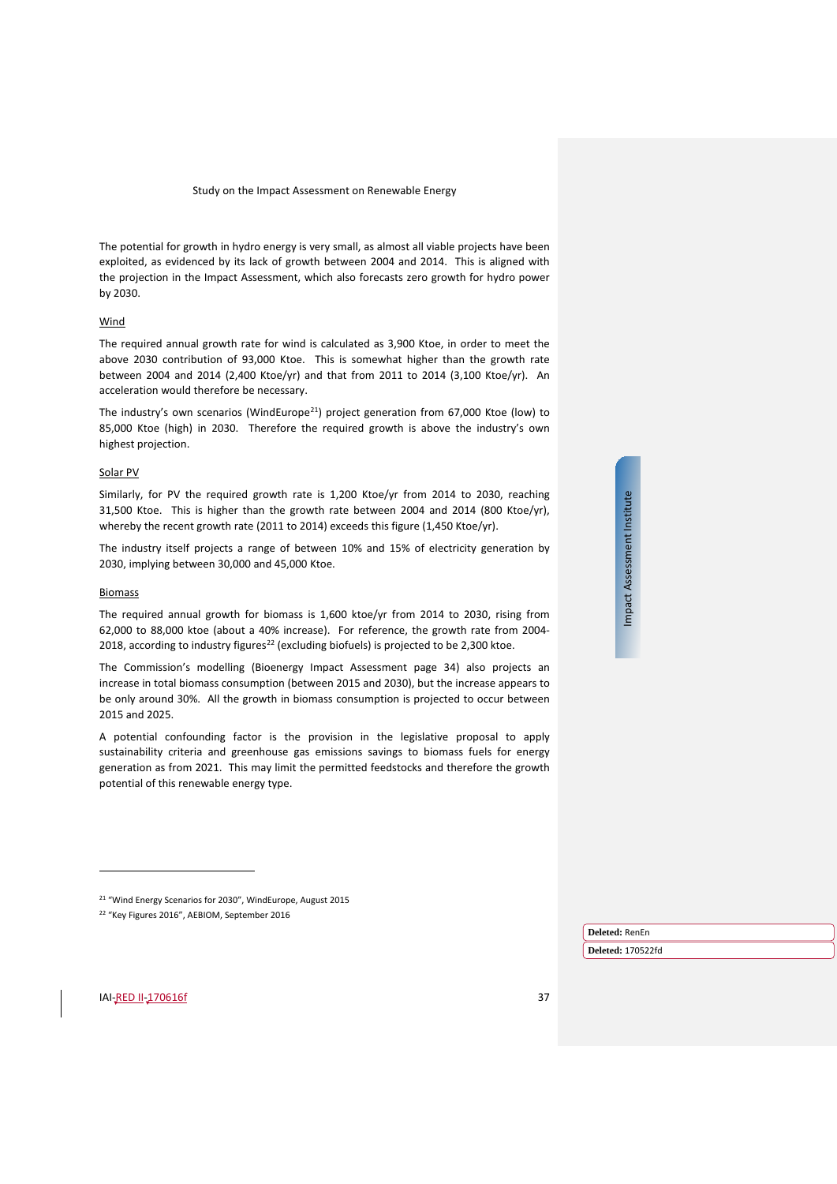The potential for growth in hydro energy is very small, as almost all viable projects have been exploited, as evidenced by its lack of growth between 2004 and 2014. This is aligned with the projection in the Impact Assessment, which also forecasts zero growth for hydro power by 2030.

Wind

The required annual growth rate for wind is calculated as 3,900 Ktoe, in order to meet the above 2030 contribution of 93,000 Ktoe. This is somewhat higher than the growth rate between 2004 and 2014 (2,400 Ktoe/yr) and that from 2011 to 2014 (3,100 Ktoe/yr). An acceleration would therefore be necessary.

The industry's own scenarios (WindEurope[21]) project generation from 67,000 Ktoe (low) to 85,000 Ktoe (high) in 2030. Therefore the required growth is above the industry's own highest projection.

Solar PV

Similarly, for PV the required growth rate is 1,200 Ktoe/yr from 2014 to 2030, reaching 31,500 Ktoe. This is higher than the growth rate between 2004 and 2014 (800 Ktoe/yr), whereby the recent growth rate (2011 to 2014) exceeds this figure (1,450 Ktoe/yr).

The industry itself projects a range of between 10% and 15% of electricity generation by 2030, implying between 30,000 and 45,000 Ktoe.

Biomass

The required annual growth for biomass is 1,600 ktoe/yr from 2014 to 2030, rising from 62,000 to 88,000 ktoe (about a 40% increase). For reference, the growth rate from 2004-2018, according to industry figures[22] (excluding biofuels) is projected to be 2,300 ktoe.

The Commission's modelling (Bioenergy Impact Assessment page 34) also projects an increase in total biomass consumption (between 2015 and 2030), but the increase appears to be only around 30%. All the growth in biomass consumption is projected to occur between 2015 and 2025.

A potential confounding factor is the provision in the legislative proposal to apply sustainability criteria and greenhouse gas emissions savings to biomass fuels for energy generation as from 2021. This may limit the permitted feedstocks and therefore the growth potential of this renewable energy type.

[21] "Wind Energy Scenarios for 2030", WindEurope, August 2015

[22] "Key Figures 2016", AEBIOM, September 2016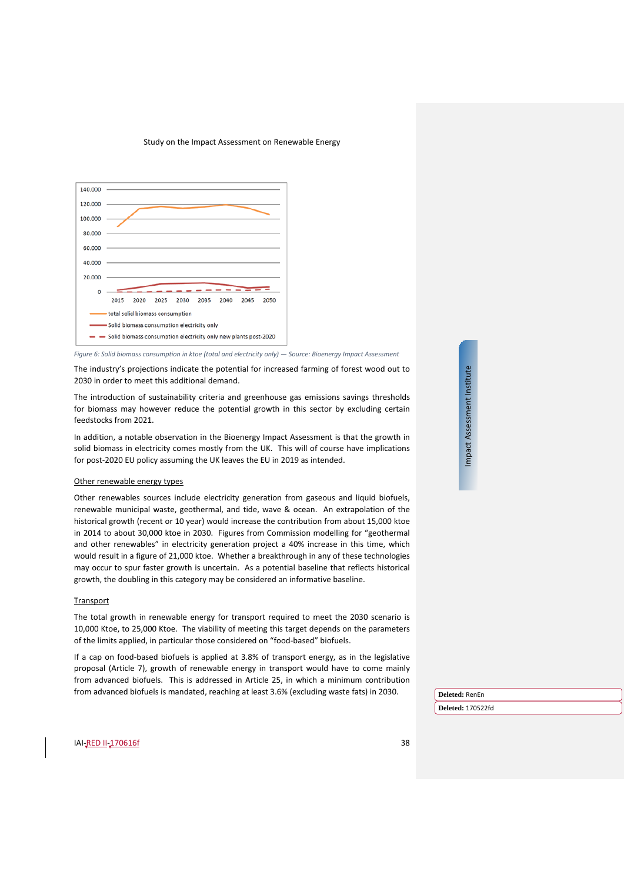Figure 6: Solid biomass consumption in ktoe (total and electricity only) — Source: Bioenergy Impact Assessment

The industry's projections indicate the potential for increased farming of forest wood out to 2030 in order to meet this additional demand.

The introduction of sustainability criteria and greenhouse gas emissions savings thresholds for biomass may however reduce the potential growth in this sector by excluding certain feedstocks from 2021.

In addition, a notable observation in the Bioenergy Impact Assessment is that the growth in solid biomass in electricity comes mostly from the UK. This will of course have implications for post-2020 EU policy assuming the UK leaves the EU in 2019 as intended.

Other renewable energy types

Other renewables sources include electricity generation from gaseous and liquid biofuels, renewable municipal waste, geothermal, and tide, wave & ocean. An extrapolation of the historical growth (recent or 10 year) would increase the contribution from about 15,000 ktoe in 2014 to about 30,000 ktoe in 2030. Figures from Commission modelling for "geothermal and other renewables" in electricity generation project a 40% increase in this time, which would result in a figure of 21,000 ktoe. Whether a breakthrough in any of these technologies may occur to spur faster growth is uncertain. As a potential baseline that reflects historical growth, the doubling in this category may be considered an informative baseline.

Transport

The total growth in renewable energy for transport required to meet the 2030 scenario is 10,000 Ktoe, to 25,000 Ktoe. The viability of meeting this target depends on the parameters of the limits applied, in particular those considered on "food-based" biofuels.

If a cap on food-based biofuels is applied at 3.8% of transport energy, as in the legislative proposal (Article 7), growth of renewable energy in transport would have to come mainly from advanced biofuels. This is addressed in Article 25, in which a minimum contribution from advanced biofuels is mandated, reaching at least 3.6% (excluding waste fats) in 2030.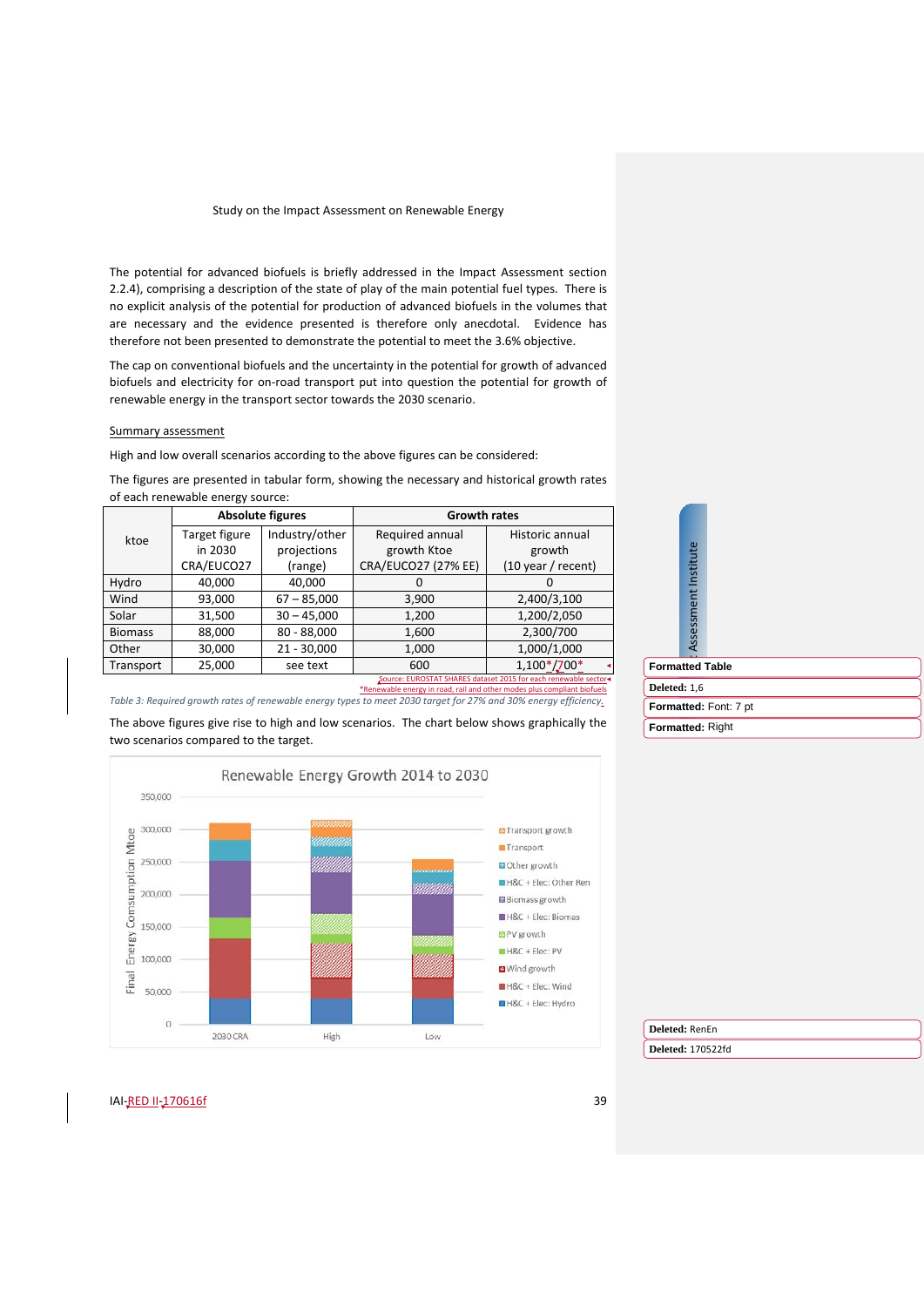The potential for advanced biofuels is briefly addressed in the Impact Assessment section 2.2.4), comprising a description of the state of play of the main potential fuel types. There is no explicit analysis of the potential for production of advanced biofuels in the volumes that are necessary and the evidence presented is therefore only anecdotal. Evidence has therefore not been presented to demonstrate the potential to meet the 3.6% objective.

The cap on conventional biofuels and the uncertainty in the potential for growth of advanced biofuels and electricity for on-road transport put into question the potential for growth of renewable energy in the transport sector towards the 2030 scenario.

Summary assessment

High and low overall scenarios according to the above figures can be considered:

The figures are presented in tabular form, showing the necessary and historical growth rates of each renewable energy source:

| ktoe | Absolute figures | | Growth rates | |
|---|---|---|---|---|
| | Target figure in 2030 CRA/EUCO27 | Industry/other projections (range) | Required annual growth Ktoe CRA/EUCO27 (27% EE) | Historic annual growth (10 year / recent) |
| Hydro | 40,000 | 40,000 | 0 | 0 |
| Wind | 93,000 | 67 – 85,000 | 3,900 | 2,400/3,100 |
| Solar | 31,500 | 30 – 45,000 | 1,200 | 1,200/2,050 |
| Biomass | 88,000 | 80 - 88,000 | 1,600 | 2,300/700 |
| Other | 30,000 | 21 - 30,000 | 1,000 | 1,000/1,000 |
| Transport | 25,000 | see text | 600 | 1,100*/700* |

Source: EUROSTAT SHARES dataset 2015 for each renewable sector
*Renewable energy in road, rail and other modes plus compliant biofuels

*Table 3: Required growth rates of renewable energy types to meet 2030 target for 27% and 30% energy efficiency.*

The above figures give rise to high and low scenarios. The chart below shows graphically the two scenarios compared to the target.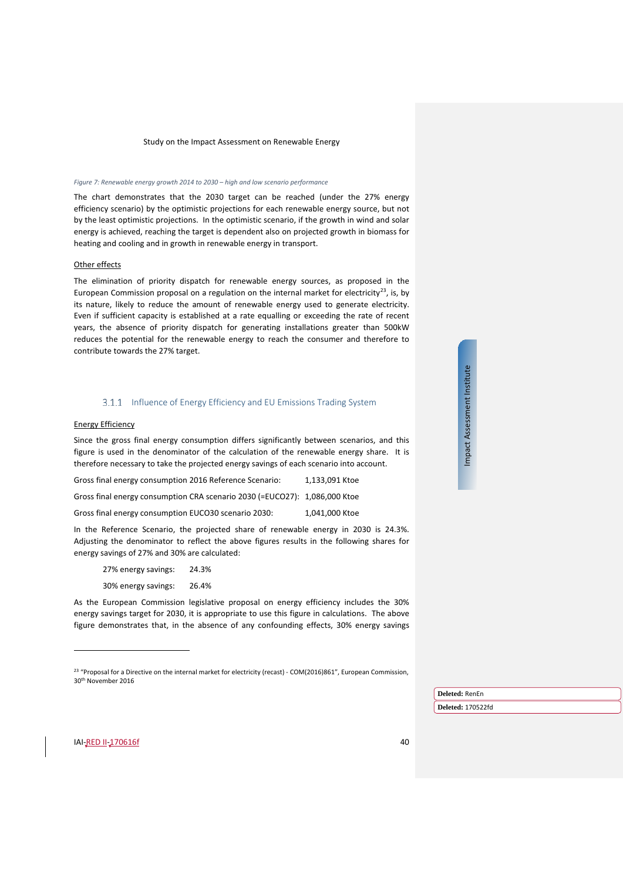*Figure 7: Renewable energy growth 2014 to 2030 – high and low scenario performance*

The chart demonstrates that the 2030 target can be reached (under the 27% energy efficiency scenario) by the optimistic projections for each renewable energy source, but not by the least optimistic projections. In the optimistic scenario, if the growth in wind and solar energy is achieved, reaching the target is dependent also on projected growth in biomass for heating and cooling and in growth in renewable energy in transport.

Other effects

The elimination of priority dispatch for renewable energy sources, as proposed in the European Commission proposal on a regulation on the internal market for electricity[23], is, by its nature, likely to reduce the amount of renewable energy used to generate electricity. Even if sufficient capacity is established at a rate equalling or exceeding the rate of recent years, the absence of priority dispatch for generating installations greater than 500kW reduces the potential for the renewable energy to reach the consumer and therefore to contribute towards the 27% target.

### 3.1.1 Influence of Energy Efficiency and EU Emissions Trading System

Energy Efficiency

Since the gross final energy consumption differs significantly between scenarios, and this figure is used in the denominator of the calculation of the renewable energy share. It is therefore necessary to take the projected energy savings of each scenario into account.

Gross final energy consumption 2016 Reference Scenario: 1,133,091 Ktoe

Gross final energy consumption CRA scenario 2030 (=EUCO27): 1,086,000 Ktoe

Gross final energy consumption EUCO30 scenario 2030: 1,041,000 Ktoe

In the Reference Scenario, the projected share of renewable energy in 2030 is 24.3%. Adjusting the denominator to reflect the above figures results in the following shares for energy savings of 27% and 30% are calculated:

27% energy savings: 24.3%

30% energy savings: 26.4%

As the European Commission legislative proposal on energy efficiency includes the 30% energy savings target for 2030, it is appropriate to use this figure in calculations. The above figure demonstrates that, in the absence of any confounding effects, 30% energy savings

[23] "Proposal for a Directive on the internal market for electricity (recast) - COM(2016)861", European Commission, 30th November 2016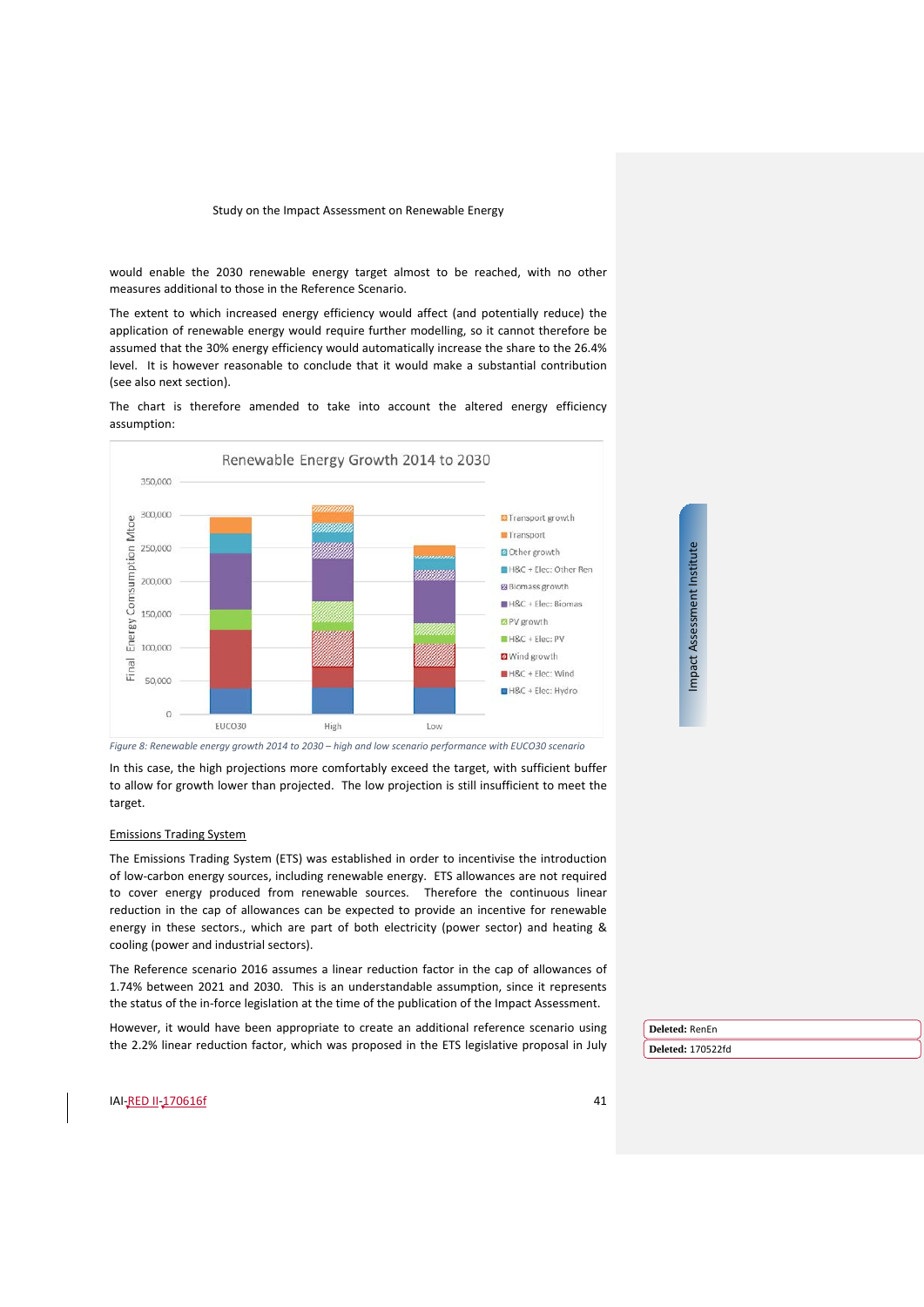would enable the 2030 renewable energy target almost to be reached, with no other measures additional to those in the Reference Scenario.

The extent to which increased energy efficiency would affect (and potentially reduce) the application of renewable energy would require further modelling, so it cannot therefore be assumed that the 30% energy efficiency would automatically increase the share to the 26.4% level. It is however reasonable to conclude that it would make a substantial contribution (see also next section).

The chart is therefore amended to take into account the altered energy efficiency assumption:

*Figure 8: Renewable energy growth 2014 to 2030 – high and low scenario performance with EUCO30 scenario*

In this case, the high projections more comfortably exceed the target, with sufficient buffer to allow for growth lower than projected. The low projection is still insufficient to meet the target.

## Emissions Trading System

The Emissions Trading System (ETS) was established in order to incentivise the introduction of low-carbon energy sources, including renewable energy. ETS allowances are not required to cover energy produced from renewable sources. Therefore the continuous linear reduction in the cap of allowances can be expected to provide an incentive for renewable energy in these sectors., which are part of both electricity (power sector) and heating & cooling (power and industrial sectors).

The Reference scenario 2016 assumes a linear reduction factor in the cap of allowances of 1.74% between 2021 and 2030. This is an understandable assumption, since it represents the status of the in-force legislation at the time of the publication of the Impact Assessment.

However, it would have been appropriate to create an additional reference scenario using the 2.2% linear reduction factor, which was proposed in the ETS legislative proposal in July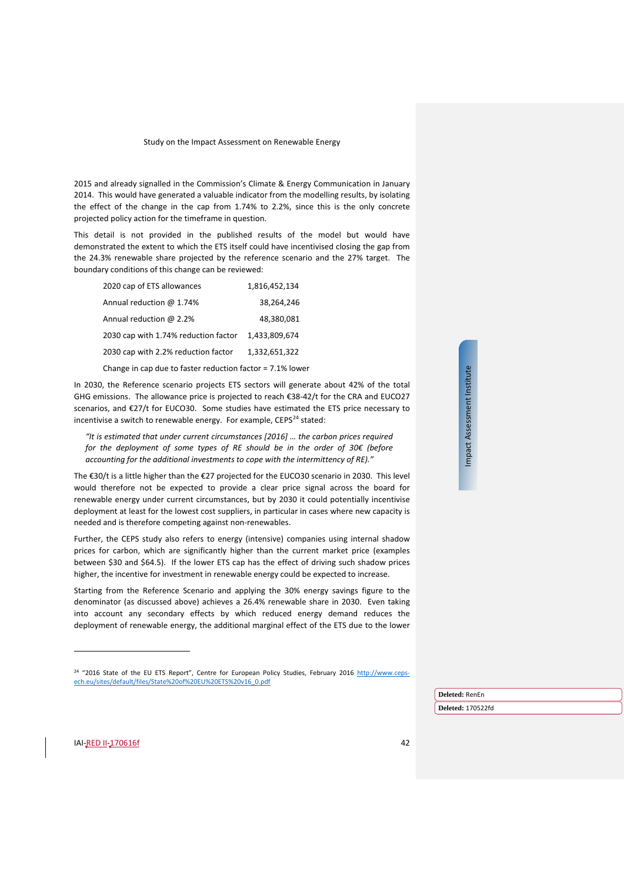2015 and already signalled in the Commission's Climate & Energy Communication in January 2014. This would have generated a valuable indicator from the modelling results, by isolating the effect of the change in the cap from 1.74% to 2.2%, since this is the only concrete projected policy action for the timeframe in question.

This detail is not provided in the published results of the model but would have demonstrated the extent to which the ETS itself could have incentivised closing the gap from the 24.3% renewable share projected by the reference scenario and the 27% target. The boundary conditions of this change can be reviewed:

| | |
|---|---|
| 2020 cap of ETS allowances | 1,816,452,134 |
| Annual reduction @ 1.74% | 38,264,246 |
| Annual reduction @ 2.2% | 48,380,081 |
| 2030 cap with 1.74% reduction factor | 1,433,809,674 |
| 2030 cap with 2.2% reduction factor | 1,332,651,322 |

Change in cap due to faster reduction factor = 7.1% lower

In 2030, the Reference scenario projects ETS sectors will generate about 42% of the total GHG emissions. The allowance price is projected to reach €38-42/t for the CRA and EUCO27 scenarios, and €27/t for EUCO30. Some studies have estimated the ETS price necessary to incentivise a switch to renewable energy. For example, CEPS[24] stated:

> *"It is estimated that under current circumstances [2016] … the carbon prices required for the deployment of some types of RE should be in the order of 30€ (before accounting for the additional investments to cope with the intermittency of RE)."*

The €30/t is a little higher than the €27 projected for the EUCO30 scenario in 2030. This level would therefore not be expected to provide a clear price signal across the board for renewable energy under current circumstances, but by 2030 it could potentially incentivise deployment at least for the lowest cost suppliers, in particular in cases where new capacity is needed and is therefore competing against non-renewables.

Further, the CEPS study also refers to energy (intensive) companies using internal shadow prices for carbon, which are significantly higher than the current market price (examples between \$30 and \$64.5). If the lower ETS cap has the effect of driving such shadow prices higher, the incentive for investment in renewable energy could be expected to increase.

Starting from the Reference Scenario and applying the 30% energy savings figure to the denominator (as discussed above) achieves a 26.4% renewable share in 2030. Even taking into account any secondary effects by which reduced energy demand reduces the deployment of renewable energy, the additional marginal effect of the ETS due to the lower

---

[24] "2016 State of the EU ETS Report", Centre for European Policy Studies, February 2016 http://www.ceps-ech.eu/sites/default/files/State%20of%20EU%20ETS%20v16_0.pdf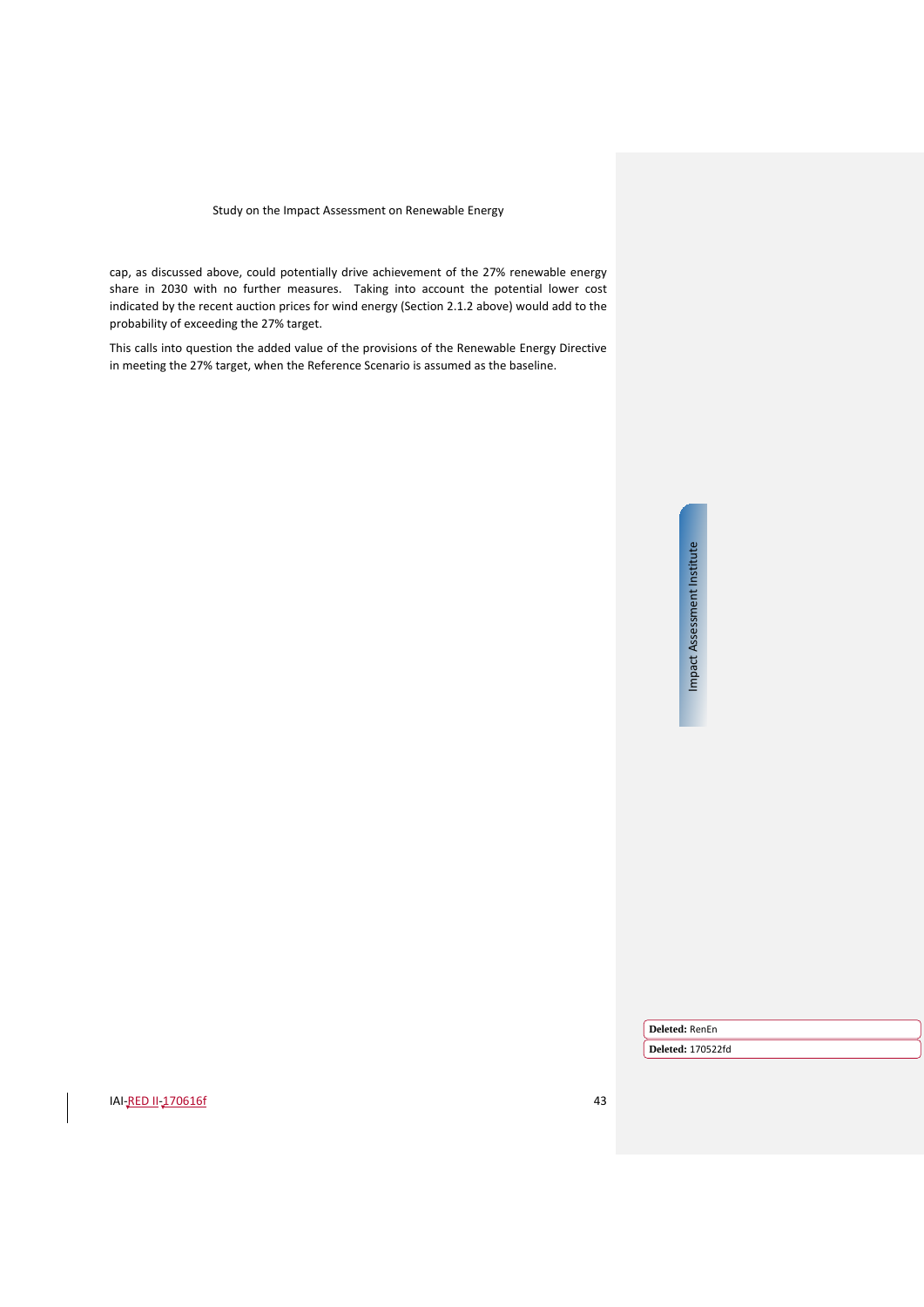cap, as discussed above, could potentially drive achievement of the 27% renewable energy share in 2030 with no further measures. Taking into account the potential lower cost indicated by the recent auction prices for wind energy (Section 2.1.2 above) would add to the probability of exceeding the 27% target.

This calls into question the added value of the provisions of the Renewable Energy Directive in meeting the 27% target, when the Reference Scenario is assumed as the baseline.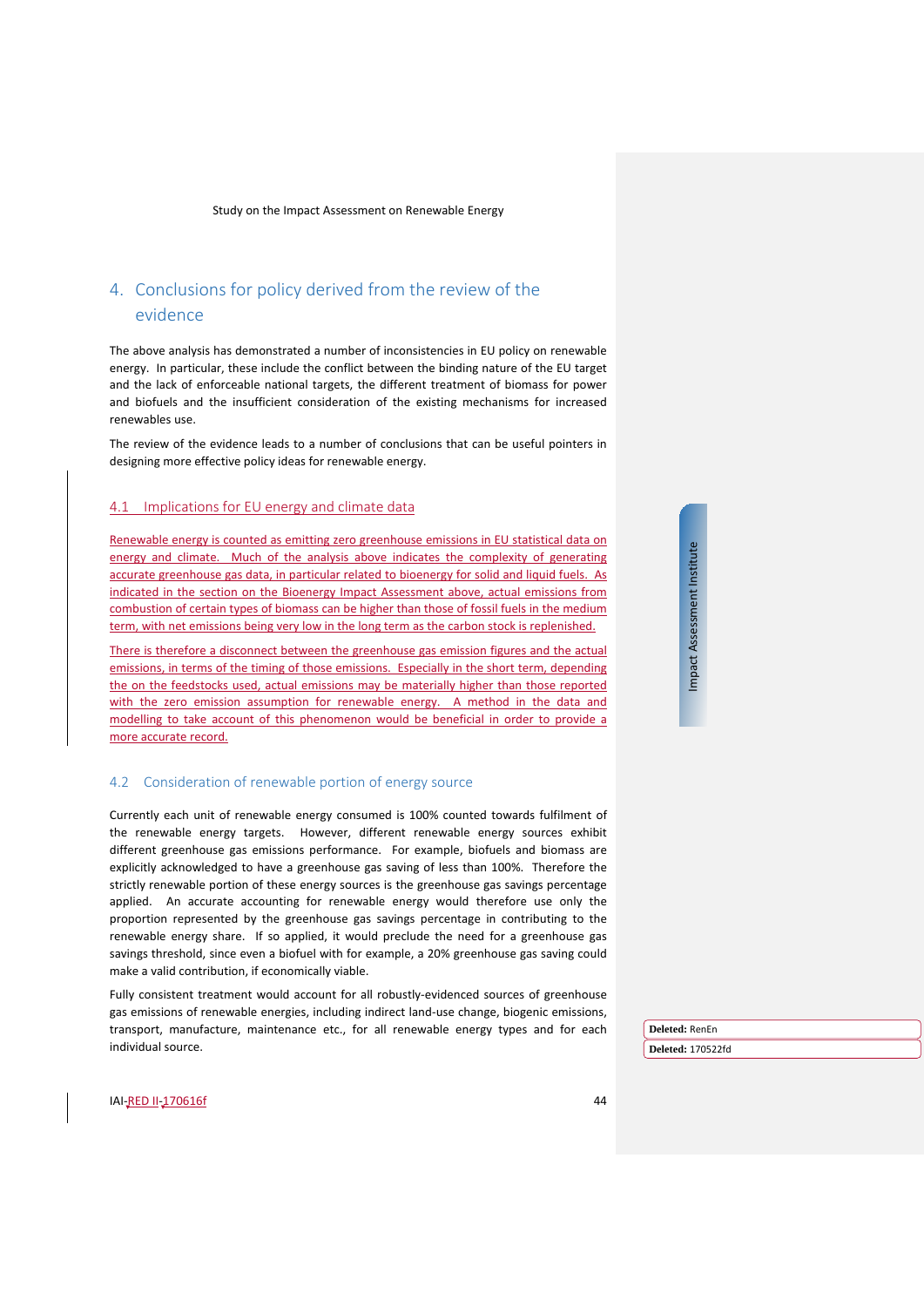# 4. Conclusions for policy derived from the review of the evidence

The above analysis has demonstrated a number of inconsistencies in EU policy on renewable energy. In particular, these include the conflict between the binding nature of the EU target and the lack of enforceable national targets, the different treatment of biomass for power and biofuels and the insufficient consideration of the existing mechanisms for increased renewables use.

The review of the evidence leads to a number of conclusions that can be useful pointers in designing more effective policy ideas for renewable energy.

## 4.1 Implications for EU energy and climate data

Renewable energy is counted as emitting zero greenhouse emissions in EU statistical data on energy and climate. Much of the analysis above indicates the complexity of generating accurate greenhouse gas data, in particular related to bioenergy for solid and liquid fuels. As indicated in the section on the Bioenergy Impact Assessment above, actual emissions from combustion of certain types of biomass can be higher than those of fossil fuels in the medium term, with net emissions being very low in the long term as the carbon stock is replenished.

There is therefore a disconnect between the greenhouse gas emission figures and the actual emissions, in terms of the timing of those emissions. Especially in the short term, depending the on the feedstocks used, actual emissions may be materially higher than those reported with the zero emission assumption for renewable energy. A method in the data and modelling to take account of this phenomenon would be beneficial in order to provide a more accurate record.

## 4.2 Consideration of renewable portion of energy source

Currently each unit of renewable energy consumed is 100% counted towards fulfilment of the renewable energy targets. However, different renewable energy sources exhibit different greenhouse gas emissions performance. For example, biofuels and biomass are explicitly acknowledged to have a greenhouse gas saving of less than 100%. Therefore the strictly renewable portion of these energy sources is the greenhouse gas savings percentage applied. An accurate accounting for renewable energy would therefore use only the proportion represented by the greenhouse gas savings percentage in contributing to the renewable energy share. If so applied, it would preclude the need for a greenhouse gas savings threshold, since even a biofuel with for example, a 20% greenhouse gas saving could make a valid contribution, if economically viable.

Fully consistent treatment would account for all robustly-evidenced sources of greenhouse gas emissions of renewable energies, including indirect land-use change, biogenic emissions, transport, manufacture, maintenance etc., for all renewable energy types and for each individual source.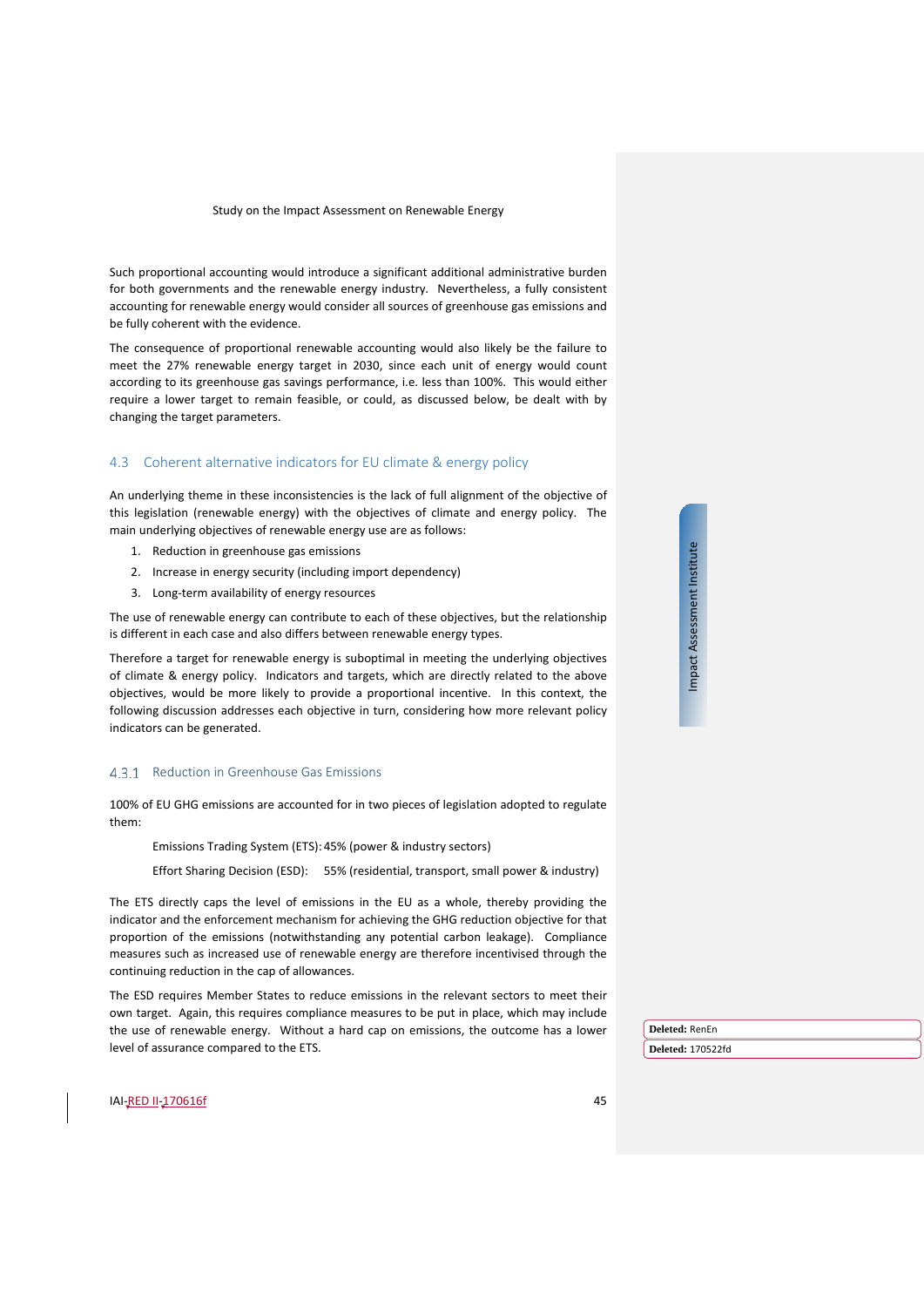Such proportional accounting would introduce a significant additional administrative burden for both governments and the renewable energy industry. Nevertheless, a fully consistent accounting for renewable energy would consider all sources of greenhouse gas emissions and be fully coherent with the evidence.

The consequence of proportional renewable accounting would also likely be the failure to meet the 27% renewable energy target in 2030, since each unit of energy would count according to its greenhouse gas savings performance, i.e. less than 100%. This would either require a lower target to remain feasible, or could, as discussed below, be dealt with by changing the target parameters.

## 4.3 Coherent alternative indicators for EU climate & energy policy

An underlying theme in these inconsistencies is the lack of full alignment of the objective of this legislation (renewable energy) with the objectives of climate and energy policy. The main underlying objectives of renewable energy use are as follows:

1. Reduction in greenhouse gas emissions
2. Increase in energy security (including import dependency)
3. Long-term availability of energy resources

The use of renewable energy can contribute to each of these objectives, but the relationship is different in each case and also differs between renewable energy types.

Therefore a target for renewable energy is suboptimal in meeting the underlying objectives of climate & energy policy. Indicators and targets, which are directly related to the above objectives, would be more likely to provide a proportional incentive. In this context, the following discussion addresses each objective in turn, considering how more relevant policy indicators can be generated.

### 4.3.1 Reduction in Greenhouse Gas Emissions

100% of EU GHG emissions are accounted for in two pieces of legislation adopted to regulate them:

Emissions Trading System (ETS): 45% (power & industry sectors)

Effort Sharing Decision (ESD): 55% (residential, transport, small power & industry)

The ETS directly caps the level of emissions in the EU as a whole, thereby providing the indicator and the enforcement mechanism for achieving the GHG reduction objective for that proportion of the emissions (notwithstanding any potential carbon leakage). Compliance measures such as increased use of renewable energy are therefore incentivised through the continuing reduction in the cap of allowances.

The ESD requires Member States to reduce emissions in the relevant sectors to meet their own target. Again, this requires compliance measures to be put in place, which may include the use of renewable energy. Without a hard cap on emissions, the outcome has a lower level of assurance compared to the ETS.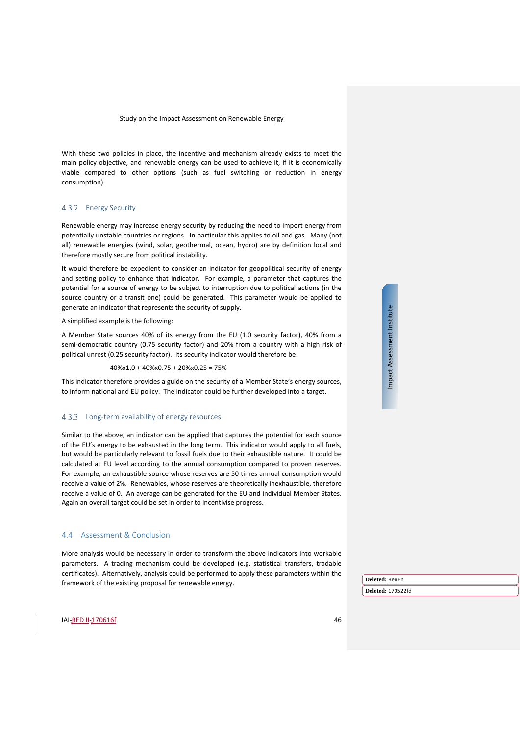With these two policies in place, the incentive and mechanism already exists to meet the main policy objective, and renewable energy can be used to achieve it, if it is economically viable compared to other options (such as fuel switching or reduction in energy consumption).

### 4.3.2 Energy Security

Renewable energy may increase energy security by reducing the need to import energy from potentially unstable countries or regions. In particular this applies to oil and gas. Many (not all) renewable energies (wind, solar, geothermal, ocean, hydro) are by definition local and therefore mostly secure from political instability.

It would therefore be expedient to consider an indicator for geopolitical security of energy and setting policy to enhance that indicator. For example, a parameter that captures the potential for a source of energy to be subject to interruption due to political actions (in the source country or a transit one) could be generated. This parameter would be applied to generate an indicator that represents the security of supply.

A simplified example is the following:

A Member State sources 40% of its energy from the EU (1.0 security factor), 40% from a semi-democratic country (0.75 security factor) and 20% from a country with a high risk of political unrest (0.25 security factor). Its security indicator would therefore be:

$$40\% \times 1.0 + 40\% \times 0.75 + 20\% \times 0.25 = 75\%$$

This indicator therefore provides a guide on the security of a Member State's energy sources, to inform national and EU policy. The indicator could be further developed into a target.

### 4.3.3 Long-term availability of energy resources

Similar to the above, an indicator can be applied that captures the potential for each source of the EU's energy to be exhausted in the long term. This indicator would apply to all fuels, but would be particularly relevant to fossil fuels due to their exhaustible nature. It could be calculated at EU level according to the annual consumption compared to proven reserves. For example, an exhaustible source whose reserves are 50 times annual consumption would receive a value of 2%. Renewables, whose reserves are theoretically inexhaustible, therefore receive a value of 0. An average can be generated for the EU and individual Member States. Again an overall target could be set in order to incentivise progress.

## 4.4 Assessment & Conclusion

More analysis would be necessary in order to transform the above indicators into workable parameters. A trading mechanism could be developed (e.g. statistical transfers, tradable certificates). Alternatively, analysis could be performed to apply these parameters within the framework of the existing proposal for renewable energy.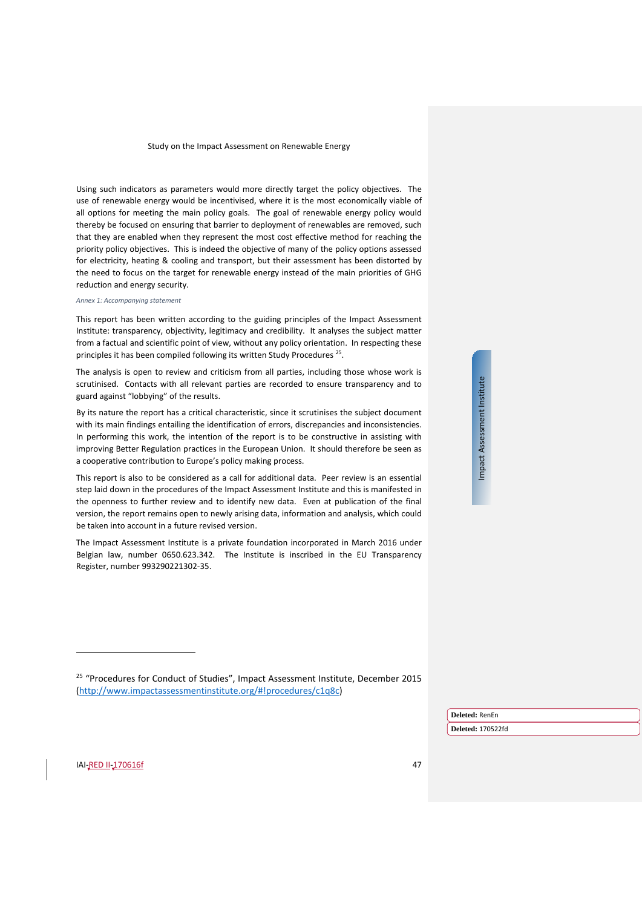Using such indicators as parameters would more directly target the policy objectives. The use of renewable energy would be incentivised, where it is the most economically viable of all options for meeting the main policy goals. The goal of renewable energy policy would thereby be focused on ensuring that barrier to deployment of renewables are removed, such that they are enabled when they represent the most cost effective method for reaching the priority policy objectives. This is indeed the objective of many of the policy options assessed for electricity, heating & cooling and transport, but their assessment has been distorted by the need to focus on the target for renewable energy instead of the main priorities of GHG reduction and energy security.

*Annex 1: Accompanying statement*

This report has been written according to the guiding principles of the Impact Assessment Institute: transparency, objectivity, legitimacy and credibility. It analyses the subject matter from a factual and scientific point of view, without any policy orientation. In respecting these principles it has been compiled following its written Study Procedures [25].

The analysis is open to review and criticism from all parties, including those whose work is scrutinised. Contacts with all relevant parties are recorded to ensure transparency and to guard against "lobbying" of the results.

By its nature the report has a critical characteristic, since it scrutinises the subject document with its main findings entailing the identification of errors, discrepancies and inconsistencies. In performing this work, the intention of the report is to be constructive in assisting with improving Better Regulation practices in the European Union. It should therefore be seen as a cooperative contribution to Europe's policy making process.

This report is also to be considered as a call for additional data. Peer review is an essential step laid down in the procedures of the Impact Assessment Institute and this is manifested in the openness to further review and to identify new data. Even at publication of the final version, the report remains open to newly arising data, information and analysis, which could be taken into account in a future revised version.

The Impact Assessment Institute is a private foundation incorporated in March 2016 under Belgian law, number 0650.623.342. The Institute is inscribed in the EU Transparency Register, number 993290221302-35.

---

[25] "Procedures for Conduct of Studies", Impact Assessment Institute, December 2015 (http://www.impactassessmentinstitute.org/#!procedures/c1q8c)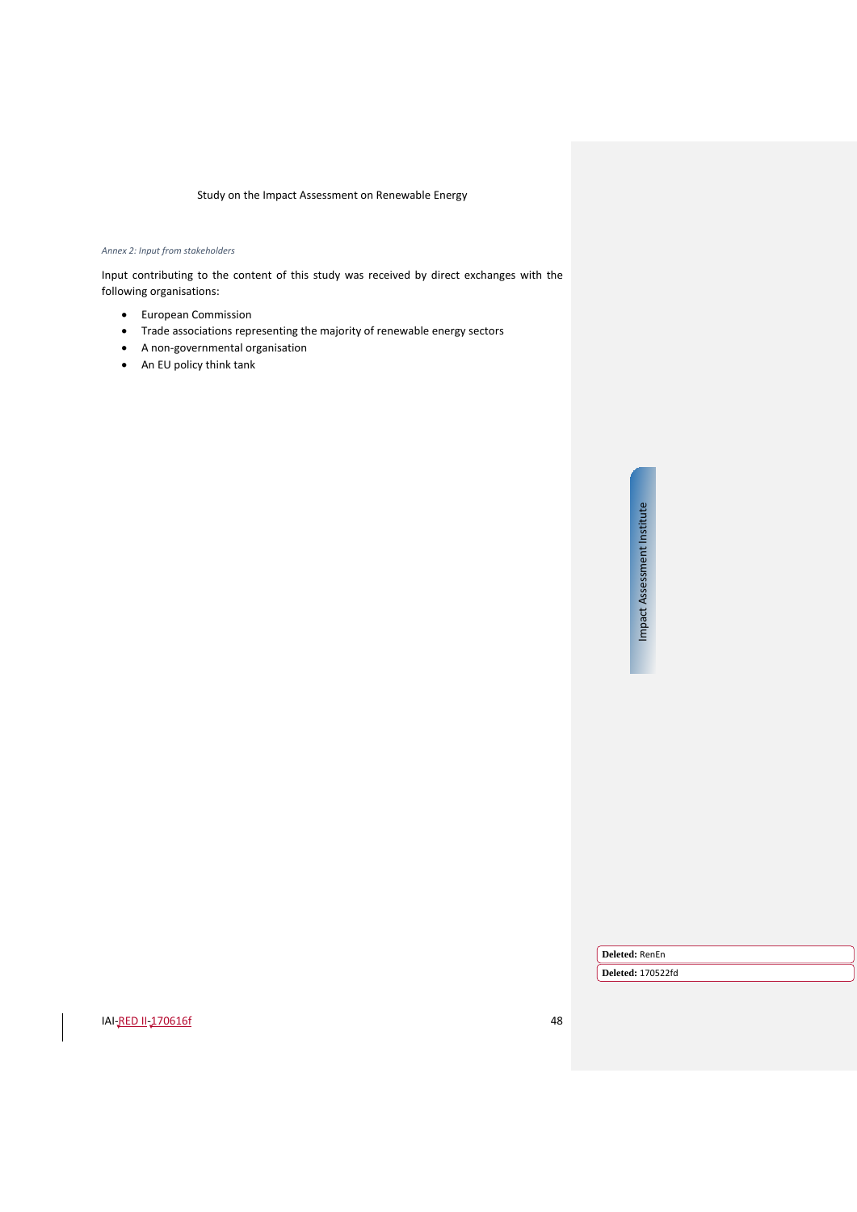*Annex 2: Input from stakeholders*

Input contributing to the content of this study was received by direct exchanges with the following organisations:

- European Commission
- Trade associations representing the majority of renewable energy sectors
- A non-governmental organisation
- An EU policy think tank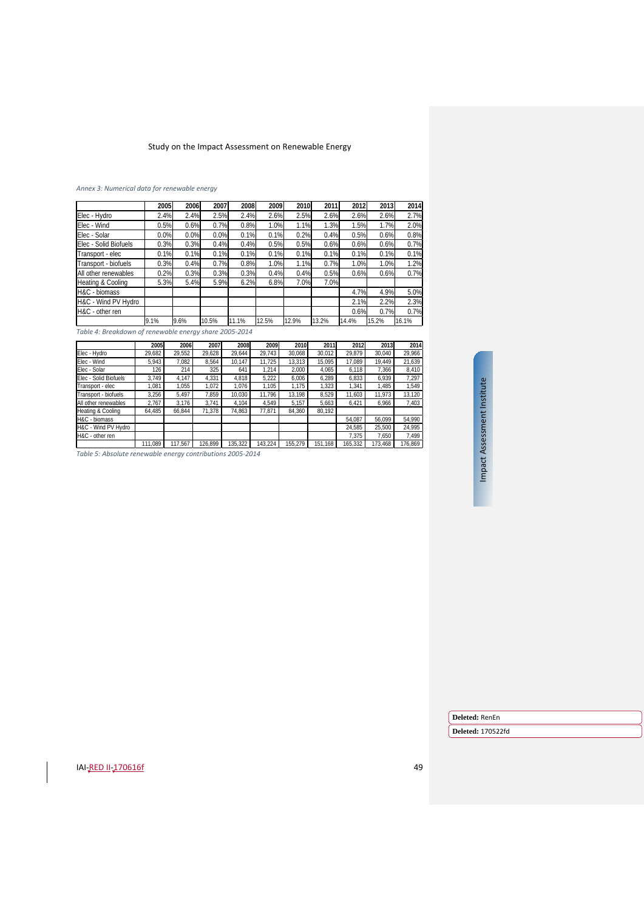*Annex 3: Numerical data for renewable energy*

| | 2005 | 2006 | 2007 | 2008 | 2009 | 2010 | 2011 | 2012 | 2013 | 2014 |
|---|---|---|---|---|---|---|---|---|---|---|
| Elec - Hydro | 2.4% | 2.4% | 2.5% | 2.4% | 2.6% | 2.5% | 2.6% | 2.6% | 2.6% | 2.7% |
| Elec - Wind | 0.5% | 0.6% | 0.7% | 0.8% | 1.0% | 1.1% | 1.3% | 1.5% | 1.7% | 2.0% |
| Elec - Solar | 0.0% | 0.0% | 0.0% | 0.1% | 0.1% | 0.2% | 0.4% | 0.5% | 0.6% | 0.8% |
| Elec - Solid Biofuels | 0.3% | 0.3% | 0.4% | 0.4% | 0.5% | 0.5% | 0.6% | 0.6% | 0.6% | 0.7% |
| Transport - elec | 0.1% | 0.1% | 0.1% | 0.1% | 0.1% | 0.1% | 0.1% | 0.1% | 0.1% | 0.1% |
| Transport - biofuels | 0.3% | 0.4% | 0.7% | 0.8% | 1.0% | 1.1% | 0.7% | 1.0% | 1.0% | 1.2% |
| All other renewables | 0.2% | 0.3% | 0.3% | 0.3% | 0.4% | 0.4% | 0.5% | 0.6% | 0.6% | 0.7% |
| Heating & Cooling | 5.3% | 5.4% | 5.9% | 6.2% | 6.8% | 7.0% | 7.0% | | | |
| H&C - biomass | | | | | | | | 4.7% | 4.9% | 5.0% |
| H&C - Wind PV Hydro | | | | | | | | 2.1% | 2.2% | 2.3% |
| H&C - other ren | | | | | | | | 0.6% | 0.7% | 0.7% |
| | 9.1% | 9.6% | 10.5% | 11.1% | 12.5% | 12.9% | 13.2% | 14.4% | 15.2% | 16.1% |

*Table 4: Breakdown of renewable energy share 2005-2014*

| | 2005 | 2006 | 2007 | 2008 | 2009 | 2010 | 2011 | 2012 | 2013 | 2014 |
|---|---|---|---|---|---|---|---|---|---|---|
| Elec - Hydro | 29,682 | 29,552 | 29,628 | 29,644 | 29,743 | 30,068 | 30,012 | 29,879 | 30,040 | 29,966 |
| Elec - Wind | 5,943 | 7,082 | 8,564 | 10,147 | 11,725 | 13,313 | 15,095 | 17,089 | 19,449 | 21,639 |
| Elec - Solar | 126 | 214 | 325 | 641 | 1,214 | 2,000 | 4,065 | 6,118 | 7,366 | 8,410 |
| Elec - Solid Biofuels | 3,749 | 4,147 | 4,331 | 4,818 | 5,222 | 6,006 | 6,289 | 6,833 | 6,939 | 7,297 |
| Transport - elec | 1,081 | 1,055 | 1,072 | 1,076 | 1,105 | 1,175 | 1,323 | 1,341 | 1,485 | 1,549 |
| Transport - biofuels | 3,256 | 5,497 | 7,859 | 10,030 | 11,796 | 13,198 | 8,529 | 11,603 | 11,973 | 13,120 |
| All other renewables | 2,767 | 3,176 | 3,741 | 4,104 | 4,549 | 5,157 | 5,663 | 6,421 | 6,966 | 7,403 |
| Heating & Cooling | 64,485 | 66,844 | 71,378 | 74,863 | 77,871 | 84,360 | 80,192 | | | |
| H&C - biomass | | | | | | | | 54,087 | 56,099 | 54,990 |
| H&C - Wind PV Hydro | | | | | | | | 24,585 | 25,500 | 24,995 |
| H&C - other ren | | | | | | | | 7,375 | 7,650 | 7,499 |
| | 111,089 | 117,567 | 126,899 | 135,322 | 143,224 | 155,279 | 151,168 | 165,332 | 173,468 | 176,869 |

*Table 5: Absolute renewable energy contributions 2005-2014*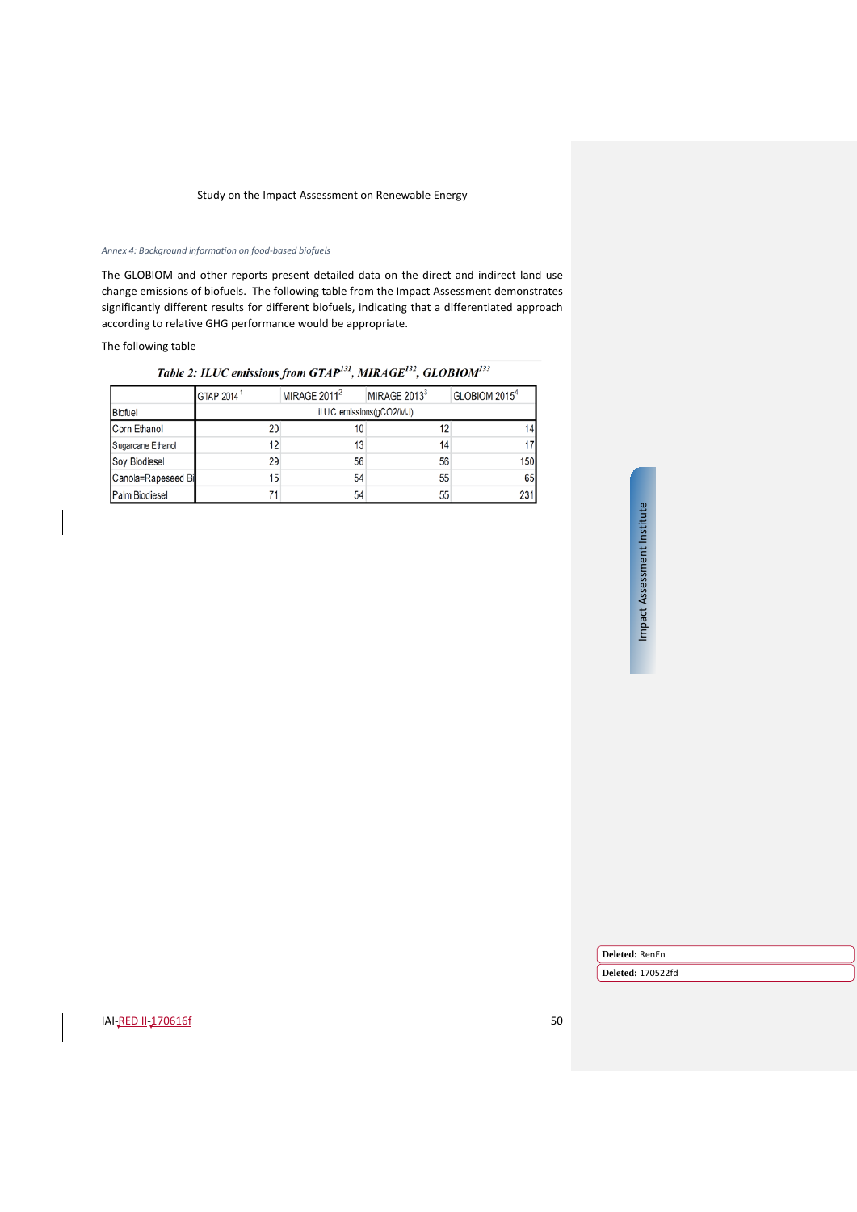*Annex 4: Background information on food-based biofuels*

The GLOBIOM and other reports present detailed data on the direct and indirect land use change emissions of biofuels. The following table from the Impact Assessment demonstrates significantly different results for different biofuels, indicating that a differentiated approach according to relative GHG performance would be appropriate.

The following table

***Table 2: ILUC emissions from GTAP[131], MIRAGE[132], GLOBIOM[133]***

| | GTAP 2014[1] | MIRAGE 2011[2] | MIRAGE 2013[3] | GLOBIOM 2015[4] |
|---|---|---|---|---|
| Biofuel | iLUC emissions(gCO2/MJ) | | | |
| Corn Ethanol | 20 | 10 | 12 | 14 |
| Sugarcane Ethanol | 12 | 13 | 14 | 17 |
| Soy Biodiesel | 29 | 56 | 56 | 150 |
| Canola=Rapeseed Bi | 15 | 54 | 55 | 65 |
| Palm Biodiesel | 71 | 54 | 55 | 231 |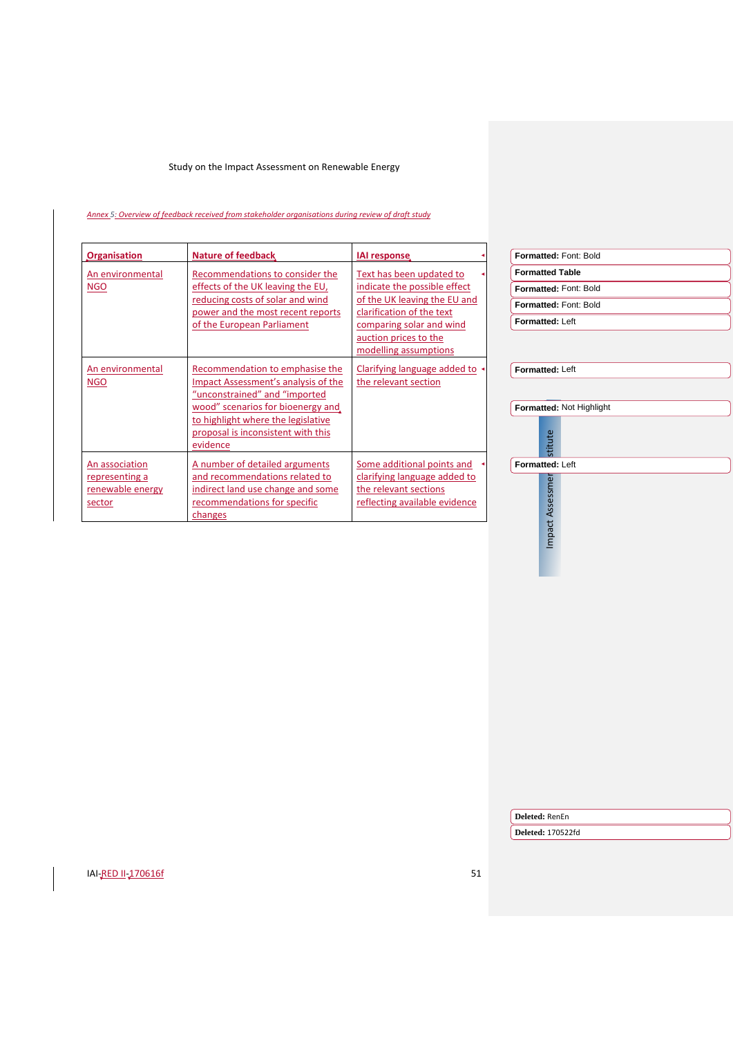*Annex 5: Overview of feedback received from stakeholder organisations during review of draft study*

| **Organisation** | **Nature of feedback** | **IAI response** |
|---|---|---|
| An environmental NGO | Recommendations to consider the effects of the UK leaving the EU, reducing costs of solar and wind power and the most recent reports of the European Parliament | Text has been updated to indicate the possible effect of the UK leaving the EU and clarification of the text comparing solar and wind auction prices to the modelling assumptions |
| An environmental NGO | Recommendation to emphasise the Impact Assessment's analysis of the "unconstrained" and "imported wood" scenarios for bioenergy and to highlight where the legislative proposal is inconsistent with this evidence | Clarifying language added to the relevant section |
| An association representing a renewable energy sector | A number of detailed arguments and recommendations related to indirect land use change and some recommendations for specific changes | Some additional points and clarifying language added to the relevant sections reflecting available evidence |